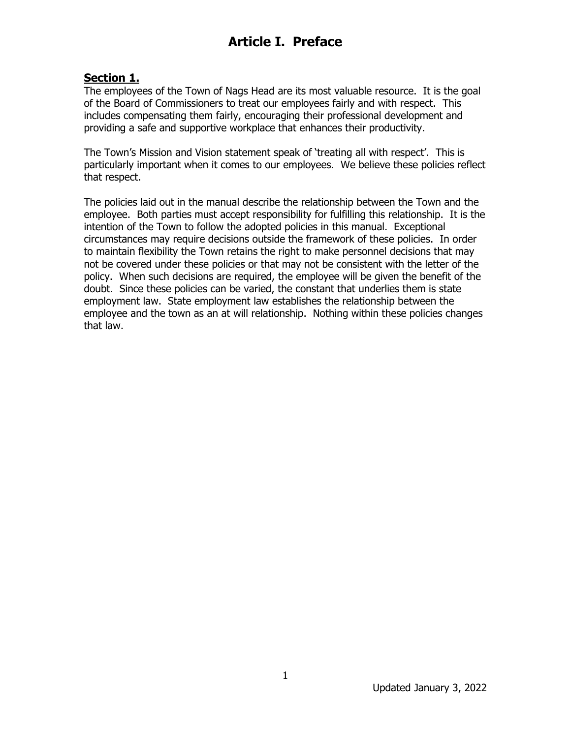# Article I. Preface

## Section 1.

The employees of the Town of Nags Head are its most valuable resource. It is the goal of the Board of Commissioners to treat our employees fairly and with respect. This includes compensating them fairly, encouraging their professional development and providing a safe and supportive workplace that enhances their productivity.

The Town's Mission and Vision statement speak of 'treating all with respect'. This is particularly important when it comes to our employees. We believe these policies reflect that respect.

The policies laid out in the manual describe the relationship between the Town and the employee. Both parties must accept responsibility for fulfilling this relationship. It is the intention of the Town to follow the adopted policies in this manual. Exceptional circumstances may require decisions outside the framework of these policies. In order to maintain flexibility the Town retains the right to make personnel decisions that may not be covered under these policies or that may not be consistent with the letter of the policy. When such decisions are required, the employee will be given the benefit of the doubt. Since these policies can be varied, the constant that underlies them is state employment law. State employment law establishes the relationship between the employee and the town as an at will relationship. Nothing within these policies changes that law.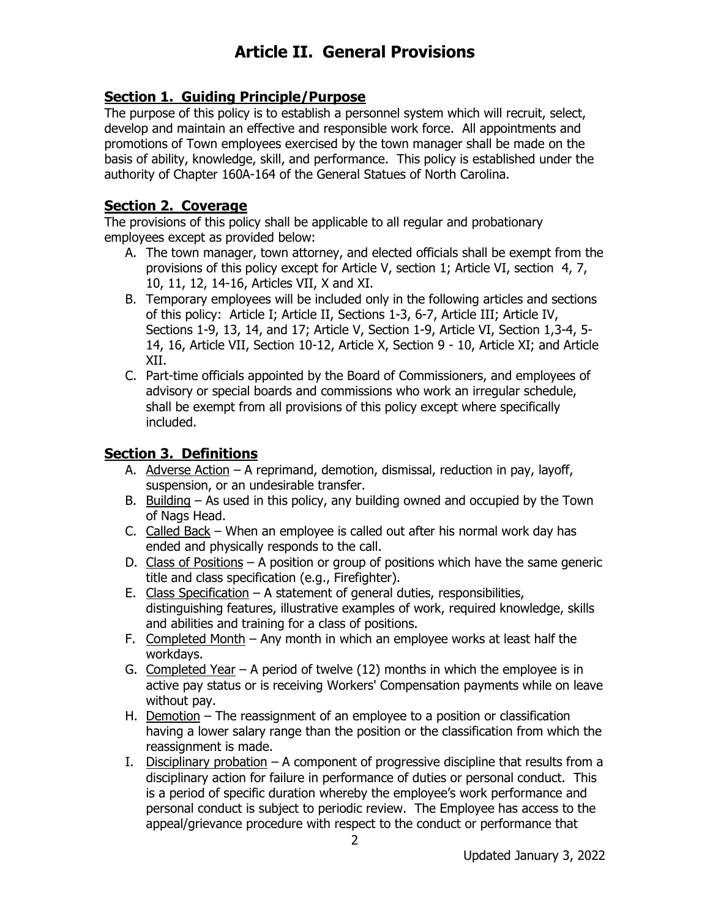# Article II. General Provisions

## Section 1. Guiding Principle/Purpose

The purpose of this policy is to establish a personnel system which will recruit, select, develop and maintain an effective and responsible work force. All appointments and promotions of Town employees exercised by the town manager shall be made on the basis of ability, knowledge, skill, and performance. This policy is established under the authority of Chapter 160A-164 of the General Statues of North Carolina.

## Section 2. Coverage

The provisions of this policy shall be applicable to all regular and probationary employees except as provided below:

A. The town manager, town attorney, and elected officials shall be exempt from the provisions of this policy except for Article V, section 1; Article VI, section 4, 7, 10, 11, 12, 14-16, Articles VII, X and XI.

B. Temporary employees will be included only in the following articles and sections of this policy: Article I; Article II, Sections 1-3, 6-7, Article III; Article IV, Sections 1-9, 13, 14, and 17; Article V, Section 1-9, Article VI, Section 1,3-4, 5-14, 16, Article VII, Section 10-12, Article X, Section 9 - 10, Article XI; and Article XII.

C. Part-time officials appointed by the Board of Commissioners, and employees of advisory or special boards and commissions who work an irregular schedule, shall be exempt from all provisions of this policy except where specifically included.

## Section 3. Definitions

A. Adverse Action – A reprimand, demotion, dismissal, reduction in pay, layoff, suspension, or an undesirable transfer.

B. Building – As used in this policy, any building owned and occupied by the Town of Nags Head.

C. Called Back – When an employee is called out after his normal work day has ended and physically responds to the call.

D. Class of Positions – A position or group of positions which have the same generic title and class specification (e.g., Firefighter).

E. Class Specification – A statement of general duties, responsibilities, distinguishing features, illustrative examples of work, required knowledge, skills and abilities and training for a class of positions.

F. Completed Month – Any month in which an employee works at least half the workdays.

G. Completed Year – A period of twelve (12) months in which the employee is in active pay status or is receiving Workers' Compensation payments while on leave without pay.

H. Demotion – The reassignment of an employee to a position or classification having a lower salary range than the position or the classification from which the reassignment is made.

I. Disciplinary probation – A component of progressive discipline that results from a disciplinary action for failure in performance of duties or personal conduct. This is a period of specific duration whereby the employee's work performance and personal conduct is subject to periodic review. The Employee has access to the appeal/grievance procedure with respect to the conduct or performance that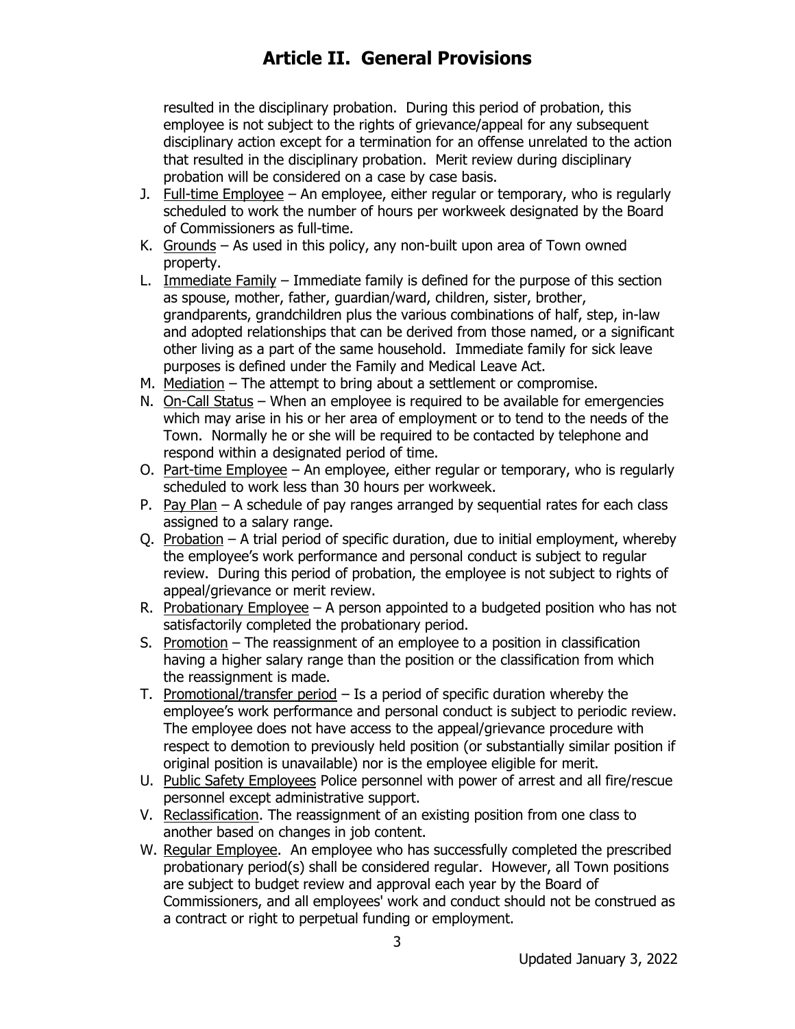resulted in the disciplinary probation. During this period of probation, this employee is not subject to the rights of grievance/appeal for any subsequent disciplinary action except for a termination for an offense unrelated to the action that resulted in the disciplinary probation. Merit review during disciplinary probation will be considered on a case by case basis.

J. Full-time Employee – An employee, either regular or temporary, who is regularly scheduled to work the number of hours per workweek designated by the Board of Commissioners as full-time.
K. Grounds – As used in this policy, any non-built upon area of Town owned property.
L. Immediate Family – Immediate family is defined for the purpose of this section as spouse, mother, father, guardian/ward, children, sister, brother, grandparents, grandchildren plus the various combinations of half, step, in-law and adopted relationships that can be derived from those named, or a significant other living as a part of the same household. Immediate family for sick leave purposes is defined under the Family and Medical Leave Act.
M. Mediation – The attempt to bring about a settlement or compromise.
N. On-Call Status – When an employee is required to be available for emergencies which may arise in his or her area of employment or to tend to the needs of the Town. Normally he or she will be required to be contacted by telephone and respond within a designated period of time.
O. Part-time Employee – An employee, either regular or temporary, who is regularly scheduled to work less than 30 hours per workweek.
P. Pay Plan – A schedule of pay ranges arranged by sequential rates for each class assigned to a salary range.
Q. Probation – A trial period of specific duration, due to initial employment, whereby the employee's work performance and personal conduct is subject to regular review. During this period of probation, the employee is not subject to rights of appeal/grievance or merit review.
R. Probationary Employee – A person appointed to a budgeted position who has not satisfactorily completed the probationary period.
S. Promotion – The reassignment of an employee to a position in classification having a higher salary range than the position or the classification from which the reassignment is made.
T. Promotional/transfer period – Is a period of specific duration whereby the employee's work performance and personal conduct is subject to periodic review. The employee does not have access to the appeal/grievance procedure with respect to demotion to previously held position (or substantially similar position if original position is unavailable) nor is the employee eligible for merit.
U. Public Safety Employees Police personnel with power of arrest and all fire/rescue personnel except administrative support.
V. Reclassification. The reassignment of an existing position from one class to another based on changes in job content.
W. Regular Employee. An employee who has successfully completed the prescribed probationary period(s) shall be considered regular. However, all Town positions are subject to budget review and approval each year by the Board of Commissioners, and all employees' work and conduct should not be construed as a contract or right to perpetual funding or employment.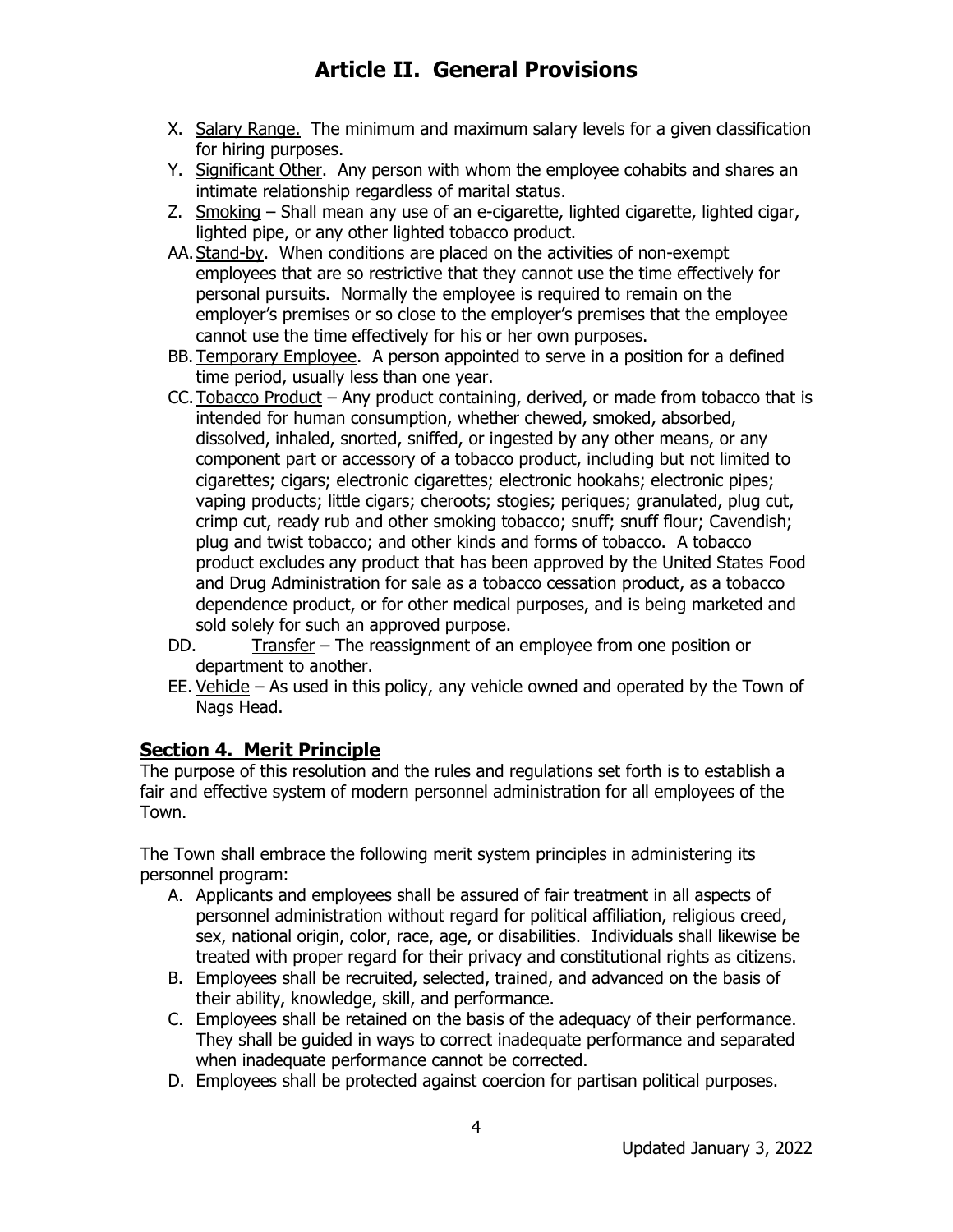# Article II. General Provisions

X. Salary Range. The minimum and maximum salary levels for a given classification for hiring purposes.

Y. Significant Other. Any person with whom the employee cohabits and shares an intimate relationship regardless of marital status.

Z. Smoking – Shall mean any use of an e-cigarette, lighted cigarette, lighted cigar, lighted pipe, or any other lighted tobacco product.

AA. Stand-by. When conditions are placed on the activities of non-exempt employees that are so restrictive that they cannot use the time effectively for personal pursuits. Normally the employee is required to remain on the employer's premises or so close to the employer's premises that the employee cannot use the time effectively for his or her own purposes.

BB. Temporary Employee. A person appointed to serve in a position for a defined time period, usually less than one year.

CC. Tobacco Product – Any product containing, derived, or made from tobacco that is intended for human consumption, whether chewed, smoked, absorbed, dissolved, inhaled, snorted, sniffed, or ingested by any other means, or any component part or accessory of a tobacco product, including but not limited to cigarettes; cigars; electronic cigarettes; electronic hookahs; electronic pipes; vaping products; little cigars; cheroots; stogies; periques; granulated, plug cut, crimp cut, ready rub and other smoking tobacco; snuff; snuff flour; Cavendish; plug and twist tobacco; and other kinds and forms of tobacco. A tobacco product excludes any product that has been approved by the United States Food and Drug Administration for sale as a tobacco cessation product, as a tobacco dependence product, or for other medical purposes, and is being marketed and sold solely for such an approved purpose.

DD. Transfer – The reassignment of an employee from one position or department to another.

EE. Vehicle – As used in this policy, any vehicle owned and operated by the Town of Nags Head.

## Section 4. Merit Principle

The purpose of this resolution and the rules and regulations set forth is to establish a fair and effective system of modern personnel administration for all employees of the Town.

The Town shall embrace the following merit system principles in administering its personnel program:

A. Applicants and employees shall be assured of fair treatment in all aspects of personnel administration without regard for political affiliation, religious creed, sex, national origin, color, race, age, or disabilities. Individuals shall likewise be treated with proper regard for their privacy and constitutional rights as citizens.

B. Employees shall be recruited, selected, trained, and advanced on the basis of their ability, knowledge, skill, and performance.

C. Employees shall be retained on the basis of the adequacy of their performance. They shall be guided in ways to correct inadequate performance and separated when inadequate performance cannot be corrected.

D. Employees shall be protected against coercion for partisan political purposes.

Updated January 3, 2022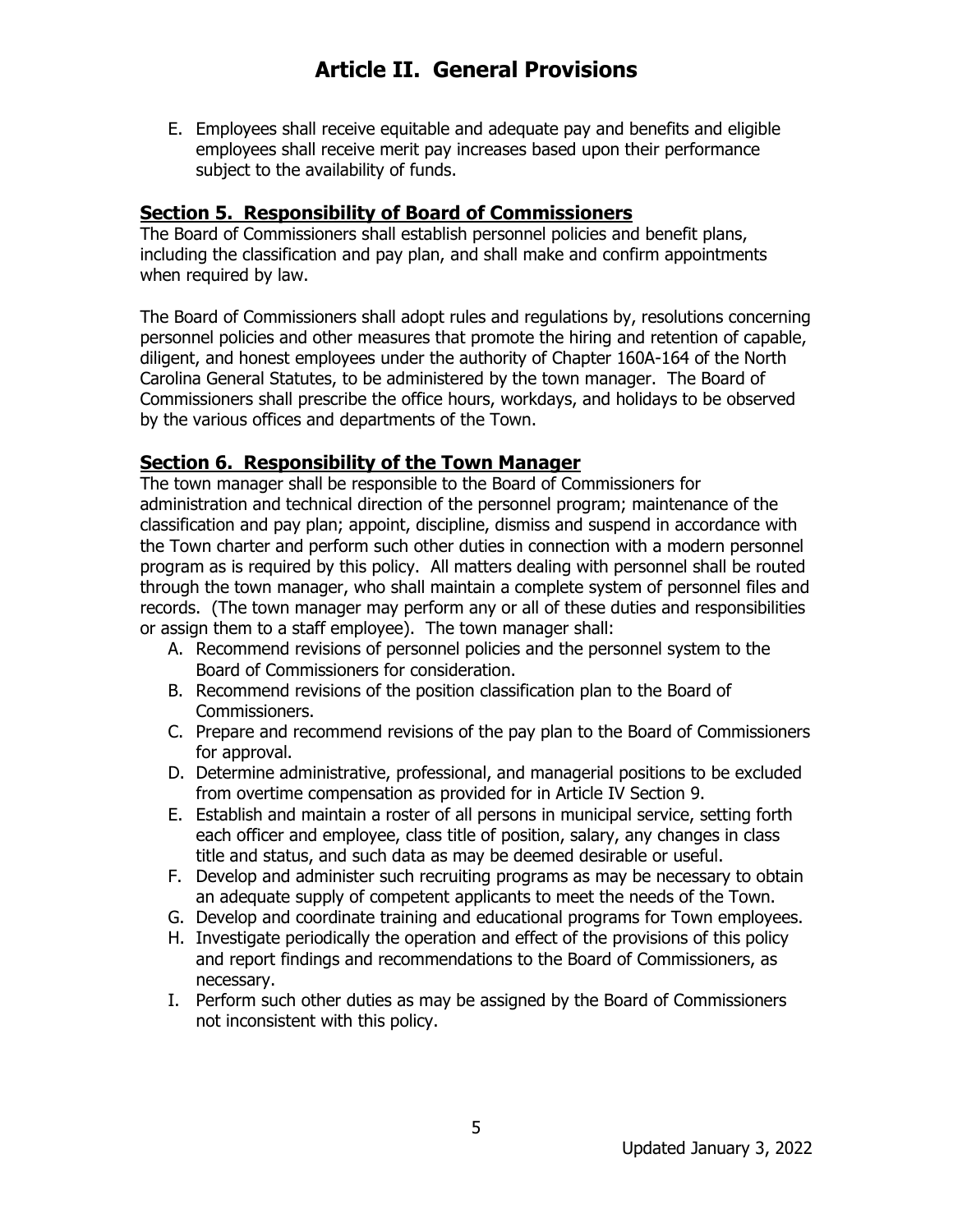# Article II. General Provisions

E. Employees shall receive equitable and adequate pay and benefits and eligible employees shall receive merit pay increases based upon their performance subject to the availability of funds.

## Section 5. Responsibility of Board of Commissioners

The Board of Commissioners shall establish personnel policies and benefit plans, including the classification and pay plan, and shall make and confirm appointments when required by law.

The Board of Commissioners shall adopt rules and regulations by, resolutions concerning personnel policies and other measures that promote the hiring and retention of capable, diligent, and honest employees under the authority of Chapter 160A-164 of the North Carolina General Statutes, to be administered by the town manager. The Board of Commissioners shall prescribe the office hours, workdays, and holidays to be observed by the various offices and departments of the Town.

## Section 6. Responsibility of the Town Manager

The town manager shall be responsible to the Board of Commissioners for administration and technical direction of the personnel program; maintenance of the classification and pay plan; appoint, discipline, dismiss and suspend in accordance with the Town charter and perform such other duties in connection with a modern personnel program as is required by this policy. All matters dealing with personnel shall be routed through the town manager, who shall maintain a complete system of personnel files and records. (The town manager may perform any or all of these duties and responsibilities or assign them to a staff employee). The town manager shall:

A. Recommend revisions of personnel policies and the personnel system to the Board of Commissioners for consideration.
B. Recommend revisions of the position classification plan to the Board of Commissioners.
C. Prepare and recommend revisions of the pay plan to the Board of Commissioners for approval.
D. Determine administrative, professional, and managerial positions to be excluded from overtime compensation as provided for in Article IV Section 9.
E. Establish and maintain a roster of all persons in municipal service, setting forth each officer and employee, class title of position, salary, any changes in class title and status, and such data as may be deemed desirable or useful.
F. Develop and administer such recruiting programs as may be necessary to obtain an adequate supply of competent applicants to meet the needs of the Town.
G. Develop and coordinate training and educational programs for Town employees.
H. Investigate periodically the operation and effect of the provisions of this policy and report findings and recommendations to the Board of Commissioners, as necessary.
I. Perform such other duties as may be assigned by the Board of Commissioners not inconsistent with this policy.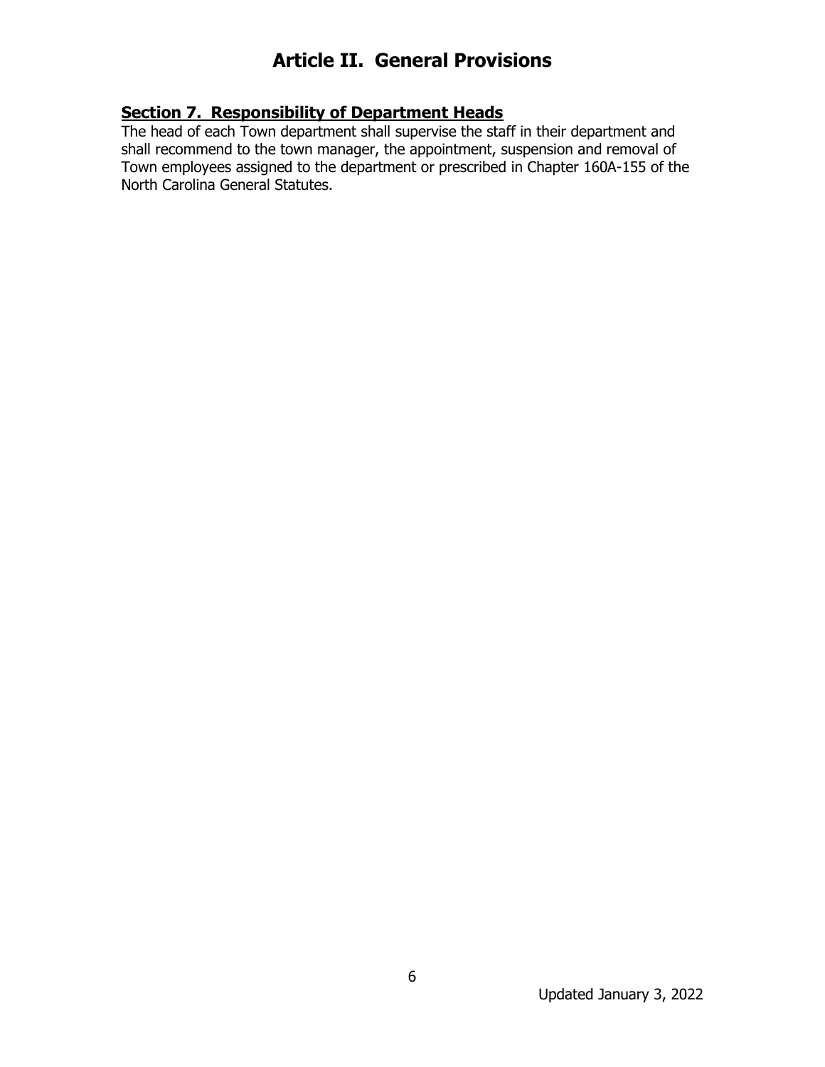# Article II. General Provisions

## Section 7. Responsibility of Department Heads

The head of each Town department shall supervise the staff in their department and shall recommend to the town manager, the appointment, suspension and removal of Town employees assigned to the department or prescribed in Chapter 160A-155 of the North Carolina General Statutes.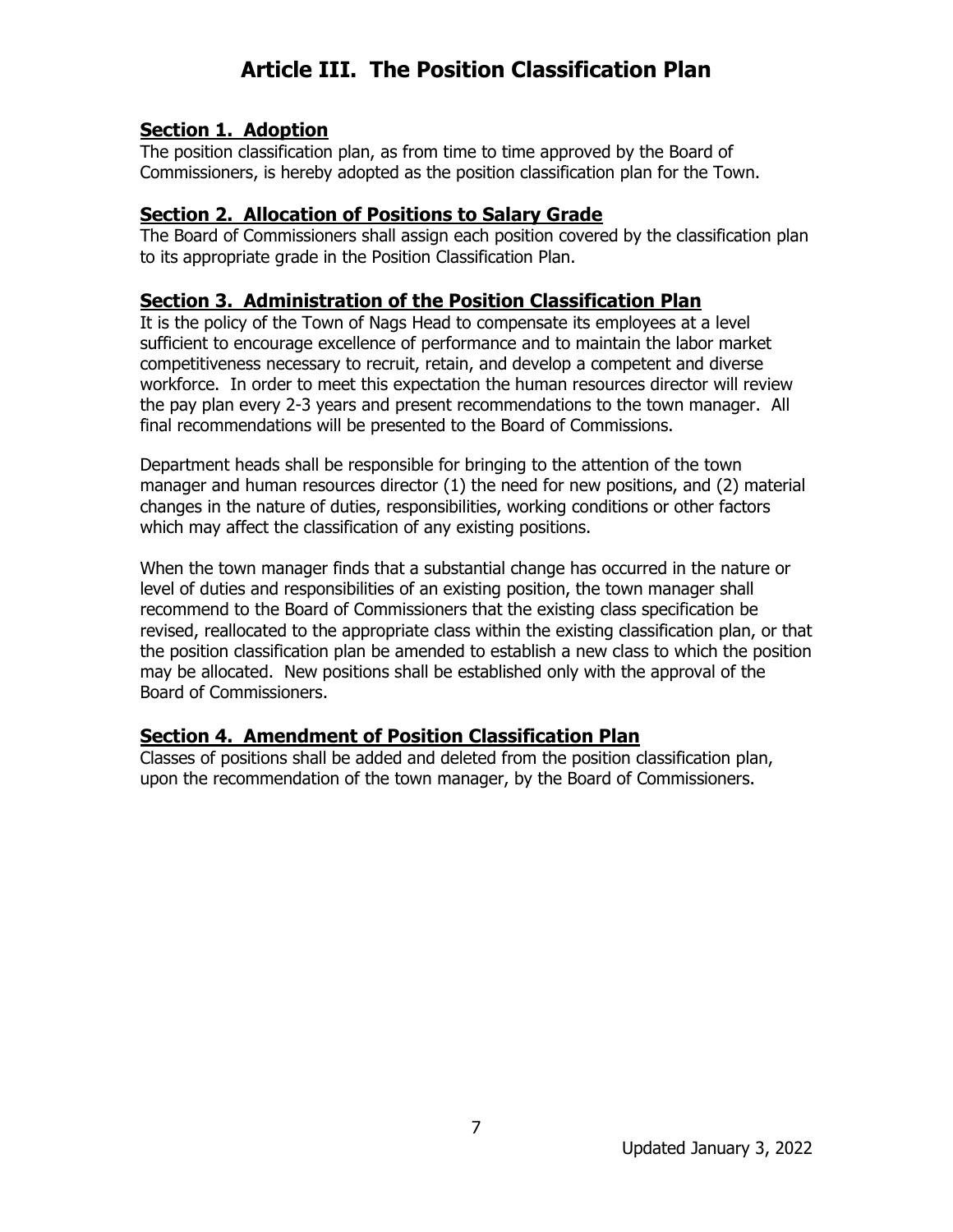# Article III. The Position Classification Plan

## Section 1. Adoption

The position classification plan, as from time to time approved by the Board of Commissioners, is hereby adopted as the position classification plan for the Town.

## Section 2. Allocation of Positions to Salary Grade

The Board of Commissioners shall assign each position covered by the classification plan to its appropriate grade in the Position Classification Plan.

## Section 3. Administration of the Position Classification Plan

It is the policy of the Town of Nags Head to compensate its employees at a level sufficient to encourage excellence of performance and to maintain the labor market competitiveness necessary to recruit, retain, and develop a competent and diverse workforce. In order to meet this expectation the human resources director will review the pay plan every 2-3 years and present recommendations to the town manager. All final recommendations will be presented to the Board of Commissions.

Department heads shall be responsible for bringing to the attention of the town manager and human resources director (1) the need for new positions, and (2) material changes in the nature of duties, responsibilities, working conditions or other factors which may affect the classification of any existing positions.

When the town manager finds that a substantial change has occurred in the nature or level of duties and responsibilities of an existing position, the town manager shall recommend to the Board of Commissioners that the existing class specification be revised, reallocated to the appropriate class within the existing classification plan, or that the position classification plan be amended to establish a new class to which the position may be allocated. New positions shall be established only with the approval of the Board of Commissioners.

## Section 4. Amendment of Position Classification Plan

Classes of positions shall be added and deleted from the position classification plan, upon the recommendation of the town manager, by the Board of Commissioners.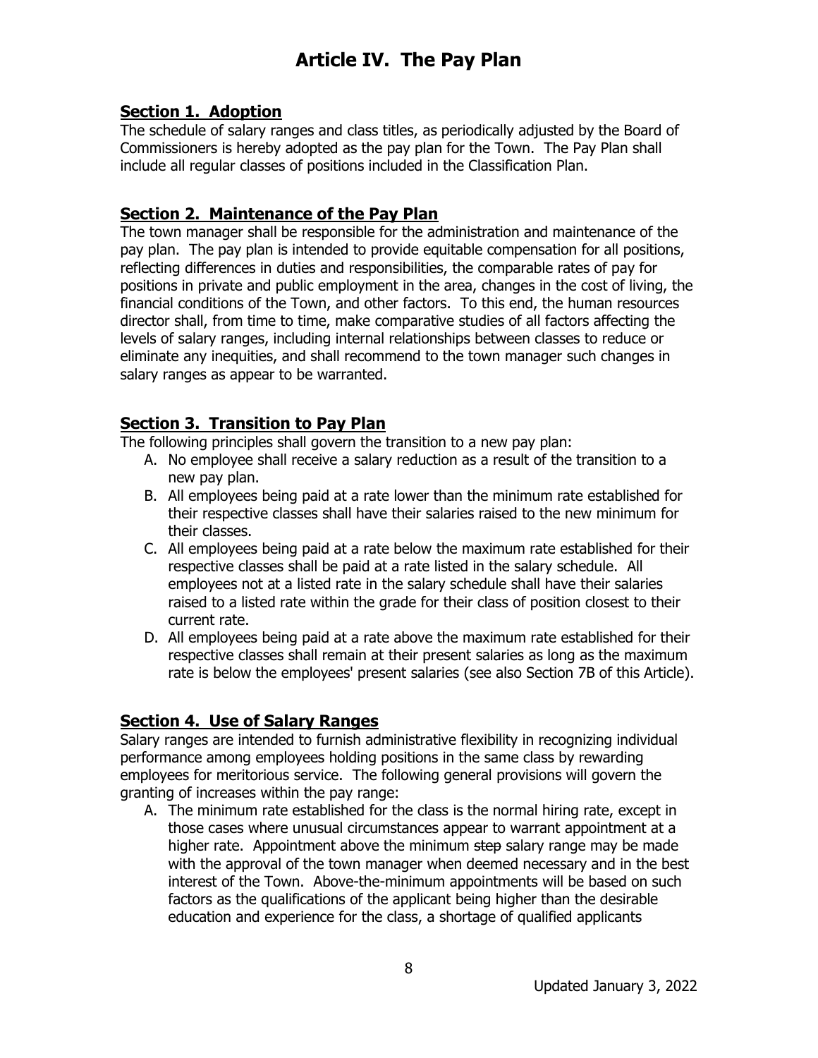# Article IV. The Pay Plan

## Section 1. Adoption

The schedule of salary ranges and class titles, as periodically adjusted by the Board of Commissioners is hereby adopted as the pay plan for the Town. The Pay Plan shall include all regular classes of positions included in the Classification Plan.

## Section 2. Maintenance of the Pay Plan

The town manager shall be responsible for the administration and maintenance of the pay plan. The pay plan is intended to provide equitable compensation for all positions, reflecting differences in duties and responsibilities, the comparable rates of pay for positions in private and public employment in the area, changes in the cost of living, the financial conditions of the Town, and other factors. To this end, the human resources director shall, from time to time, make comparative studies of all factors affecting the levels of salary ranges, including internal relationships between classes to reduce or eliminate any inequities, and shall recommend to the town manager such changes in salary ranges as appear to be warranted.

## Section 3. Transition to Pay Plan

The following principles shall govern the transition to a new pay plan:

A. No employee shall receive a salary reduction as a result of the transition to a new pay plan.

B. All employees being paid at a rate lower than the minimum rate established for their respective classes shall have their salaries raised to the new minimum for their classes.

C. All employees being paid at a rate below the maximum rate established for their respective classes shall be paid at a rate listed in the salary schedule. All employees not at a listed rate in the salary schedule shall have their salaries raised to a listed rate within the grade for their class of position closest to their current rate.

D. All employees being paid at a rate above the maximum rate established for their respective classes shall remain at their present salaries as long as the maximum rate is below the employees' present salaries (see also Section 7B of this Article).

## Section 4. Use of Salary Ranges

Salary ranges are intended to furnish administrative flexibility in recognizing individual performance among employees holding positions in the same class by rewarding employees for meritorious service. The following general provisions will govern the granting of increases within the pay range:

A. The minimum rate established for the class is the normal hiring rate, except in those cases where unusual circumstances appear to warrant appointment at a higher rate. Appointment above the minimum ~~step~~ salary range may be made with the approval of the town manager when deemed necessary and in the best interest of the Town. Above-the-minimum appointments will be based on such factors as the qualifications of the applicant being higher than the desirable education and experience for the class, a shortage of qualified applicants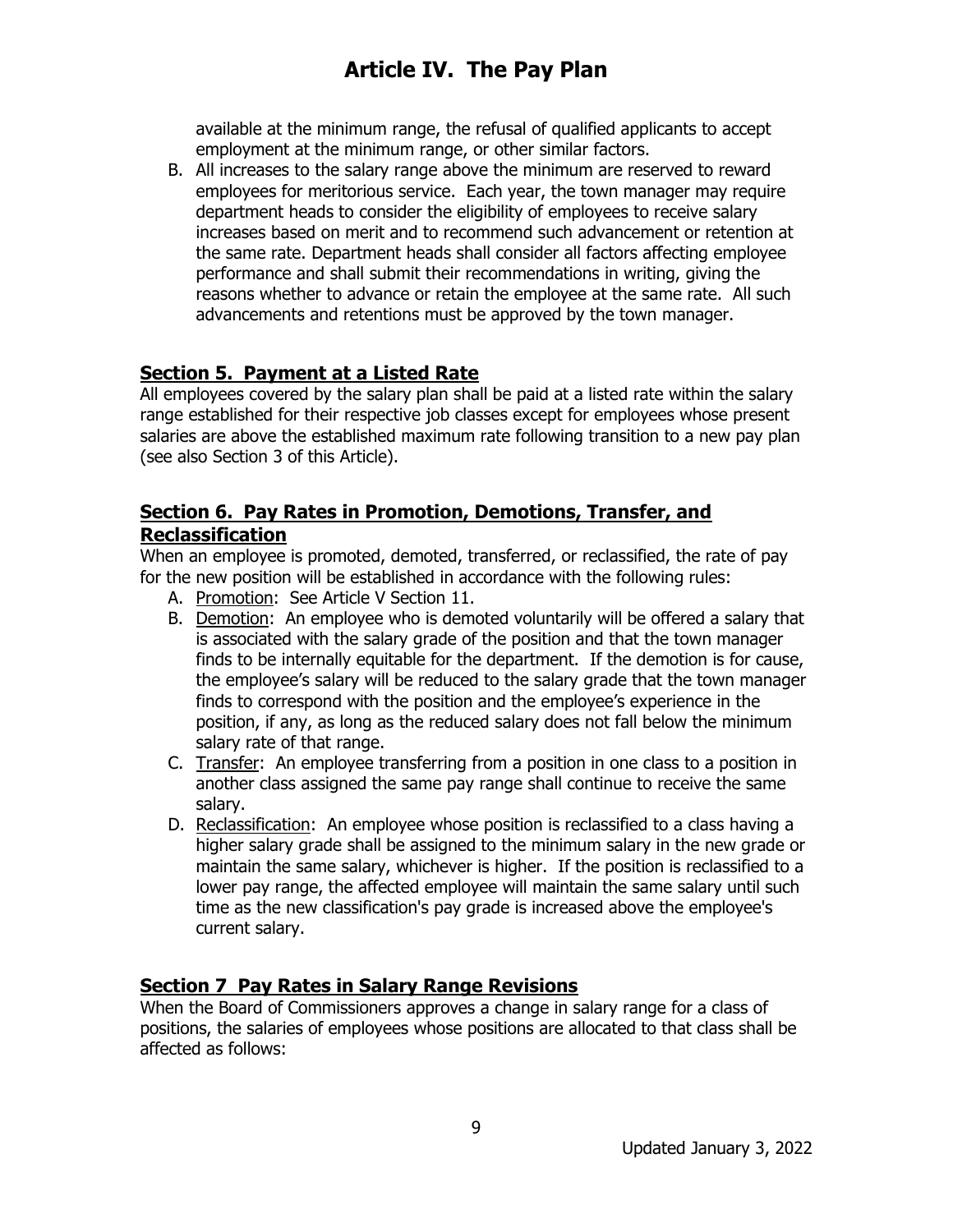available at the minimum range, the refusal of qualified applicants to accept employment at the minimum range, or other similar factors.

B. All increases to the salary range above the minimum are reserved to reward employees for meritorious service. Each year, the town manager may require department heads to consider the eligibility of employees to receive salary increases based on merit and to recommend such advancement or retention at the same rate. Department heads shall consider all factors affecting employee performance and shall submit their recommendations in writing, giving the reasons whether to advance or retain the employee at the same rate. All such advancements and retentions must be approved by the town manager.

## Section 5. Payment at a Listed Rate

All employees covered by the salary plan shall be paid at a listed rate within the salary range established for their respective job classes except for employees whose present salaries are above the established maximum rate following transition to a new pay plan (see also Section 3 of this Article).

## Section 6. Pay Rates in Promotion, Demotions, Transfer, and Reclassification

When an employee is promoted, demoted, transferred, or reclassified, the rate of pay for the new position will be established in accordance with the following rules:

A. Promotion: See Article V Section 11.
B. Demotion: An employee who is demoted voluntarily will be offered a salary that is associated with the salary grade of the position and that the town manager finds to be internally equitable for the department. If the demotion is for cause, the employee's salary will be reduced to the salary grade that the town manager finds to correspond with the position and the employee's experience in the position, if any, as long as the reduced salary does not fall below the minimum salary rate of that range.
C. Transfer: An employee transferring from a position in one class to a position in another class assigned the same pay range shall continue to receive the same salary.
D. Reclassification: An employee whose position is reclassified to a class having a higher salary grade shall be assigned to the minimum salary in the new grade or maintain the same salary, whichever is higher. If the position is reclassified to a lower pay range, the affected employee will maintain the same salary until such time as the new classification's pay grade is increased above the employee's current salary.

## Section 7 Pay Rates in Salary Range Revisions

When the Board of Commissioners approves a change in salary range for a class of positions, the salaries of employees whose positions are allocated to that class shall be affected as follows: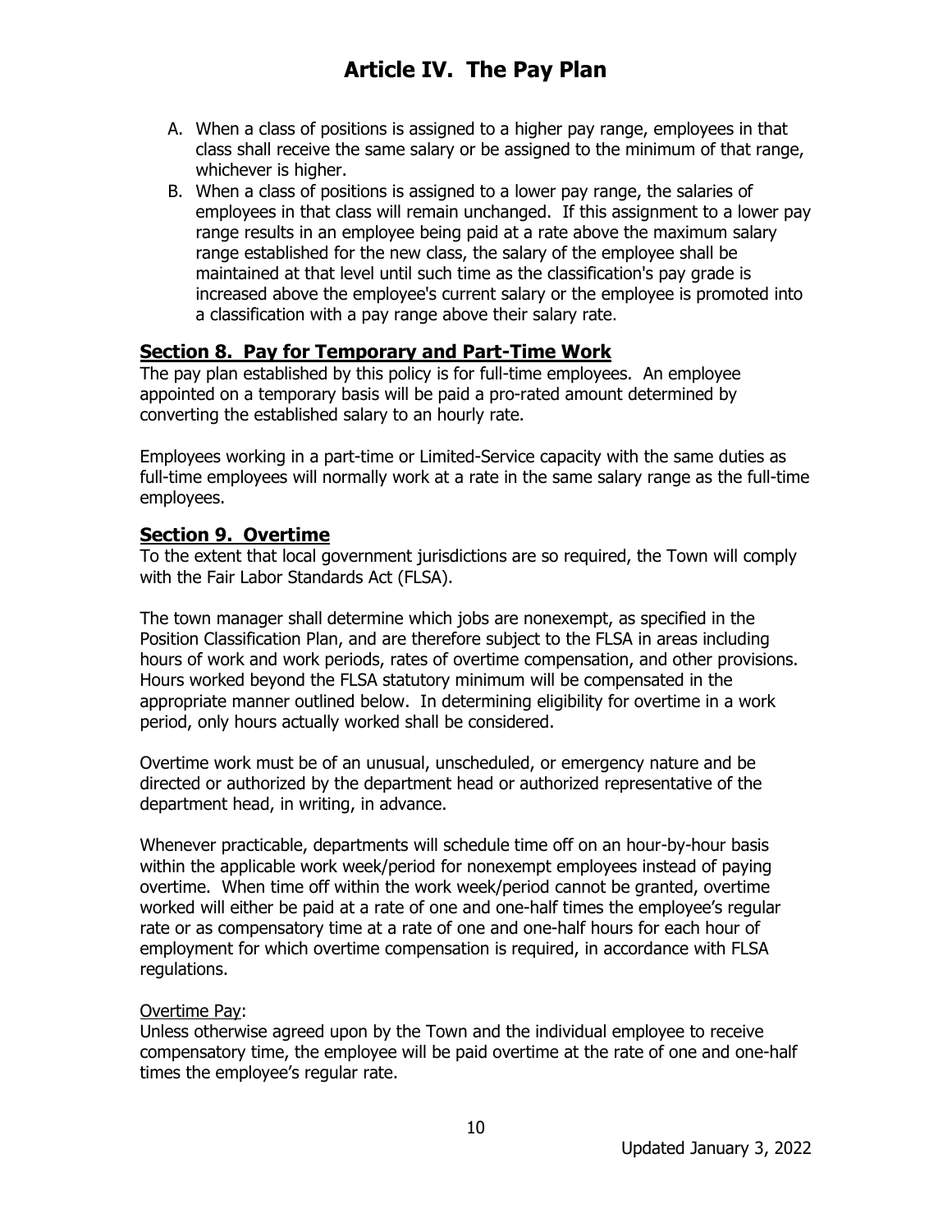# Article IV. The Pay Plan

A. When a class of positions is assigned to a higher pay range, employees in that class shall receive the same salary or be assigned to the minimum of that range, whichever is higher.

B. When a class of positions is assigned to a lower pay range, the salaries of employees in that class will remain unchanged. If this assignment to a lower pay range results in an employee being paid at a rate above the maximum salary range established for the new class, the salary of the employee shall be maintained at that level until such time as the classification's pay grade is increased above the employee's current salary or the employee is promoted into a classification with a pay range above their salary rate.

## Section 8. Pay for Temporary and Part-Time Work

The pay plan established by this policy is for full-time employees. An employee appointed on a temporary basis will be paid a pro-rated amount determined by converting the established salary to an hourly rate.

Employees working in a part-time or Limited-Service capacity with the same duties as full-time employees will normally work at a rate in the same salary range as the full-time employees.

## Section 9. Overtime

To the extent that local government jurisdictions are so required, the Town will comply with the Fair Labor Standards Act (FLSA).

The town manager shall determine which jobs are nonexempt, as specified in the Position Classification Plan, and are therefore subject to the FLSA in areas including hours of work and work periods, rates of overtime compensation, and other provisions. Hours worked beyond the FLSA statutory minimum will be compensated in the appropriate manner outlined below. In determining eligibility for overtime in a work period, only hours actually worked shall be considered.

Overtime work must be of an unusual, unscheduled, or emergency nature and be directed or authorized by the department head or authorized representative of the department head, in writing, in advance.

Whenever practicable, departments will schedule time off on an hour-by-hour basis within the applicable work week/period for nonexempt employees instead of paying overtime. When time off within the work week/period cannot be granted, overtime worked will either be paid at a rate of one and one-half times the employee's regular rate or as compensatory time at a rate of one and one-half hours for each hour of employment for which overtime compensation is required, in accordance with FLSA regulations.

Overtime Pay:

Unless otherwise agreed upon by the Town and the individual employee to receive compensatory time, the employee will be paid overtime at the rate of one and one-half times the employee's regular rate.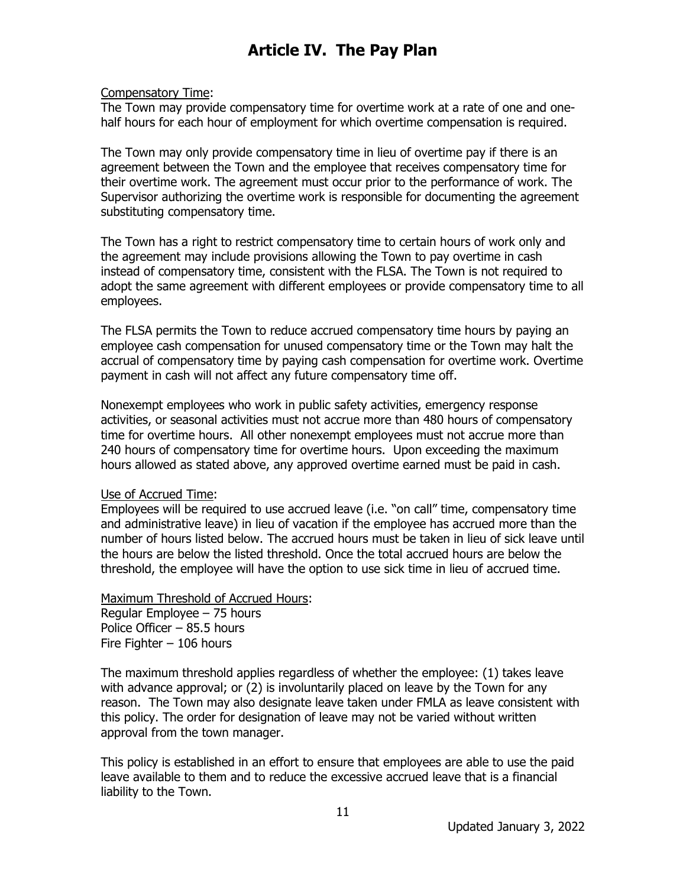# Article IV. The Pay Plan

Compensatory Time:

The Town may provide compensatory time for overtime work at a rate of one and one-half hours for each hour of employment for which overtime compensation is required.

The Town may only provide compensatory time in lieu of overtime pay if there is an agreement between the Town and the employee that receives compensatory time for their overtime work. The agreement must occur prior to the performance of work. The Supervisor authorizing the overtime work is responsible for documenting the agreement substituting compensatory time.

The Town has a right to restrict compensatory time to certain hours of work only and the agreement may include provisions allowing the Town to pay overtime in cash instead of compensatory time, consistent with the FLSA. The Town is not required to adopt the same agreement with different employees or provide compensatory time to all employees.

The FLSA permits the Town to reduce accrued compensatory time hours by paying an employee cash compensation for unused compensatory time or the Town may halt the accrual of compensatory time by paying cash compensation for overtime work. Overtime payment in cash will not affect any future compensatory time off.

Nonexempt employees who work in public safety activities, emergency response activities, or seasonal activities must not accrue more than 480 hours of compensatory time for overtime hours. All other nonexempt employees must not accrue more than 240 hours of compensatory time for overtime hours. Upon exceeding the maximum hours allowed as stated above, any approved overtime earned must be paid in cash.

Use of Accrued Time:

Employees will be required to use accrued leave (i.e. "on call" time, compensatory time and administrative leave) in lieu of vacation if the employee has accrued more than the number of hours listed below. The accrued hours must be taken in lieu of sick leave until the hours are below the listed threshold. Once the total accrued hours are below the threshold, the employee will have the option to use sick time in lieu of accrued time.

Maximum Threshold of Accrued Hours:

Regular Employee – 75 hours
Police Officer – 85.5 hours
Fire Fighter – 106 hours

The maximum threshold applies regardless of whether the employee: (1) takes leave with advance approval; or (2) is involuntarily placed on leave by the Town for any reason. The Town may also designate leave taken under FMLA as leave consistent with this policy. The order for designation of leave may not be varied without written approval from the town manager.

This policy is established in an effort to ensure that employees are able to use the paid leave available to them and to reduce the excessive accrued leave that is a financial liability to the Town.

Updated January 3, 2022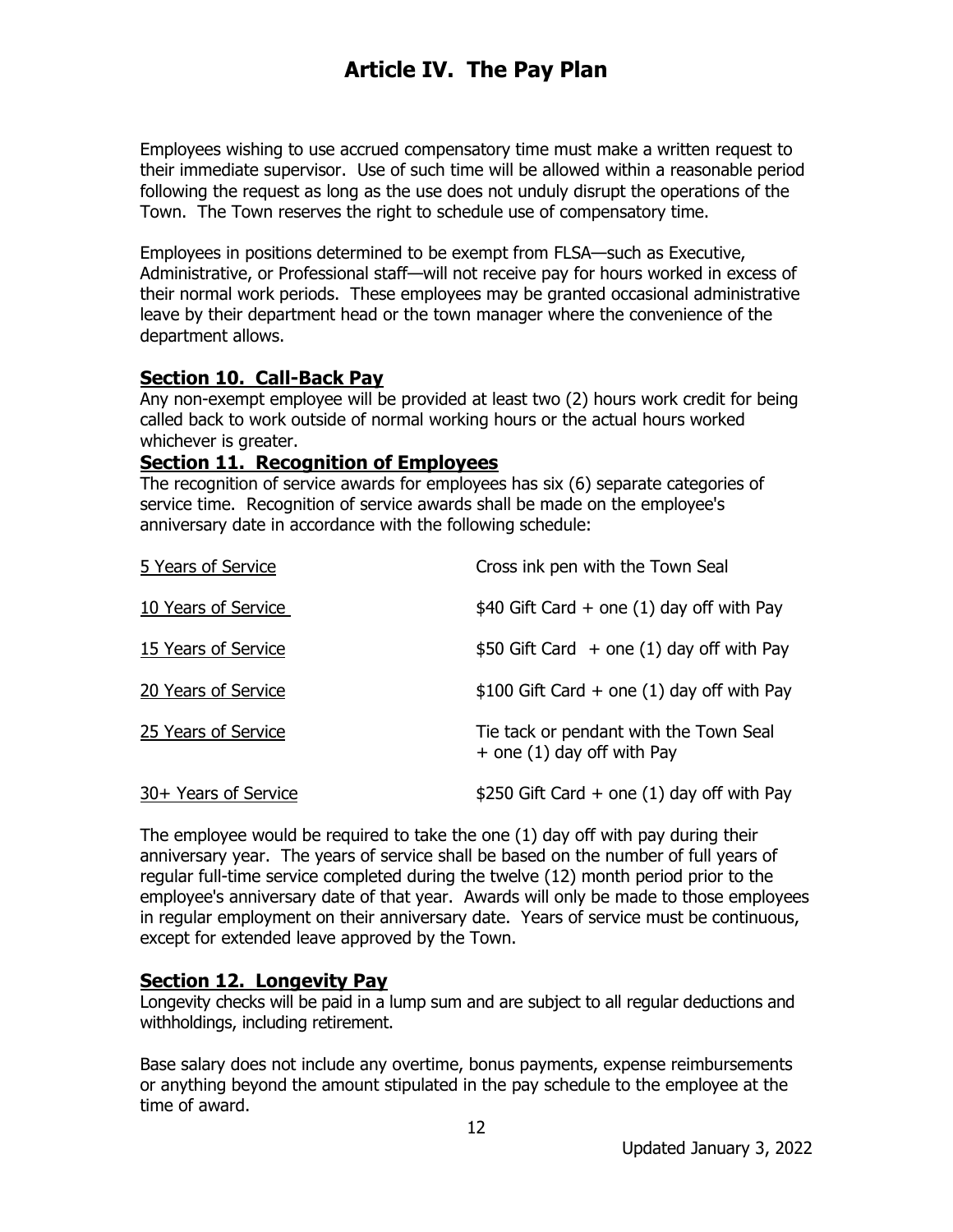# Article IV. The Pay Plan

Employees wishing to use accrued compensatory time must make a written request to their immediate supervisor. Use of such time will be allowed within a reasonable period following the request as long as the use does not unduly disrupt the operations of the Town. The Town reserves the right to schedule use of compensatory time.

Employees in positions determined to be exempt from FLSA—such as Executive, Administrative, or Professional staff—will not receive pay for hours worked in excess of their normal work periods. These employees may be granted occasional administrative leave by their department head or the town manager where the convenience of the department allows.

## Section 10. Call-Back Pay

Any non-exempt employee will be provided at least two (2) hours work credit for being called back to work outside of normal working hours or the actual hours worked whichever is greater.

## Section 11. Recognition of Employees

The recognition of service awards for employees has six (6) separate categories of service time. Recognition of service awards shall be made on the employee's anniversary date in accordance with the following schedule:

| Years of Service | Award |
|---|---|
| 5 Years of Service | Cross ink pen with the Town Seal |
| 10 Years of Service | $40 Gift Card + one (1) day off with Pay |
| 15 Years of Service | $50 Gift Card + one (1) day off with Pay |
| 20 Years of Service | $100 Gift Card + one (1) day off with Pay |
| 25 Years of Service | Tie tack or pendant with the Town Seal + one (1) day off with Pay |
| 30+ Years of Service | $250 Gift Card + one (1) day off with Pay |

The employee would be required to take the one (1) day off with pay during their anniversary year. The years of service shall be based on the number of full years of regular full-time service completed during the twelve (12) month period prior to the employee's anniversary date of that year. Awards will only be made to those employees in regular employment on their anniversary date. Years of service must be continuous, except for extended leave approved by the Town.

## Section 12. Longevity Pay

Longevity checks will be paid in a lump sum and are subject to all regular deductions and withholdings, including retirement.

Base salary does not include any overtime, bonus payments, expense reimbursements or anything beyond the amount stipulated in the pay schedule to the employee at the time of award.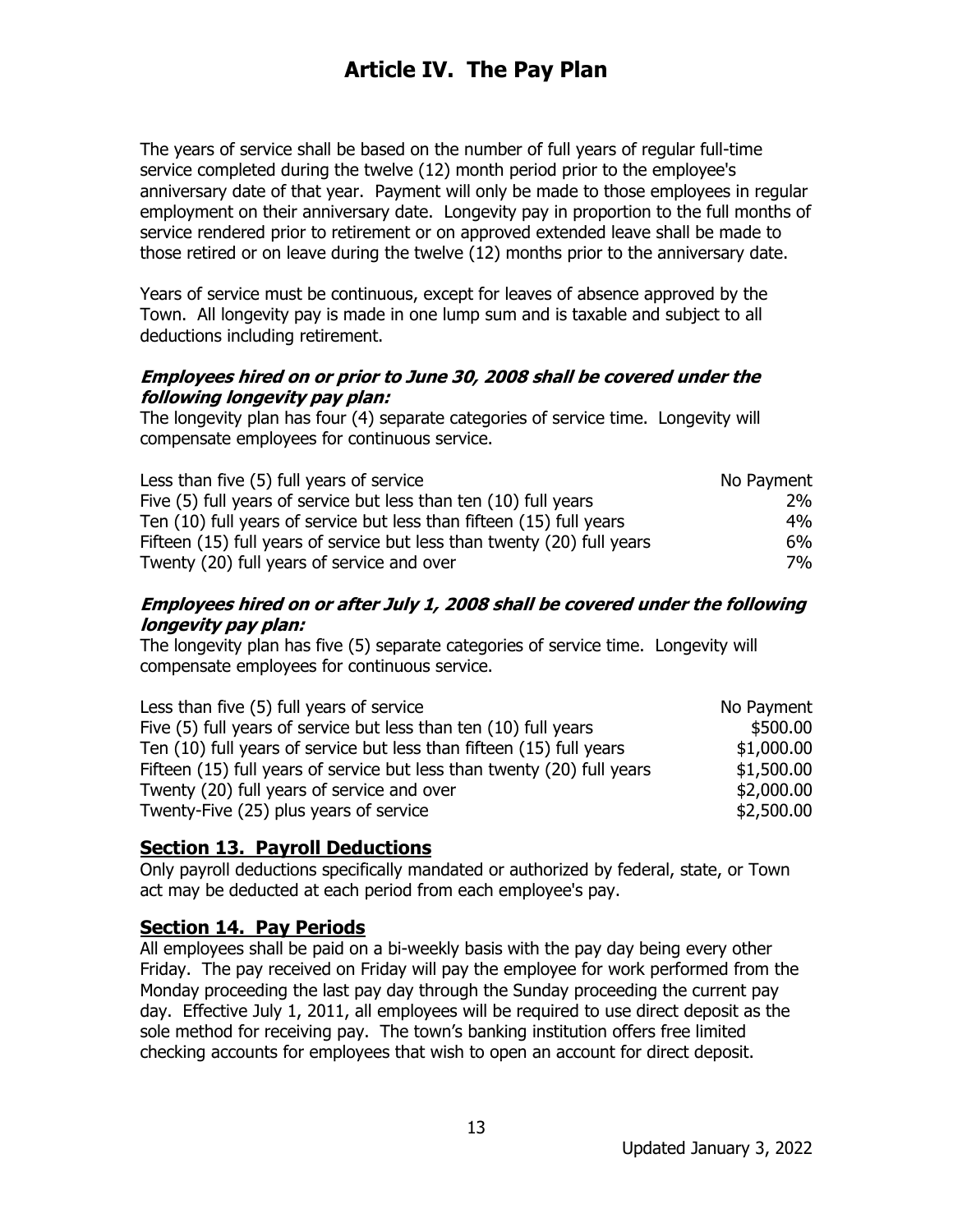# Article IV. The Pay Plan

The years of service shall be based on the number of full years of regular full-time service completed during the twelve (12) month period prior to the employee's anniversary date of that year. Payment will only be made to those employees in regular employment on their anniversary date. Longevity pay in proportion to the full months of service rendered prior to retirement or on approved extended leave shall be made to those retired or on leave during the twelve (12) months prior to the anniversary date.

Years of service must be continuous, except for leaves of absence approved by the Town. All longevity pay is made in one lump sum and is taxable and subject to all deductions including retirement.

***Employees hired on or prior to June 30, 2008 shall be covered under the following longevity pay plan:***

The longevity plan has four (4) separate categories of service time. Longevity will compensate employees for continuous service.

| Service Time | Payment |
|---|---|
| Less than five (5) full years of service | No Payment |
| Five (5) full years of service but less than ten (10) full years | 2% |
| Ten (10) full years of service but less than fifteen (15) full years | 4% |
| Fifteen (15) full years of service but less than twenty (20) full years | 6% |
| Twenty (20) full years of service and over | 7% |

***Employees hired on or after July 1, 2008 shall be covered under the following longevity pay plan:***

The longevity plan has five (5) separate categories of service time. Longevity will compensate employees for continuous service.

| Service Time | Payment |
|---|---|
| Less than five (5) full years of service | No Payment |
| Five (5) full years of service but less than ten (10) full years | $500.00 |
| Ten (10) full years of service but less than fifteen (15) full years | $1,000.00 |
| Fifteen (15) full years of service but less than twenty (20) full years | $1,500.00 |
| Twenty (20) full years of service and over | $2,000.00 |
| Twenty-Five (25) plus years of service | $2,500.00 |

## Section 13. Payroll Deductions

Only payroll deductions specifically mandated or authorized by federal, state, or Town act may be deducted at each period from each employee's pay.

## Section 14. Pay Periods

All employees shall be paid on a bi-weekly basis with the pay day being every other Friday. The pay received on Friday will pay the employee for work performed from the Monday proceeding the last pay day through the Sunday proceeding the current pay day. Effective July 1, 2011, all employees will be required to use direct deposit as the sole method for receiving pay. The town's banking institution offers free limited checking accounts for employees that wish to open an account for direct deposit.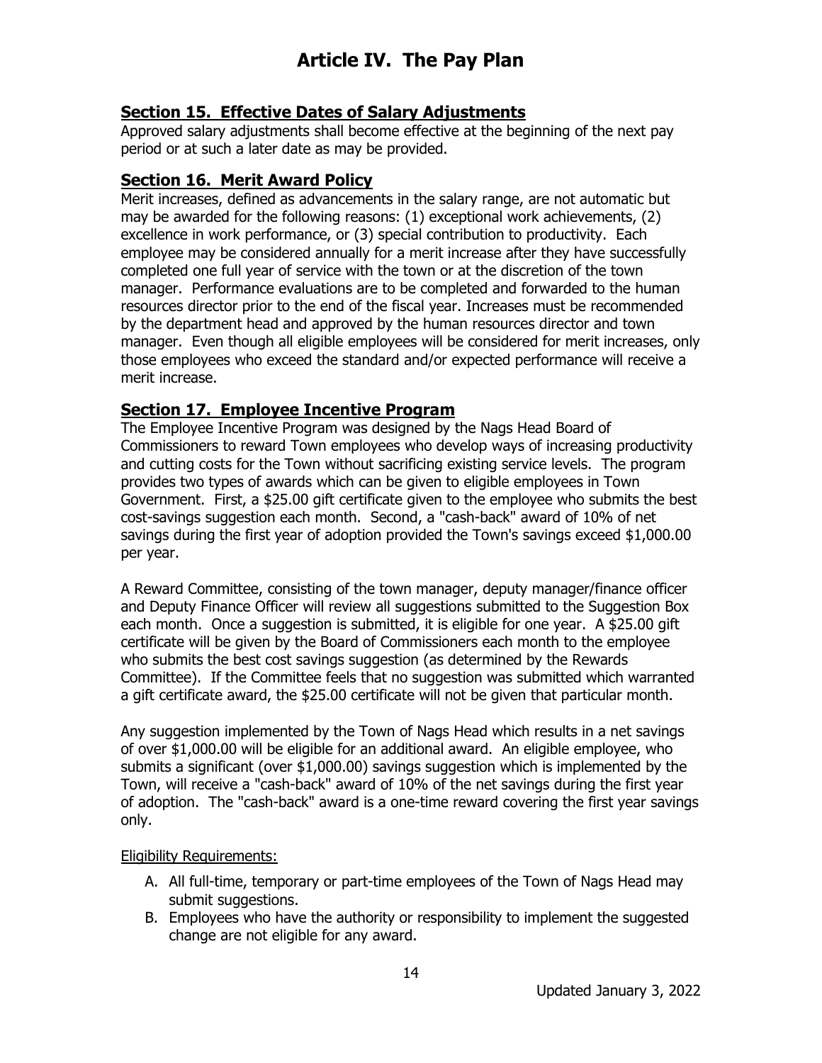# Article IV. The Pay Plan

## Section 15. Effective Dates of Salary Adjustments

Approved salary adjustments shall become effective at the beginning of the next pay period or at such a later date as may be provided.

## Section 16. Merit Award Policy

Merit increases, defined as advancements in the salary range, are not automatic but may be awarded for the following reasons: (1) exceptional work achievements, (2) excellence in work performance, or (3) special contribution to productivity. Each employee may be considered annually for a merit increase after they have successfully completed one full year of service with the town or at the discretion of the town manager. Performance evaluations are to be completed and forwarded to the human resources director prior to the end of the fiscal year. Increases must be recommended by the department head and approved by the human resources director and town manager. Even though all eligible employees will be considered for merit increases, only those employees who exceed the standard and/or expected performance will receive a merit increase.

## Section 17. Employee Incentive Program

The Employee Incentive Program was designed by the Nags Head Board of Commissioners to reward Town employees who develop ways of increasing productivity and cutting costs for the Town without sacrificing existing service levels. The program provides two types of awards which can be given to eligible employees in Town Government. First, a $25.00 gift certificate given to the employee who submits the best cost-savings suggestion each month. Second, a "cash-back" award of 10% of net savings during the first year of adoption provided the Town's savings exceed $1,000.00 per year.

A Reward Committee, consisting of the town manager, deputy manager/finance officer and Deputy Finance Officer will review all suggestions submitted to the Suggestion Box each month. Once a suggestion is submitted, it is eligible for one year. A $25.00 gift certificate will be given by the Board of Commissioners each month to the employee who submits the best cost savings suggestion (as determined by the Rewards Committee). If the Committee feels that no suggestion was submitted which warranted a gift certificate award, the $25.00 certificate will not be given that particular month.

Any suggestion implemented by the Town of Nags Head which results in a net savings of over $1,000.00 will be eligible for an additional award. An eligible employee, who submits a significant (over $1,000.00) savings suggestion which is implemented by the Town, will receive a "cash-back" award of 10% of the net savings during the first year of adoption. The "cash-back" award is a one-time reward covering the first year savings only.

<u>Eligibility Requirements:</u>

A. All full-time, temporary or part-time employees of the Town of Nags Head may submit suggestions.
B. Employees who have the authority or responsibility to implement the suggested change are not eligible for any award.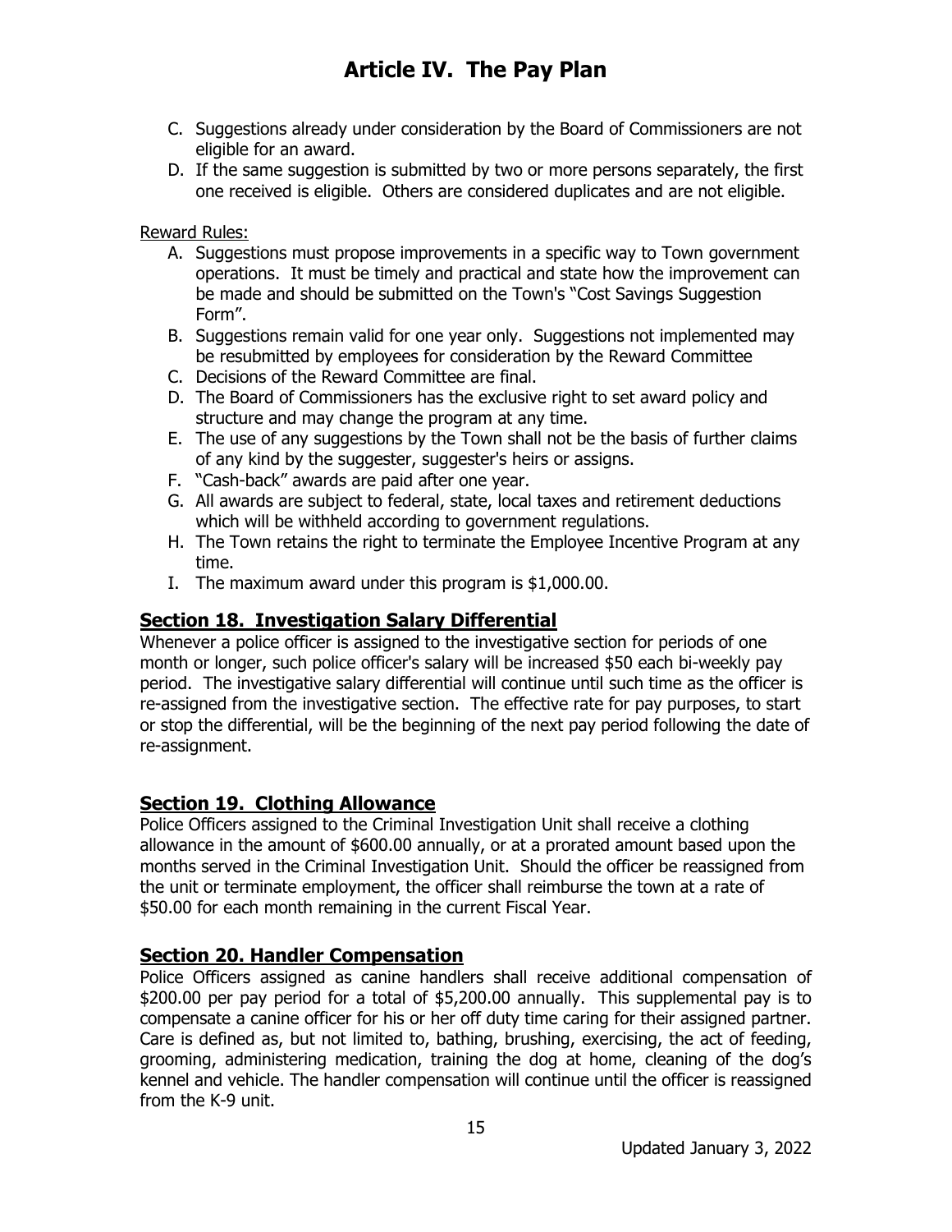C. Suggestions already under consideration by the Board of Commissioners are not eligible for an award.
D. If the same suggestion is submitted by two or more persons separately, the first one received is eligible. Others are considered duplicates and are not eligible.

Reward Rules:

A. Suggestions must propose improvements in a specific way to Town government operations. It must be timely and practical and state how the improvement can be made and should be submitted on the Town's "Cost Savings Suggestion Form".
B. Suggestions remain valid for one year only. Suggestions not implemented may be resubmitted by employees for consideration by the Reward Committee
C. Decisions of the Reward Committee are final.
D. The Board of Commissioners has the exclusive right to set award policy and structure and may change the program at any time.
E. The use of any suggestions by the Town shall not be the basis of further claims of any kind by the suggester, suggester's heirs or assigns.
F. "Cash-back" awards are paid after one year.
G. All awards are subject to federal, state, local taxes and retirement deductions which will be withheld according to government regulations.
H. The Town retains the right to terminate the Employee Incentive Program at any time.
I. The maximum award under this program is $1,000.00.

## Section 18. Investigation Salary Differential

Whenever a police officer is assigned to the investigative section for periods of one month or longer, such police officer's salary will be increased $50 each bi-weekly pay period. The investigative salary differential will continue until such time as the officer is re-assigned from the investigative section. The effective rate for pay purposes, to start or stop the differential, will be the beginning of the next pay period following the date of re-assignment.

## Section 19. Clothing Allowance

Police Officers assigned to the Criminal Investigation Unit shall receive a clothing allowance in the amount of $600.00 annually, or at a prorated amount based upon the months served in the Criminal Investigation Unit. Should the officer be reassigned from the unit or terminate employment, the officer shall reimburse the town at a rate of $50.00 for each month remaining in the current Fiscal Year.

## Section 20. Handler Compensation

Police Officers assigned as canine handlers shall receive additional compensation of $200.00 per pay period for a total of $5,200.00 annually. This supplemental pay is to compensate a canine officer for his or her off duty time caring for their assigned partner. Care is defined as, but not limited to, bathing, brushing, exercising, the act of feeding, grooming, administering medication, training the dog at home, cleaning of the dog's kennel and vehicle. The handler compensation will continue until the officer is reassigned from the K-9 unit.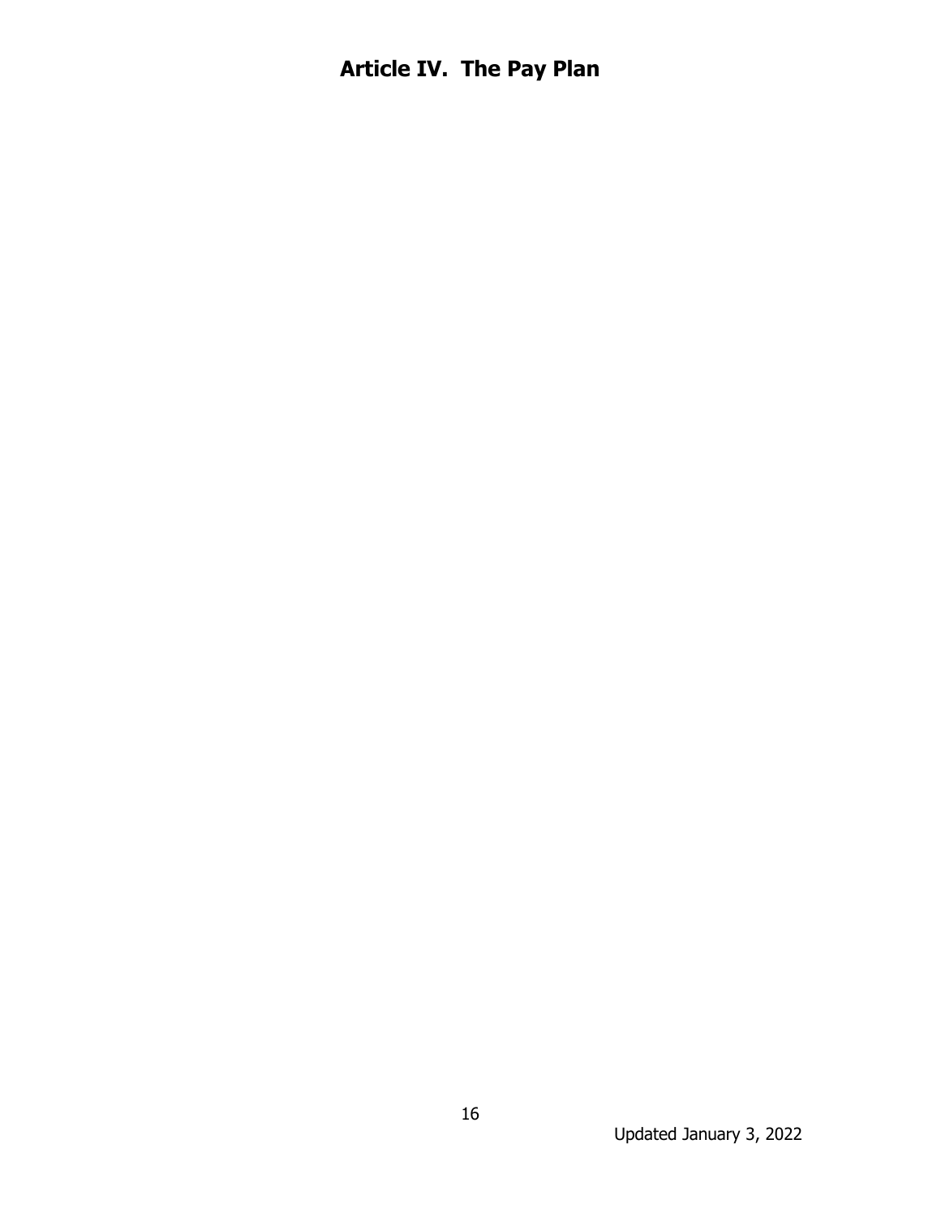# Article IV. The Pay Plan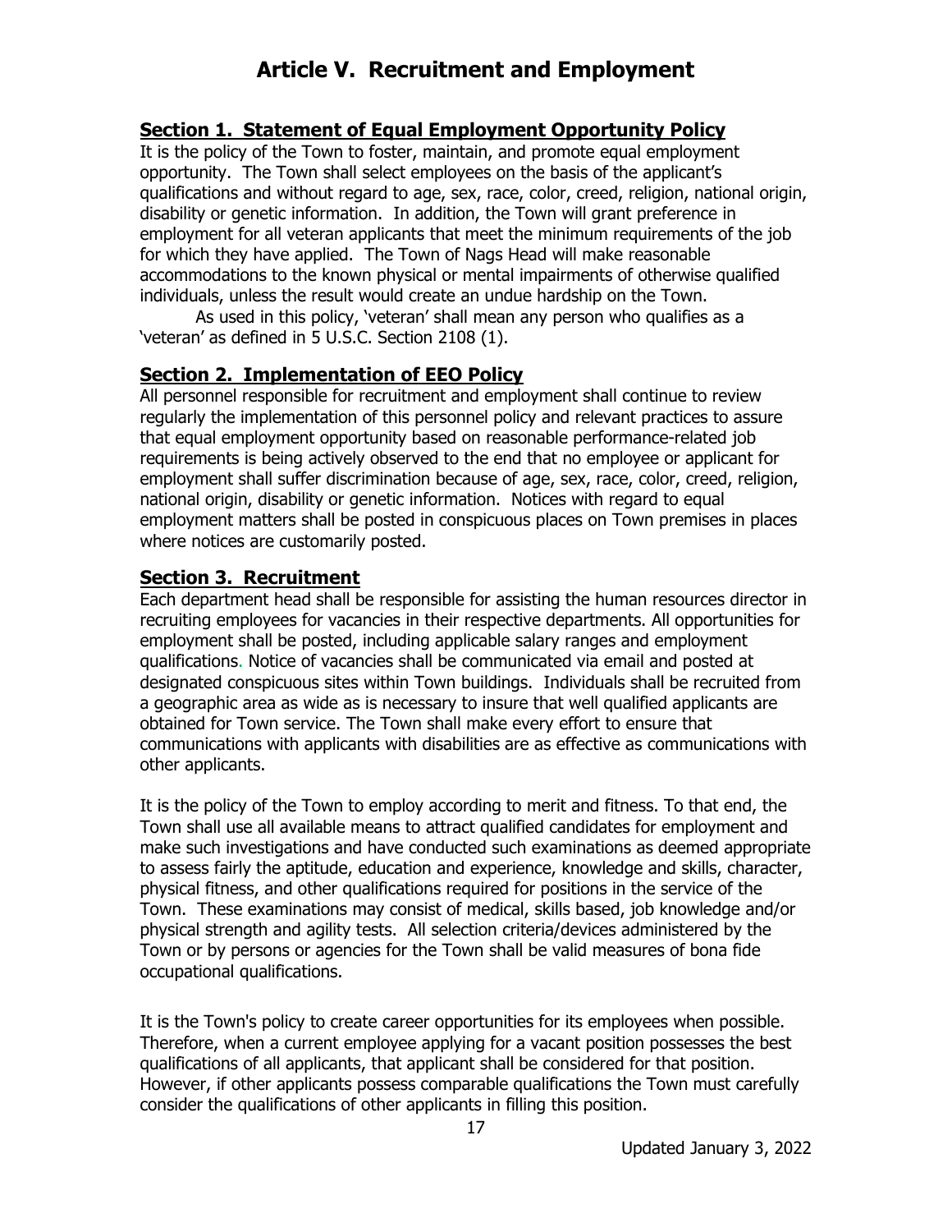# Article V. Recruitment and Employment

## Section 1. Statement of Equal Employment Opportunity Policy

It is the policy of the Town to foster, maintain, and promote equal employment opportunity. The Town shall select employees on the basis of the applicant's qualifications and without regard to age, sex, race, color, creed, religion, national origin, disability or genetic information. In addition, the Town will grant preference in employment for all veteran applicants that meet the minimum requirements of the job for which they have applied. The Town of Nags Head will make reasonable accommodations to the known physical or mental impairments of otherwise qualified individuals, unless the result would create an undue hardship on the Town.

As used in this policy, 'veteran' shall mean any person who qualifies as a 'veteran' as defined in 5 U.S.C. Section 2108 (1).

## Section 2. Implementation of EEO Policy

All personnel responsible for recruitment and employment shall continue to review regularly the implementation of this personnel policy and relevant practices to assure that equal employment opportunity based on reasonable performance-related job requirements is being actively observed to the end that no employee or applicant for employment shall suffer discrimination because of age, sex, race, color, creed, religion, national origin, disability or genetic information. Notices with regard to equal employment matters shall be posted in conspicuous places on Town premises in places where notices are customarily posted.

## Section 3. Recruitment

Each department head shall be responsible for assisting the human resources director in recruiting employees for vacancies in their respective departments. All opportunities for employment shall be posted, including applicable salary ranges and employment qualifications. Notice of vacancies shall be communicated via email and posted at designated conspicuous sites within Town buildings. Individuals shall be recruited from a geographic area as wide as is necessary to insure that well qualified applicants are obtained for Town service. The Town shall make every effort to ensure that communications with applicants with disabilities are as effective as communications with other applicants.

It is the policy of the Town to employ according to merit and fitness. To that end, the Town shall use all available means to attract qualified candidates for employment and make such investigations and have conducted such examinations as deemed appropriate to assess fairly the aptitude, education and experience, knowledge and skills, character, physical fitness, and other qualifications required for positions in the service of the Town. These examinations may consist of medical, skills based, job knowledge and/or physical strength and agility tests. All selection criteria/devices administered by the Town or by persons or agencies for the Town shall be valid measures of bona fide occupational qualifications.

It is the Town's policy to create career opportunities for its employees when possible. Therefore, when a current employee applying for a vacant position possesses the best qualifications of all applicants, that applicant shall be considered for that position. However, if other applicants possess comparable qualifications the Town must carefully consider the qualifications of other applicants in filling this position.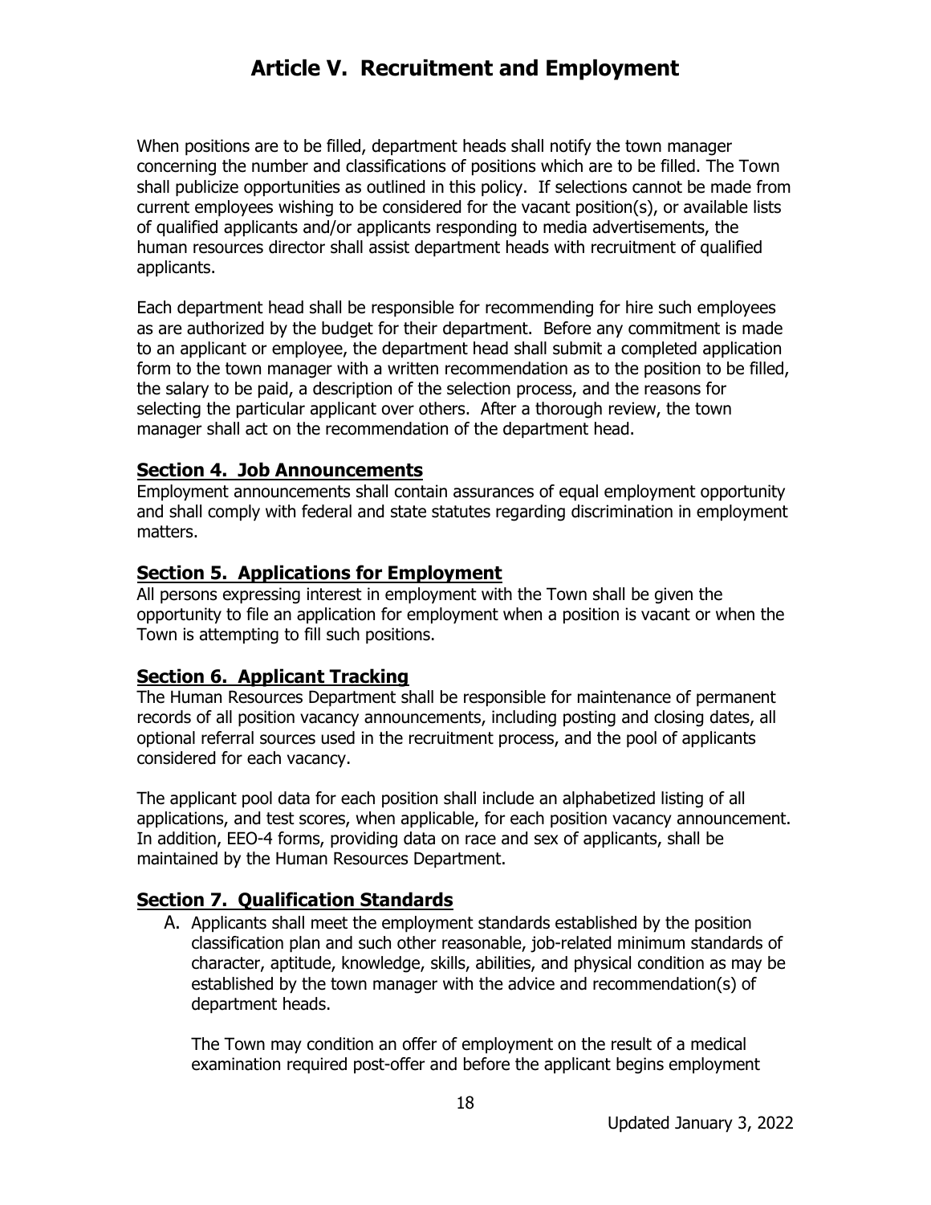# Article V. Recruitment and Employment

When positions are to be filled, department heads shall notify the town manager concerning the number and classifications of positions which are to be filled. The Town shall publicize opportunities as outlined in this policy. If selections cannot be made from current employees wishing to be considered for the vacant position(s), or available lists of qualified applicants and/or applicants responding to media advertisements, the human resources director shall assist department heads with recruitment of qualified applicants.

Each department head shall be responsible for recommending for hire such employees as are authorized by the budget for their department. Before any commitment is made to an applicant or employee, the department head shall submit a completed application form to the town manager with a written recommendation as to the position to be filled, the salary to be paid, a description of the selection process, and the reasons for selecting the particular applicant over others. After a thorough review, the town manager shall act on the recommendation of the department head.

## Section 4. Job Announcements

Employment announcements shall contain assurances of equal employment opportunity and shall comply with federal and state statutes regarding discrimination in employment matters.

## Section 5. Applications for Employment

All persons expressing interest in employment with the Town shall be given the opportunity to file an application for employment when a position is vacant or when the Town is attempting to fill such positions.

## Section 6. Applicant Tracking

The Human Resources Department shall be responsible for maintenance of permanent records of all position vacancy announcements, including posting and closing dates, all optional referral sources used in the recruitment process, and the pool of applicants considered for each vacancy.

The applicant pool data for each position shall include an alphabetized listing of all applications, and test scores, when applicable, for each position vacancy announcement. In addition, EEO-4 forms, providing data on race and sex of applicants, shall be maintained by the Human Resources Department.

## Section 7. Qualification Standards

A. Applicants shall meet the employment standards established by the position classification plan and such other reasonable, job-related minimum standards of character, aptitude, knowledge, skills, abilities, and physical condition as may be established by the town manager with the advice and recommendation(s) of department heads.

   The Town may condition an offer of employment on the result of a medical examination required post-offer and before the applicant begins employment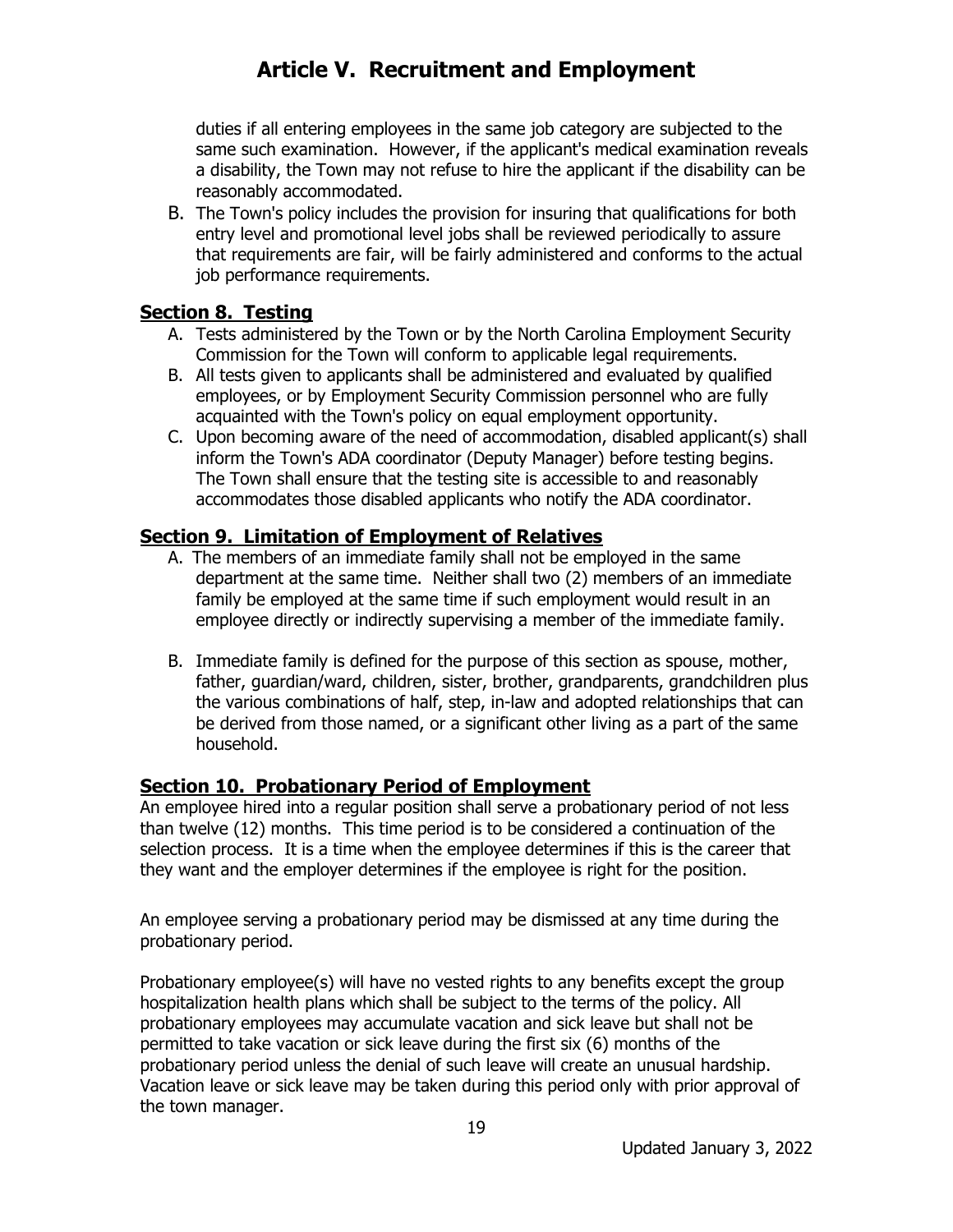duties if all entering employees in the same job category are subjected to the same such examination. However, if the applicant's medical examination reveals a disability, the Town may not refuse to hire the applicant if the disability can be reasonably accommodated.

B. The Town's policy includes the provision for insuring that qualifications for both entry level and promotional level jobs shall be reviewed periodically to assure that requirements are fair, will be fairly administered and conforms to the actual job performance requirements.

## Section 8. Testing

A. Tests administered by the Town or by the North Carolina Employment Security Commission for the Town will conform to applicable legal requirements.

B. All tests given to applicants shall be administered and evaluated by qualified employees, or by Employment Security Commission personnel who are fully acquainted with the Town's policy on equal employment opportunity.

C. Upon becoming aware of the need of accommodation, disabled applicant(s) shall inform the Town's ADA coordinator (Deputy Manager) before testing begins. The Town shall ensure that the testing site is accessible to and reasonably accommodates those disabled applicants who notify the ADA coordinator.

## Section 9. Limitation of Employment of Relatives

A. The members of an immediate family shall not be employed in the same department at the same time. Neither shall two (2) members of an immediate family be employed at the same time if such employment would result in an employee directly or indirectly supervising a member of the immediate family.

B. Immediate family is defined for the purpose of this section as spouse, mother, father, guardian/ward, children, sister, brother, grandparents, grandchildren plus the various combinations of half, step, in-law and adopted relationships that can be derived from those named, or a significant other living as a part of the same household.

## Section 10. Probationary Period of Employment

An employee hired into a regular position shall serve a probationary period of not less than twelve (12) months. This time period is to be considered a continuation of the selection process. It is a time when the employee determines if this is the career that they want and the employer determines if the employee is right for the position.

An employee serving a probationary period may be dismissed at any time during the probationary period.

Probationary employee(s) will have no vested rights to any benefits except the group hospitalization health plans which shall be subject to the terms of the policy. All probationary employees may accumulate vacation and sick leave but shall not be permitted to take vacation or sick leave during the first six (6) months of the probationary period unless the denial of such leave will create an unusual hardship. Vacation leave or sick leave may be taken during this period only with prior approval of the town manager.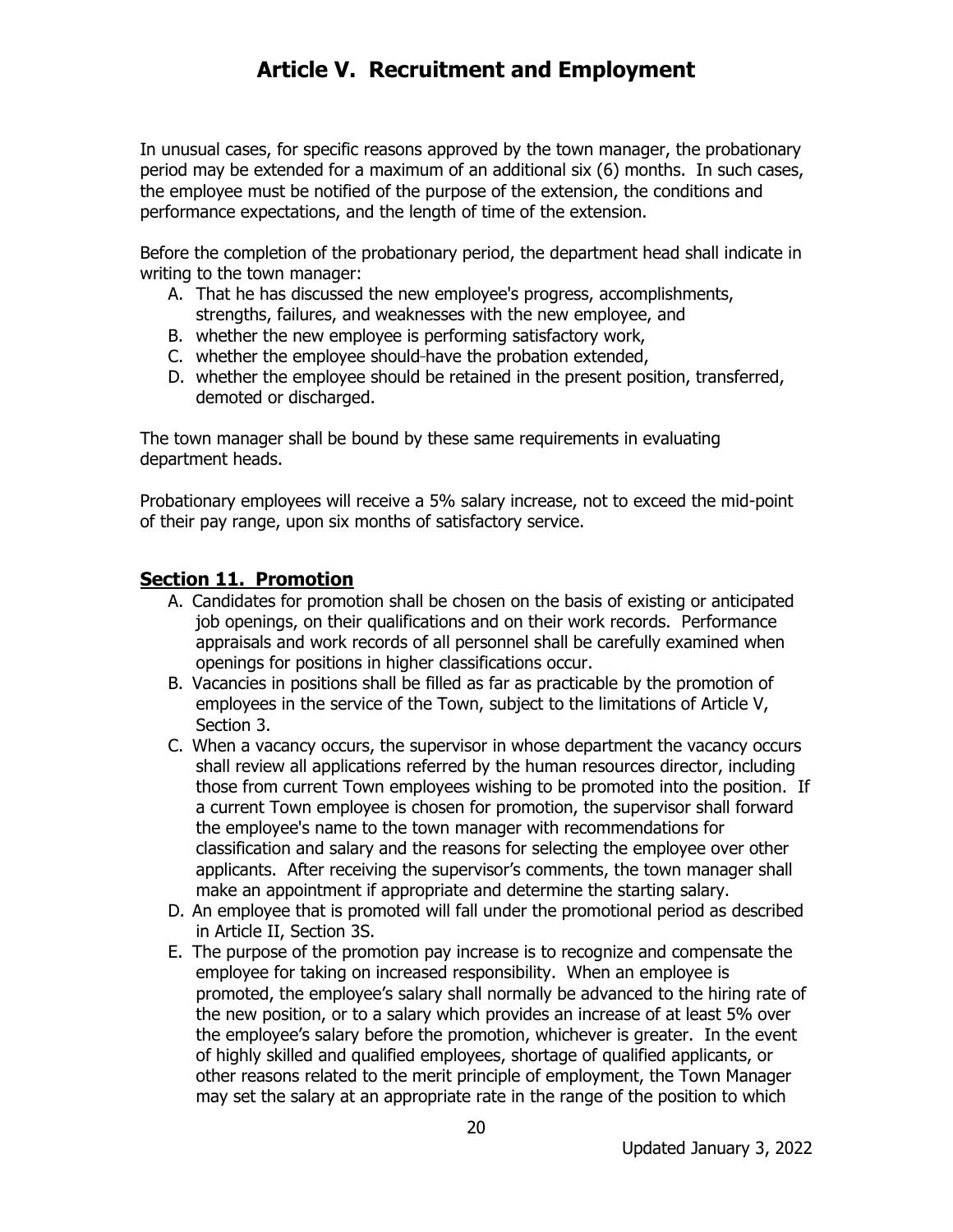# Article V. Recruitment and Employment

In unusual cases, for specific reasons approved by the town manager, the probationary period may be extended for a maximum of an additional six (6) months. In such cases, the employee must be notified of the purpose of the extension, the conditions and performance expectations, and the length of time of the extension.

Before the completion of the probationary period, the department head shall indicate in writing to the town manager:

A. That he has discussed the new employee's progress, accomplishments, strengths, failures, and weaknesses with the new employee, and
B. whether the new employee is performing satisfactory work,
C. whether the employee should have the probation extended,
D. whether the employee should be retained in the present position, transferred, demoted or discharged.

The town manager shall be bound by these same requirements in evaluating department heads.

Probationary employees will receive a 5% salary increase, not to exceed the mid-point of their pay range, upon six months of satisfactory service.

## Section 11. Promotion

A. Candidates for promotion shall be chosen on the basis of existing or anticipated job openings, on their qualifications and on their work records. Performance appraisals and work records of all personnel shall be carefully examined when openings for positions in higher classifications occur.
B. Vacancies in positions shall be filled as far as practicable by the promotion of employees in the service of the Town, subject to the limitations of Article V, Section 3.
C. When a vacancy occurs, the supervisor in whose department the vacancy occurs shall review all applications referred by the human resources director, including those from current Town employees wishing to be promoted into the position. If a current Town employee is chosen for promotion, the supervisor shall forward the employee's name to the town manager with recommendations for classification and salary and the reasons for selecting the employee over other applicants. After receiving the supervisor's comments, the town manager shall make an appointment if appropriate and determine the starting salary.
D. An employee that is promoted will fall under the promotional period as described in Article II, Section 3S.
E. The purpose of the promotion pay increase is to recognize and compensate the employee for taking on increased responsibility. When an employee is promoted, the employee's salary shall normally be advanced to the hiring rate of the new position, or to a salary which provides an increase of at least 5% over the employee's salary before the promotion, whichever is greater. In the event of highly skilled and qualified employees, shortage of qualified applicants, or other reasons related to the merit principle of employment, the Town Manager may set the salary at an appropriate rate in the range of the position to which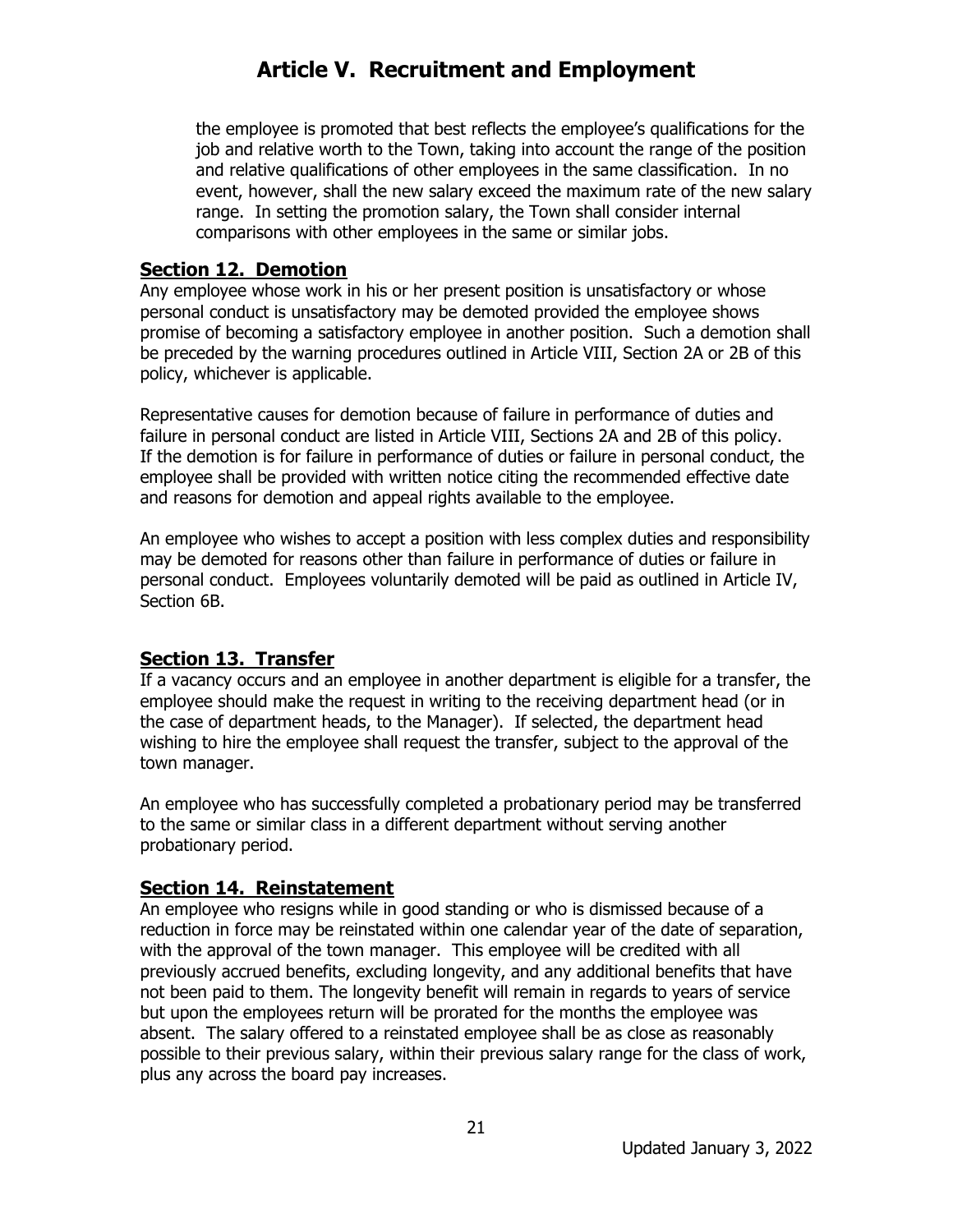the employee is promoted that best reflects the employee's qualifications for the job and relative worth to the Town, taking into account the range of the position and relative qualifications of other employees in the same classification. In no event, however, shall the new salary exceed the maximum rate of the new salary range. In setting the promotion salary, the Town shall consider internal comparisons with other employees in the same or similar jobs.

## Section 12. Demotion

Any employee whose work in his or her present position is unsatisfactory or whose personal conduct is unsatisfactory may be demoted provided the employee shows promise of becoming a satisfactory employee in another position. Such a demotion shall be preceded by the warning procedures outlined in Article VIII, Section 2A or 2B of this policy, whichever is applicable.

Representative causes for demotion because of failure in performance of duties and failure in personal conduct are listed in Article VIII, Sections 2A and 2B of this policy. If the demotion is for failure in performance of duties or failure in personal conduct, the employee shall be provided with written notice citing the recommended effective date and reasons for demotion and appeal rights available to the employee.

An employee who wishes to accept a position with less complex duties and responsibility may be demoted for reasons other than failure in performance of duties or failure in personal conduct. Employees voluntarily demoted will be paid as outlined in Article IV, Section 6B.

## Section 13. Transfer

If a vacancy occurs and an employee in another department is eligible for a transfer, the employee should make the request in writing to the receiving department head (or in the case of department heads, to the Manager). If selected, the department head wishing to hire the employee shall request the transfer, subject to the approval of the town manager.

An employee who has successfully completed a probationary period may be transferred to the same or similar class in a different department without serving another probationary period.

## Section 14. Reinstatement

An employee who resigns while in good standing or who is dismissed because of a reduction in force may be reinstated within one calendar year of the date of separation, with the approval of the town manager. This employee will be credited with all previously accrued benefits, excluding longevity, and any additional benefits that have not been paid to them. The longevity benefit will remain in regards to years of service but upon the employees return will be prorated for the months the employee was absent. The salary offered to a reinstated employee shall be as close as reasonably possible to their previous salary, within their previous salary range for the class of work, plus any across the board pay increases.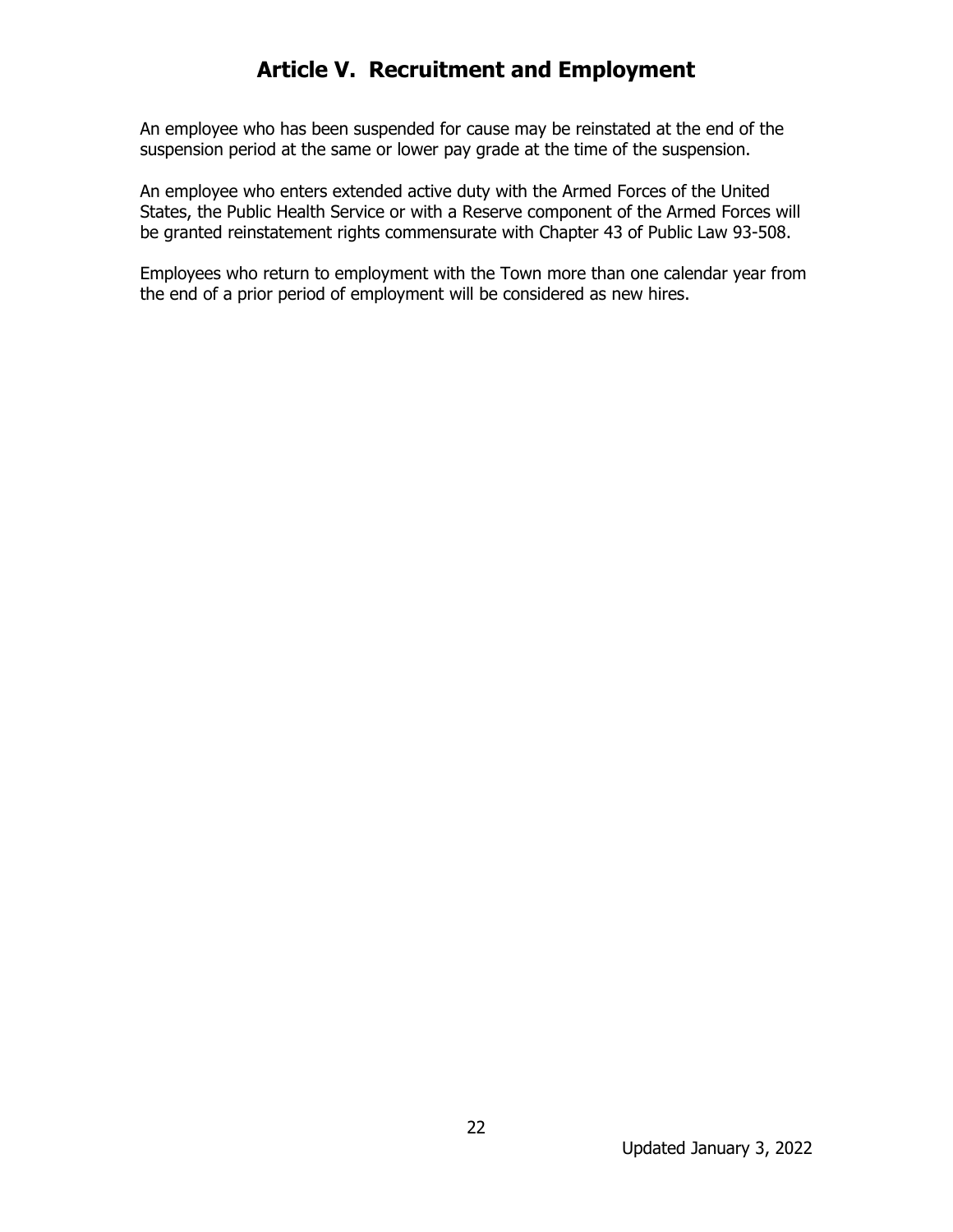# Article V. Recruitment and Employment

An employee who has been suspended for cause may be reinstated at the end of the suspension period at the same or lower pay grade at the time of the suspension.

An employee who enters extended active duty with the Armed Forces of the United States, the Public Health Service or with a Reserve component of the Armed Forces will be granted reinstatement rights commensurate with Chapter 43 of Public Law 93-508.

Employees who return to employment with the Town more than one calendar year from the end of a prior period of employment will be considered as new hires.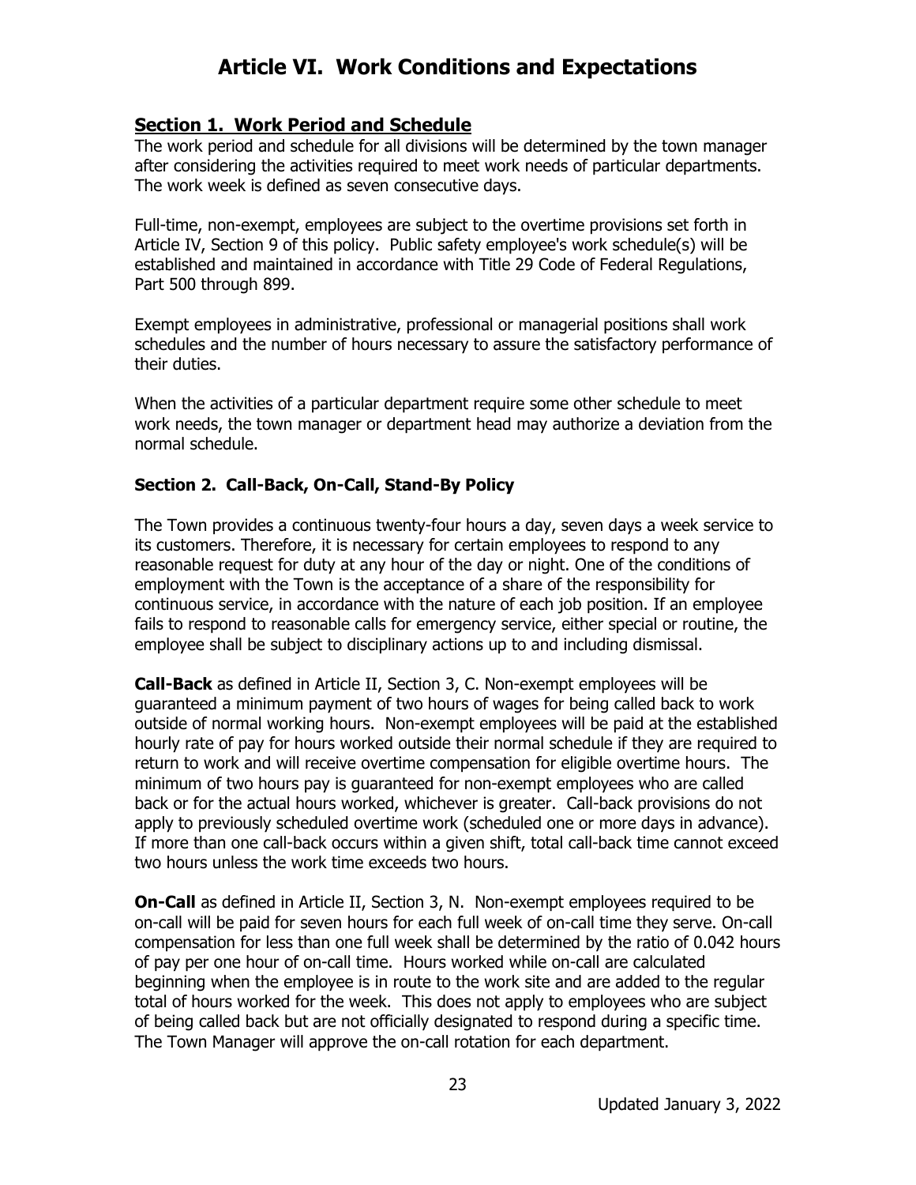# Article VI. Work Conditions and Expectations

## Section 1. Work Period and Schedule

The work period and schedule for all divisions will be determined by the town manager after considering the activities required to meet work needs of particular departments. The work week is defined as seven consecutive days.

Full-time, non-exempt, employees are subject to the overtime provisions set forth in Article IV, Section 9 of this policy. Public safety employee's work schedule(s) will be established and maintained in accordance with Title 29 Code of Federal Regulations, Part 500 through 899.

Exempt employees in administrative, professional or managerial positions shall work schedules and the number of hours necessary to assure the satisfactory performance of their duties.

When the activities of a particular department require some other schedule to meet work needs, the town manager or department head may authorize a deviation from the normal schedule.

### Section 2. Call-Back, On-Call, Stand-By Policy

The Town provides a continuous twenty-four hours a day, seven days a week service to its customers. Therefore, it is necessary for certain employees to respond to any reasonable request for duty at any hour of the day or night. One of the conditions of employment with the Town is the acceptance of a share of the responsibility for continuous service, in accordance with the nature of each job position. If an employee fails to respond to reasonable calls for emergency service, either special or routine, the employee shall be subject to disciplinary actions up to and including dismissal.

**Call-Back** as defined in Article II, Section 3, C. Non-exempt employees will be guaranteed a minimum payment of two hours of wages for being called back to work outside of normal working hours. Non-exempt employees will be paid at the established hourly rate of pay for hours worked outside their normal schedule if they are required to return to work and will receive overtime compensation for eligible overtime hours. The minimum of two hours pay is guaranteed for non-exempt employees who are called back or for the actual hours worked, whichever is greater. Call-back provisions do not apply to previously scheduled overtime work (scheduled one or more days in advance). If more than one call-back occurs within a given shift, total call-back time cannot exceed two hours unless the work time exceeds two hours.

**On-Call** as defined in Article II, Section 3, N. Non-exempt employees required to be on-call will be paid for seven hours for each full week of on-call time they serve. On-call compensation for less than one full week shall be determined by the ratio of 0.042 hours of pay per one hour of on-call time. Hours worked while on-call are calculated beginning when the employee is in route to the work site and are added to the regular total of hours worked for the week. This does not apply to employees who are subject of being called back but are not officially designated to respond during a specific time. The Town Manager will approve the on-call rotation for each department.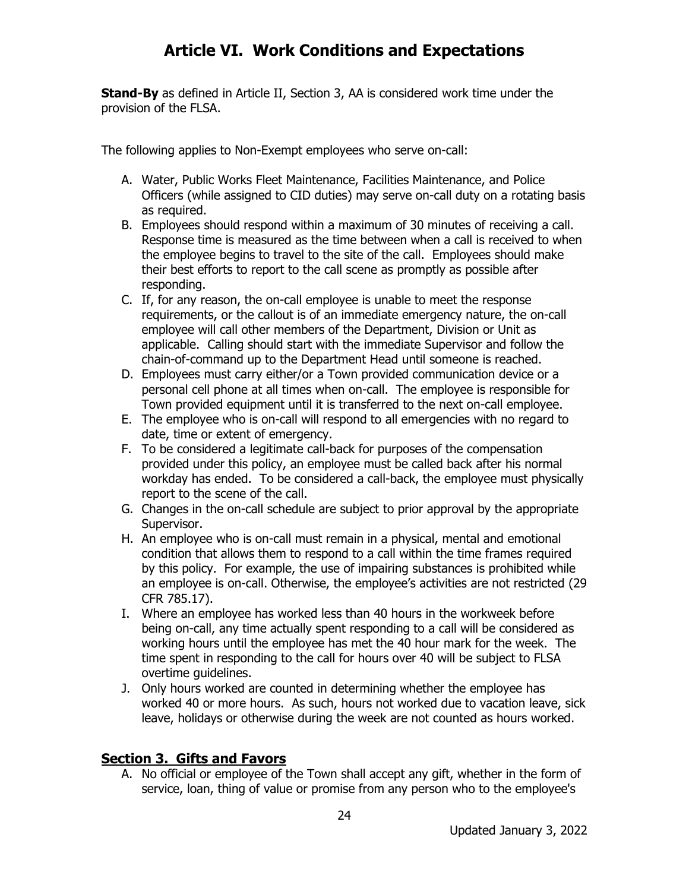# Article VI. Work Conditions and Expectations

**Stand-By** as defined in Article II, Section 3, AA is considered work time under the provision of the FLSA.

The following applies to Non-Exempt employees who serve on-call:

A. Water, Public Works Fleet Maintenance, Facilities Maintenance, and Police Officers (while assigned to CID duties) may serve on-call duty on a rotating basis as required.
B. Employees should respond within a maximum of 30 minutes of receiving a call. Response time is measured as the time between when a call is received to when the employee begins to travel to the site of the call. Employees should make their best efforts to report to the call scene as promptly as possible after responding.
C. If, for any reason, the on-call employee is unable to meet the response requirements, or the callout is of an immediate emergency nature, the on-call employee will call other members of the Department, Division or Unit as applicable. Calling should start with the immediate Supervisor and follow the chain-of-command up to the Department Head until someone is reached.
D. Employees must carry either/or a Town provided communication device or a personal cell phone at all times when on-call. The employee is responsible for Town provided equipment until it is transferred to the next on-call employee.
E. The employee who is on-call will respond to all emergencies with no regard to date, time or extent of emergency.
F. To be considered a legitimate call-back for purposes of the compensation provided under this policy, an employee must be called back after his normal workday has ended. To be considered a call-back, the employee must physically report to the scene of the call.
G. Changes in the on-call schedule are subject to prior approval by the appropriate Supervisor.
H. An employee who is on-call must remain in a physical, mental and emotional condition that allows them to respond to a call within the time frames required by this policy. For example, the use of impairing substances is prohibited while an employee is on-call. Otherwise, the employee's activities are not restricted (29 CFR 785.17).
I. Where an employee has worked less than 40 hours in the workweek before being on-call, any time actually spent responding to a call will be considered as working hours until the employee has met the 40 hour mark for the week. The time spent in responding to the call for hours over 40 will be subject to FLSA overtime guidelines.
J. Only hours worked are counted in determining whether the employee has worked 40 or more hours. As such, hours not worked due to vacation leave, sick leave, holidays or otherwise during the week are not counted as hours worked.

## Section 3. Gifts and Favors

A. No official or employee of the Town shall accept any gift, whether in the form of service, loan, thing of value or promise from any person who to the employee's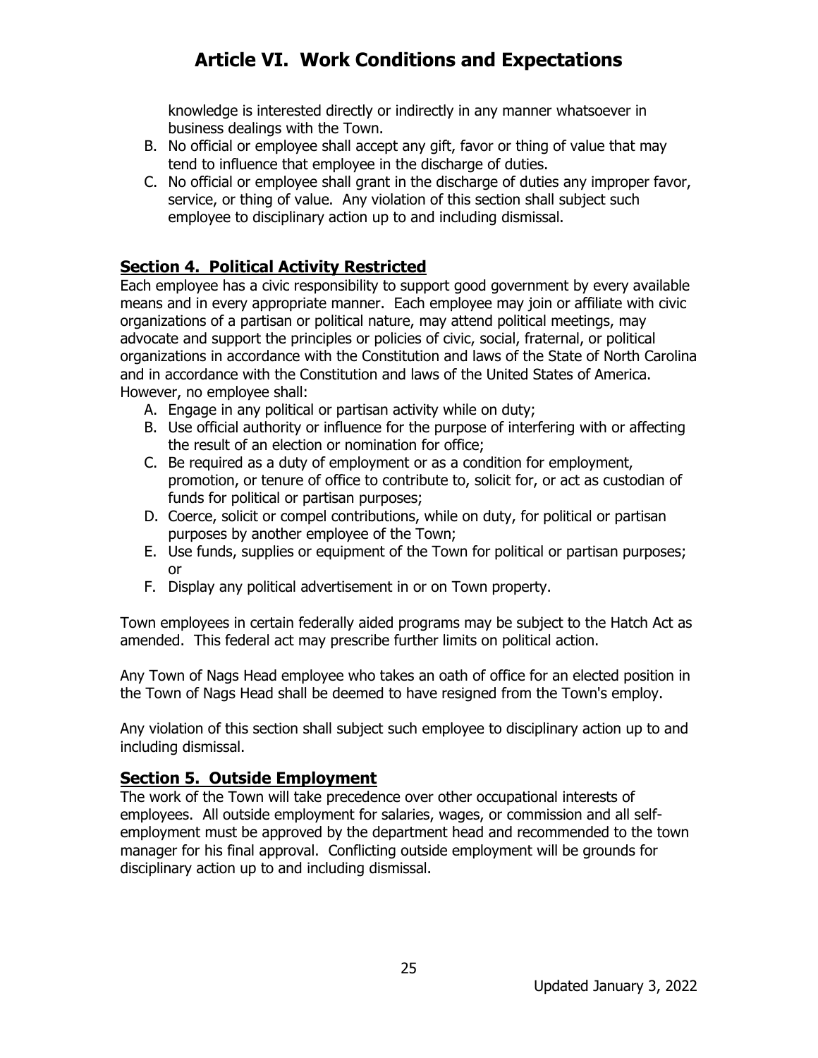knowledge is interested directly or indirectly in any manner whatsoever in business dealings with the Town.

B. No official or employee shall accept any gift, favor or thing of value that may tend to influence that employee in the discharge of duties.
C. No official or employee shall grant in the discharge of duties any improper favor, service, or thing of value. Any violation of this section shall subject such employee to disciplinary action up to and including dismissal.

## Section 4. Political Activity Restricted

Each employee has a civic responsibility to support good government by every available means and in every appropriate manner. Each employee may join or affiliate with civic organizations of a partisan or political nature, may attend political meetings, may advocate and support the principles or policies of civic, social, fraternal, or political organizations in accordance with the Constitution and laws of the State of North Carolina and in accordance with the Constitution and laws of the United States of America. However, no employee shall:

A. Engage in any political or partisan activity while on duty;
B. Use official authority or influence for the purpose of interfering with or affecting the result of an election or nomination for office;
C. Be required as a duty of employment or as a condition for employment, promotion, or tenure of office to contribute to, solicit for, or act as custodian of funds for political or partisan purposes;
D. Coerce, solicit or compel contributions, while on duty, for political or partisan purposes by another employee of the Town;
E. Use funds, supplies or equipment of the Town for political or partisan purposes; or
F. Display any political advertisement in or on Town property.

Town employees in certain federally aided programs may be subject to the Hatch Act as amended. This federal act may prescribe further limits on political action.

Any Town of Nags Head employee who takes an oath of office for an elected position in the Town of Nags Head shall be deemed to have resigned from the Town's employ.

Any violation of this section shall subject such employee to disciplinary action up to and including dismissal.

## Section 5. Outside Employment

The work of the Town will take precedence over other occupational interests of employees. All outside employment for salaries, wages, or commission and all self-employment must be approved by the department head and recommended to the town manager for his final approval. Conflicting outside employment will be grounds for disciplinary action up to and including dismissal.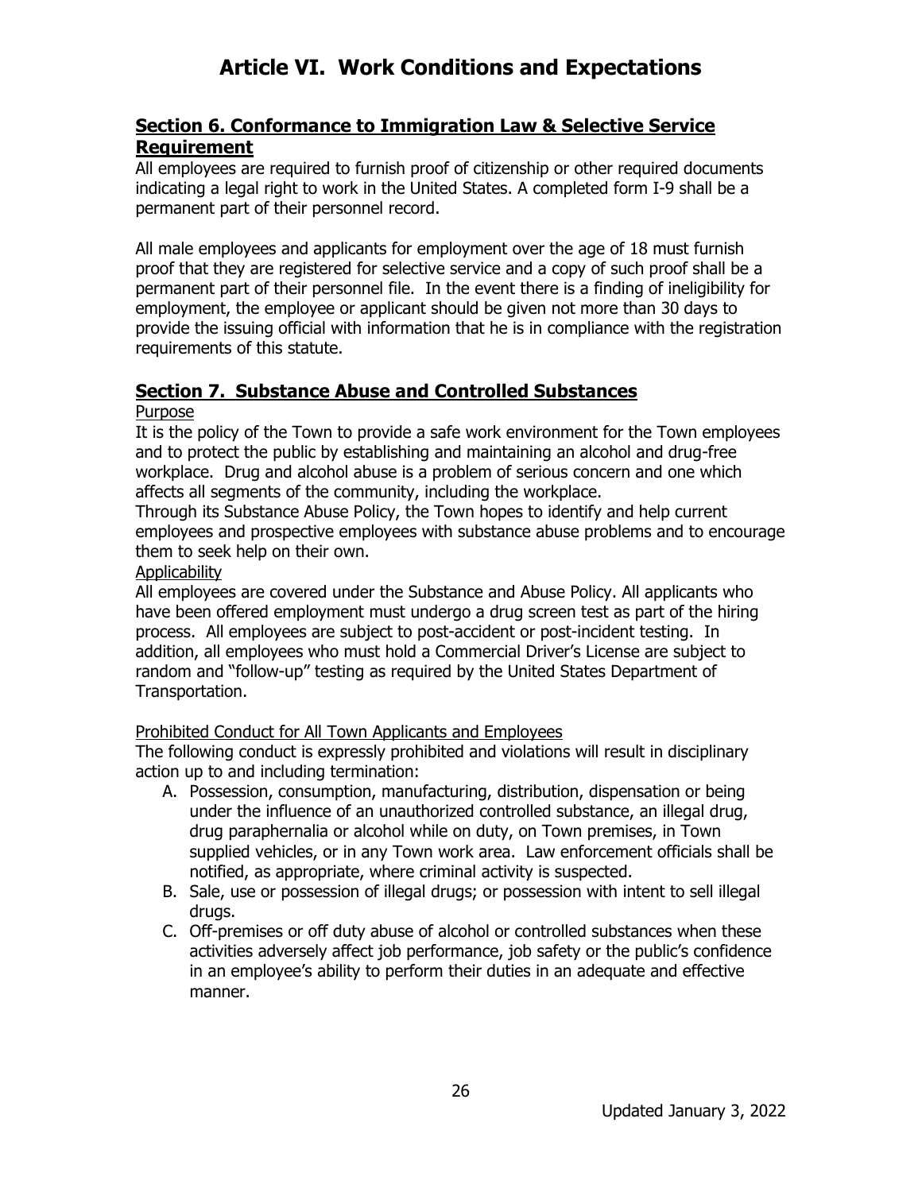# Article VI. Work Conditions and Expectations

## Section 6. Conformance to Immigration Law & Selective Service Requirement

All employees are required to furnish proof of citizenship or other required documents indicating a legal right to work in the United States. A completed form I-9 shall be a permanent part of their personnel record.

All male employees and applicants for employment over the age of 18 must furnish proof that they are registered for selective service and a copy of such proof shall be a permanent part of their personnel file. In the event there is a finding of ineligibility for employment, the employee or applicant should be given not more than 30 days to provide the issuing official with information that he is in compliance with the registration requirements of this statute.

## Section 7. Substance Abuse and Controlled Substances

Purpose

It is the policy of the Town to provide a safe work environment for the Town employees and to protect the public by establishing and maintaining an alcohol and drug-free workplace. Drug and alcohol abuse is a problem of serious concern and one which affects all segments of the community, including the workplace.

Through its Substance Abuse Policy, the Town hopes to identify and help current employees and prospective employees with substance abuse problems and to encourage them to seek help on their own.

Applicability

All employees are covered under the Substance and Abuse Policy. All applicants who have been offered employment must undergo a drug screen test as part of the hiring process. All employees are subject to post-accident or post-incident testing. In addition, all employees who must hold a Commercial Driver's License are subject to random and "follow-up" testing as required by the United States Department of Transportation.

Prohibited Conduct for All Town Applicants and Employees

The following conduct is expressly prohibited and violations will result in disciplinary action up to and including termination:

A. Possession, consumption, manufacturing, distribution, dispensation or being under the influence of an unauthorized controlled substance, an illegal drug, drug paraphernalia or alcohol while on duty, on Town premises, in Town supplied vehicles, or in any Town work area. Law enforcement officials shall be notified, as appropriate, where criminal activity is suspected.
B. Sale, use or possession of illegal drugs; or possession with intent to sell illegal drugs.
C. Off-premises or off duty abuse of alcohol or controlled substances when these activities adversely affect job performance, job safety or the public's confidence in an employee's ability to perform their duties in an adequate and effective manner.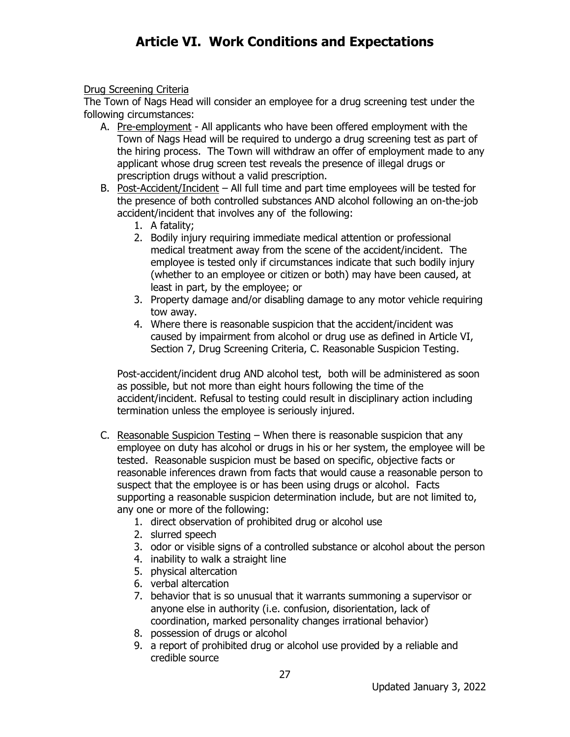# Article VI. Work Conditions and Expectations

Drug Screening Criteria

The Town of Nags Head will consider an employee for a drug screening test under the following circumstances:

A. Pre-employment - All applicants who have been offered employment with the Town of Nags Head will be required to undergo a drug screening test as part of the hiring process. The Town will withdraw an offer of employment made to any applicant whose drug screen test reveals the presence of illegal drugs or prescription drugs without a valid prescription.

B. Post-Accident/Incident – All full time and part time employees will be tested for the presence of both controlled substances AND alcohol following an on-the-job accident/incident that involves any of the following:
   1. A fatality;
   2. Bodily injury requiring immediate medical attention or professional medical treatment away from the scene of the accident/incident. The employee is tested only if circumstances indicate that such bodily injury (whether to an employee or citizen or both) may have been caused, at least in part, by the employee; or
   3. Property damage and/or disabling damage to any motor vehicle requiring tow away.
   4. Where there is reasonable suspicion that the accident/incident was caused by impairment from alcohol or drug use as defined in Article VI, Section 7, Drug Screening Criteria, C. Reasonable Suspicion Testing.

   Post-accident/incident drug AND alcohol test, both will be administered as soon as possible, but not more than eight hours following the time of the accident/incident. Refusal to testing could result in disciplinary action including termination unless the employee is seriously injured.

C. Reasonable Suspicion Testing – When there is reasonable suspicion that any employee on duty has alcohol or drugs in his or her system, the employee will be tested. Reasonable suspicion must be based on specific, objective facts or reasonable inferences drawn from facts that would cause a reasonable person to suspect that the employee is or has been using drugs or alcohol. Facts supporting a reasonable suspicion determination include, but are not limited to, any one or more of the following:
   1. direct observation of prohibited drug or alcohol use
   2. slurred speech
   3. odor or visible signs of a controlled substance or alcohol about the person
   4. inability to walk a straight line
   5. physical altercation
   6. verbal altercation
   7. behavior that is so unusual that it warrants summoning a supervisor or anyone else in authority (i.e. confusion, disorientation, lack of coordination, marked personality changes irrational behavior)
   8. possession of drugs or alcohol
   9. a report of prohibited drug or alcohol use provided by a reliable and credible source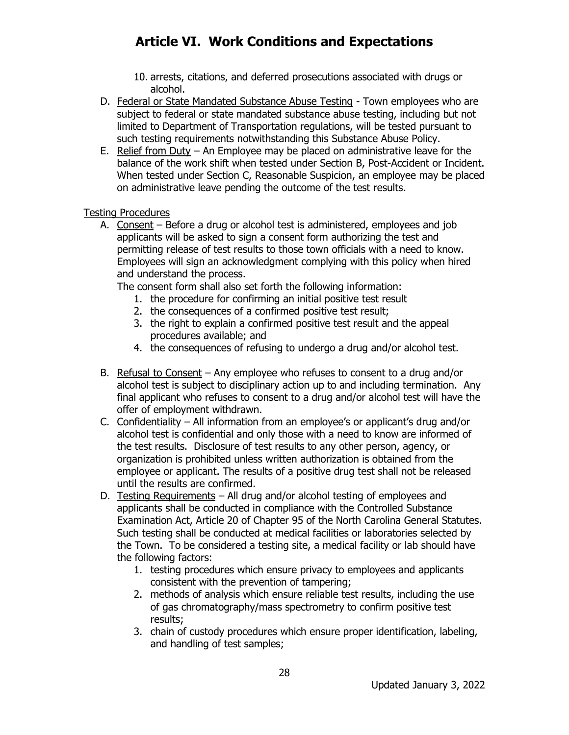# Article VI. Work Conditions and Expectations

10. arrests, citations, and deferred prosecutions associated with drugs or alcohol.

D. Federal or State Mandated Substance Abuse Testing - Town employees who are subject to federal or state mandated substance abuse testing, including but not limited to Department of Transportation regulations, will be tested pursuant to such testing requirements notwithstanding this Substance Abuse Policy.

E. Relief from Duty – An Employee may be placed on administrative leave for the balance of the work shift when tested under Section B, Post-Accident or Incident. When tested under Section C, Reasonable Suspicion, an employee may be placed on administrative leave pending the outcome of the test results.

Testing Procedures

A. Consent – Before a drug or alcohol test is administered, employees and job applicants will be asked to sign a consent form authorizing the test and permitting release of test results to those town officials with a need to know. Employees will sign an acknowledgment complying with this policy when hired and understand the process.

   The consent form shall also set forth the following information:
   1. the procedure for confirming an initial positive test result
   2. the consequences of a confirmed positive test result;
   3. the right to explain a confirmed positive test result and the appeal procedures available; and
   4. the consequences of refusing to undergo a drug and/or alcohol test.

B. Refusal to Consent – Any employee who refuses to consent to a drug and/or alcohol test is subject to disciplinary action up to and including termination. Any final applicant who refuses to consent to a drug and/or alcohol test will have the offer of employment withdrawn.

C. Confidentiality – All information from an employee's or applicant's drug and/or alcohol test is confidential and only those with a need to know are informed of the test results. Disclosure of test results to any other person, agency, or organization is prohibited unless written authorization is obtained from the employee or applicant. The results of a positive drug test shall not be released until the results are confirmed.

D. Testing Requirements – All drug and/or alcohol testing of employees and applicants shall be conducted in compliance with the Controlled Substance Examination Act, Article 20 of Chapter 95 of the North Carolina General Statutes. Such testing shall be conducted at medical facilities or laboratories selected by the Town. To be considered a testing site, a medical facility or lab should have the following factors:
   1. testing procedures which ensure privacy to employees and applicants consistent with the prevention of tampering;
   2. methods of analysis which ensure reliable test results, including the use of gas chromatography/mass spectrometry to confirm positive test results;
   3. chain of custody procedures which ensure proper identification, labeling, and handling of test samples;

Updated January 3, 2022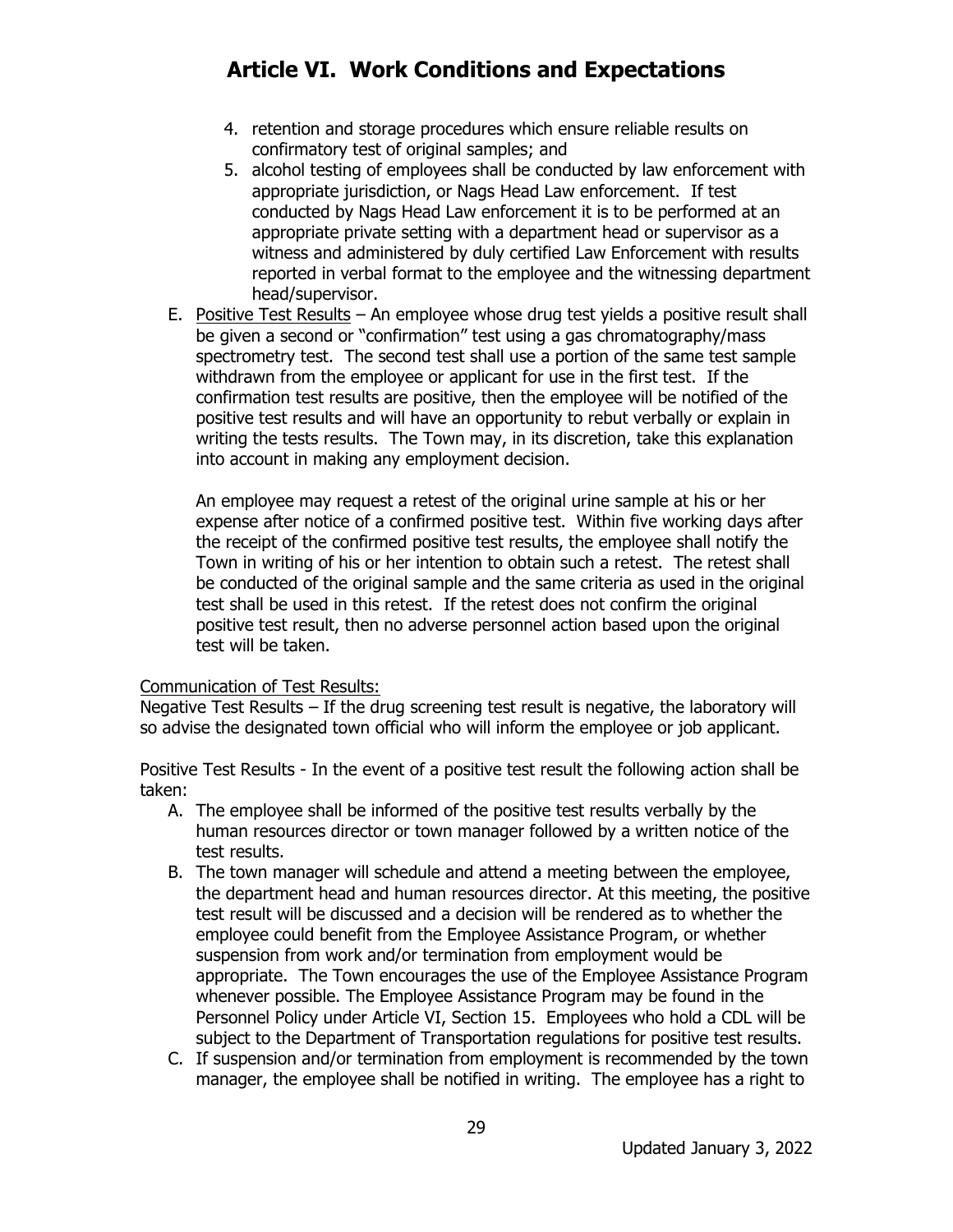4. retention and storage procedures which ensure reliable results on confirmatory test of original samples; and
5. alcohol testing of employees shall be conducted by law enforcement with appropriate jurisdiction, or Nags Head Law enforcement. If test conducted by Nags Head Law enforcement it is to be performed at an appropriate private setting with a department head or supervisor as a witness and administered by duly certified Law Enforcement with results reported in verbal format to the employee and the witnessing department head/supervisor.

E. <u>Positive Test Results</u> – An employee whose drug test yields a positive result shall be given a second or "confirmation" test using a gas chromatography/mass spectrometry test. The second test shall use a portion of the same test sample withdrawn from the employee or applicant for use in the first test. If the confirmation test results are positive, then the employee will be notified of the positive test results and will have an opportunity to rebut verbally or explain in writing the tests results. The Town may, in its discretion, take this explanation into account in making any employment decision.

   An employee may request a retest of the original urine sample at his or her expense after notice of a confirmed positive test. Within five working days after the receipt of the confirmed positive test results, the employee shall notify the Town in writing of his or her intention to obtain such a retest. The retest shall be conducted of the original sample and the same criteria as used in the original test shall be used in this retest. If the retest does not confirm the original positive test result, then no adverse personnel action based upon the original test will be taken.

<u>Communication of Test Results:</u>
Negative Test Results – If the drug screening test result is negative, the laboratory will so advise the designated town official who will inform the employee or job applicant.

Positive Test Results - In the event of a positive test result the following action shall be taken:

A. The employee shall be informed of the positive test results verbally by the human resources director or town manager followed by a written notice of the test results.
B. The town manager will schedule and attend a meeting between the employee, the department head and human resources director. At this meeting, the positive test result will be discussed and a decision will be rendered as to whether the employee could benefit from the Employee Assistance Program, or whether suspension from work and/or termination from employment would be appropriate. The Town encourages the use of the Employee Assistance Program whenever possible. The Employee Assistance Program may be found in the Personnel Policy under Article VI, Section 15. Employees who hold a CDL will be subject to the Department of Transportation regulations for positive test results.
C. If suspension and/or termination from employment is recommended by the town manager, the employee shall be notified in writing. The employee has a right to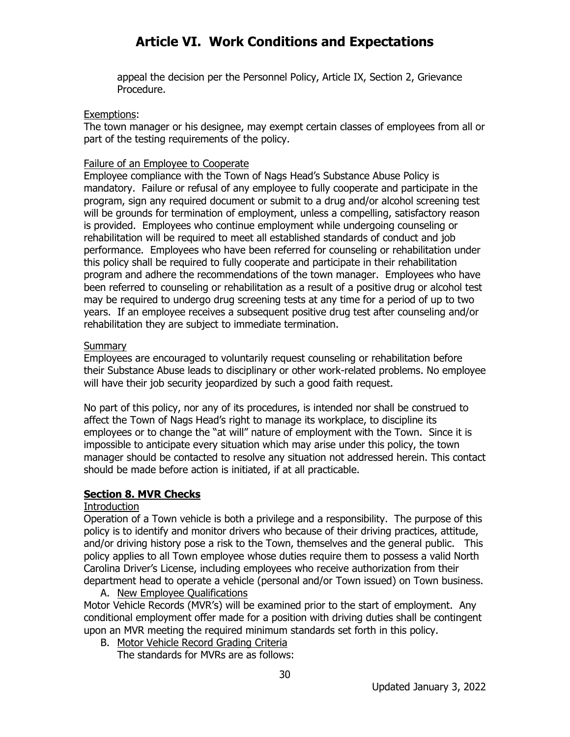appeal the decision per the Personnel Policy, Article IX, Section 2, Grievance Procedure.

Exemptions:

The town manager or his designee, may exempt certain classes of employees from all or part of the testing requirements of the policy.

Failure of an Employee to Cooperate

Employee compliance with the Town of Nags Head's Substance Abuse Policy is mandatory. Failure or refusal of any employee to fully cooperate and participate in the program, sign any required document or submit to a drug and/or alcohol screening test will be grounds for termination of employment, unless a compelling, satisfactory reason is provided. Employees who continue employment while undergoing counseling or rehabilitation will be required to meet all established standards of conduct and job performance. Employees who have been referred for counseling or rehabilitation under this policy shall be required to fully cooperate and participate in their rehabilitation program and adhere the recommendations of the town manager. Employees who have been referred to counseling or rehabilitation as a result of a positive drug or alcohol test may be required to undergo drug screening tests at any time for a period of up to two years. If an employee receives a subsequent positive drug test after counseling and/or rehabilitation they are subject to immediate termination.

Summary

Employees are encouraged to voluntarily request counseling or rehabilitation before their Substance Abuse leads to disciplinary or other work-related problems. No employee will have their job security jeopardized by such a good faith request.

No part of this policy, nor any of its procedures, is intended nor shall be construed to affect the Town of Nags Head's right to manage its workplace, to discipline its employees or to change the "at will" nature of employment with the Town. Since it is impossible to anticipate every situation which may arise under this policy, the town manager should be contacted to resolve any situation not addressed herein. This contact should be made before action is initiated, if at all practicable.

## Section 8. MVR Checks

Introduction

Operation of a Town vehicle is both a privilege and a responsibility. The purpose of this policy is to identify and monitor drivers who because of their driving practices, attitude, and/or driving history pose a risk to the Town, themselves and the general public. This policy applies to all Town employee whose duties require them to possess a valid North Carolina Driver's License, including employees who receive authorization from their department head to operate a vehicle (personal and/or Town issued) on Town business.

A. New Employee Qualifications

Motor Vehicle Records (MVR's) will be examined prior to the start of employment. Any conditional employment offer made for a position with driving duties shall be contingent upon an MVR meeting the required minimum standards set forth in this policy.

B. Motor Vehicle Record Grading Criteria

The standards for MVRs are as follows: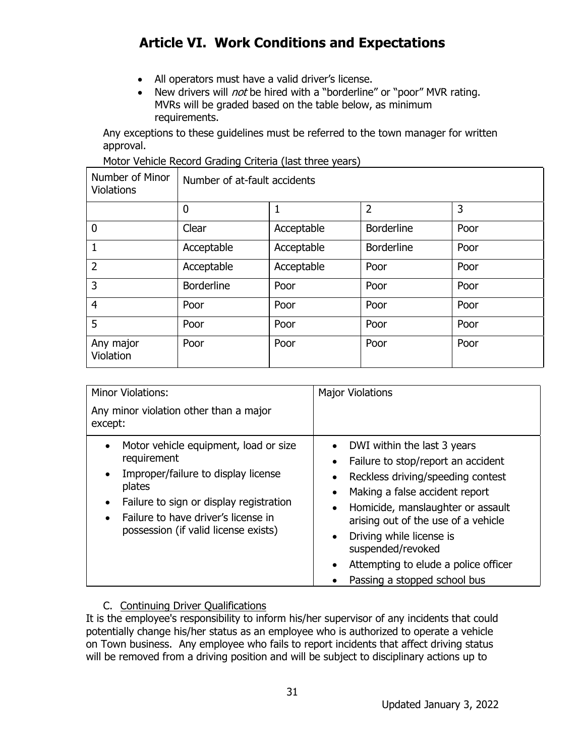# Article VI. Work Conditions and Expectations

- All operators must have a valid driver's license.
- New drivers will *not* be hired with a "borderline" or "poor" MVR rating. MVRs will be graded based on the table below, as minimum requirements.

Any exceptions to these guidelines must be referred to the town manager for written approval.

Motor Vehicle Record Grading Criteria (last three years)

| Number of Minor Violations | Number of at-fault accidents | | | |
|---|---|---|---|---|
| | 0 | 1 | 2 | 3 |
| 0 | Clear | Acceptable | Borderline | Poor |
| 1 | Acceptable | Acceptable | Borderline | Poor |
| 2 | Acceptable | Acceptable | Poor | Poor |
| 3 | Borderline | Poor | Poor | Poor |
| 4 | Poor | Poor | Poor | Poor |
| 5 | Poor | Poor | Poor | Poor |
| Any major Violation | Poor | Poor | Poor | Poor |

| Minor Violations: Any minor violation other than a major except: | Major Violations |
|---|---|
| • Motor vehicle equipment, load or size requirement<br>• Improper/failure to display license plates<br>• Failure to sign or display registration<br>• Failure to have driver's license in possession (if valid license exists) | • DWI within the last 3 years<br>• Failure to stop/report an accident<br>• Reckless driving/speeding contest<br>• Making a false accident report<br>• Homicide, manslaughter or assault arising out of the use of a vehicle<br>• Driving while license is suspended/revoked<br>• Attempting to elude a police officer<br>• Passing a stopped school bus |

C. Continuing Driver Qualifications

It is the employee's responsibility to inform his/her supervisor of any incidents that could potentially change his/her status as an employee who is authorized to operate a vehicle on Town business. Any employee who fails to report incidents that affect driving status will be removed from a driving position and will be subject to disciplinary actions up to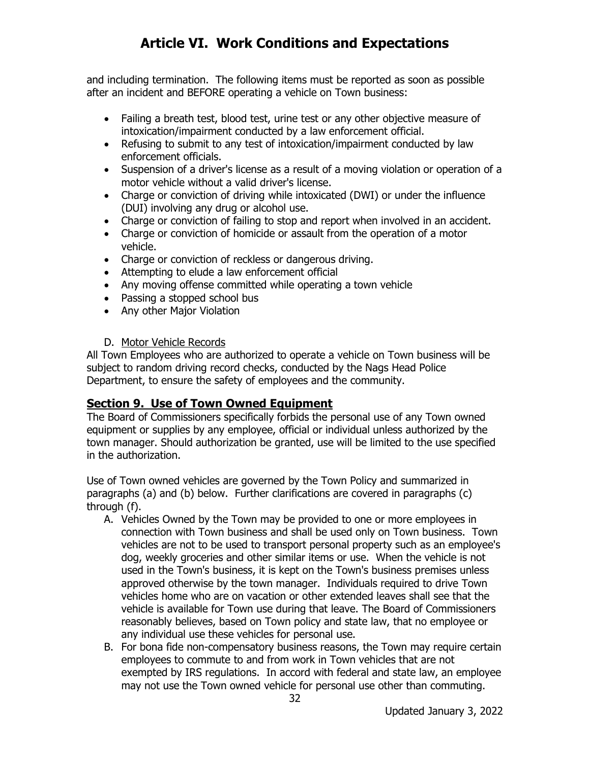and including termination. The following items must be reported as soon as possible after an incident and BEFORE operating a vehicle on Town business:

- Failing a breath test, blood test, urine test or any other objective measure of intoxication/impairment conducted by a law enforcement official.
- Refusing to submit to any test of intoxication/impairment conducted by law enforcement officials.
- Suspension of a driver's license as a result of a moving violation or operation of a motor vehicle without a valid driver's license.
- Charge or conviction of driving while intoxicated (DWI) or under the influence (DUI) involving any drug or alcohol use.
- Charge or conviction of failing to stop and report when involved in an accident.
- Charge or conviction of homicide or assault from the operation of a motor vehicle.
- Charge or conviction of reckless or dangerous driving.
- Attempting to elude a law enforcement official
- Any moving offense committed while operating a town vehicle
- Passing a stopped school bus
- Any other Major Violation

D. Motor Vehicle Records

All Town Employees who are authorized to operate a vehicle on Town business will be subject to random driving record checks, conducted by the Nags Head Police Department, to ensure the safety of employees and the community.

## Section 9. Use of Town Owned Equipment

The Board of Commissioners specifically forbids the personal use of any Town owned equipment or supplies by any employee, official or individual unless authorized by the town manager. Should authorization be granted, use will be limited to the use specified in the authorization.

Use of Town owned vehicles are governed by the Town Policy and summarized in paragraphs (a) and (b) below. Further clarifications are covered in paragraphs (c) through (f).

A. Vehicles Owned by the Town may be provided to one or more employees in connection with Town business and shall be used only on Town business. Town vehicles are not to be used to transport personal property such as an employee's dog, weekly groceries and other similar items or use. When the vehicle is not used in the Town's business, it is kept on the Town's business premises unless approved otherwise by the town manager. Individuals required to drive Town vehicles home who are on vacation or other extended leaves shall see that the vehicle is available for Town use during that leave. The Board of Commissioners reasonably believes, based on Town policy and state law, that no employee or any individual use these vehicles for personal use.

B. For bona fide non-compensatory business reasons, the Town may require certain employees to commute to and from work in Town vehicles that are not exempted by IRS regulations. In accord with federal and state law, an employee may not use the Town owned vehicle for personal use other than commuting.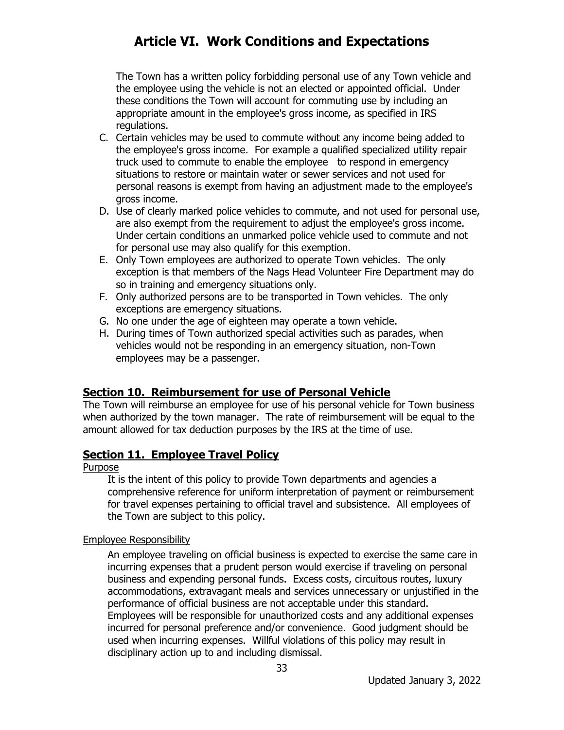The Town has a written policy forbidding personal use of any Town vehicle and the employee using the vehicle is not an elected or appointed official. Under these conditions the Town will account for commuting use by including an appropriate amount in the employee's gross income, as specified in IRS regulations.

C. Certain vehicles may be used to commute without any income being added to the employee's gross income. For example a qualified specialized utility repair truck used to commute to enable the employee to respond in emergency situations to restore or maintain water or sewer services and not used for personal reasons is exempt from having an adjustment made to the employee's gross income.
D. Use of clearly marked police vehicles to commute, and not used for personal use, are also exempt from the requirement to adjust the employee's gross income. Under certain conditions an unmarked police vehicle used to commute and not for personal use may also qualify for this exemption.
E. Only Town employees are authorized to operate Town vehicles. The only exception is that members of the Nags Head Volunteer Fire Department may do so in training and emergency situations only.
F. Only authorized persons are to be transported in Town vehicles. The only exceptions are emergency situations.
G. No one under the age of eighteen may operate a town vehicle.
H. During times of Town authorized special activities such as parades, when vehicles would not be responding in an emergency situation, non-Town employees may be a passenger.

## Section 10. Reimbursement for use of Personal Vehicle

The Town will reimburse an employee for use of his personal vehicle for Town business when authorized by the town manager. The rate of reimbursement will be equal to the amount allowed for tax deduction purposes by the IRS at the time of use.

## Section 11. Employee Travel Policy

Purpose

It is the intent of this policy to provide Town departments and agencies a comprehensive reference for uniform interpretation of payment or reimbursement for travel expenses pertaining to official travel and subsistence. All employees of the Town are subject to this policy.

Employee Responsibility

An employee traveling on official business is expected to exercise the same care in incurring expenses that a prudent person would exercise if traveling on personal business and expending personal funds. Excess costs, circuitous routes, luxury accommodations, extravagant meals and services unnecessary or unjustified in the performance of official business are not acceptable under this standard. Employees will be responsible for unauthorized costs and any additional expenses incurred for personal preference and/or convenience. Good judgment should be used when incurring expenses. Willful violations of this policy may result in disciplinary action up to and including dismissal.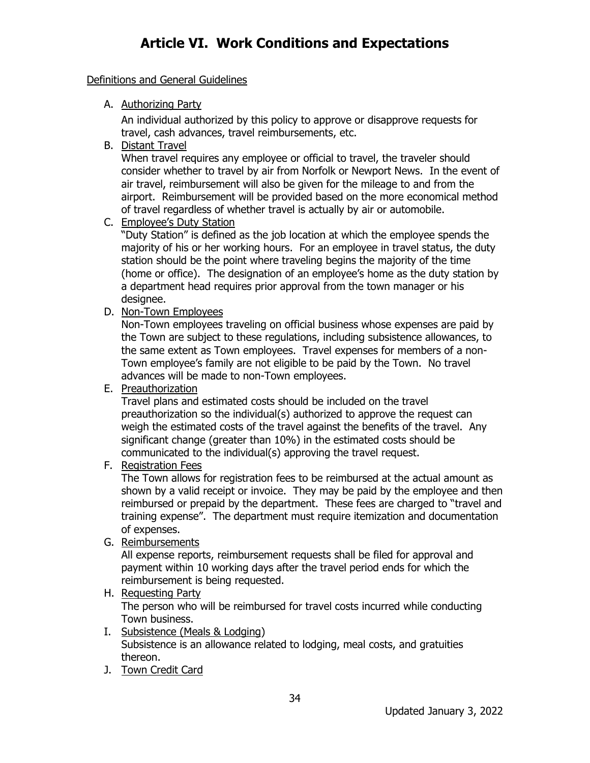# Article VI. Work Conditions and Expectations

Definitions and General Guidelines

A. Authorizing Party

   An individual authorized by this policy to approve or disapprove requests for travel, cash advances, travel reimbursements, etc.

B. Distant Travel

   When travel requires any employee or official to travel, the traveler should consider whether to travel by air from Norfolk or Newport News. In the event of air travel, reimbursement will also be given for the mileage to and from the airport. Reimbursement will be provided based on the more economical method of travel regardless of whether travel is actually by air or automobile.

C. Employee's Duty Station

   "Duty Station" is defined as the job location at which the employee spends the majority of his or her working hours. For an employee in travel status, the duty station should be the point where traveling begins the majority of the time (home or office). The designation of an employee's home as the duty station by a department head requires prior approval from the town manager or his designee.

D. Non-Town Employees

   Non-Town employees traveling on official business whose expenses are paid by the Town are subject to these regulations, including subsistence allowances, to the same extent as Town employees. Travel expenses for members of a non-Town employee's family are not eligible to be paid by the Town. No travel advances will be made to non-Town employees.

E. Preauthorization

   Travel plans and estimated costs should be included on the travel preauthorization so the individual(s) authorized to approve the request can weigh the estimated costs of the travel against the benefits of the travel. Any significant change (greater than 10%) in the estimated costs should be communicated to the individual(s) approving the travel request.

F. Registration Fees

   The Town allows for registration fees to be reimbursed at the actual amount as shown by a valid receipt or invoice. They may be paid by the employee and then reimbursed or prepaid by the department. These fees are charged to "travel and training expense". The department must require itemization and documentation of expenses.

G. Reimbursements

   All expense reports, reimbursement requests shall be filed for approval and payment within 10 working days after the travel period ends for which the reimbursement is being requested.

H. Requesting Party

   The person who will be reimbursed for travel costs incurred while conducting Town business.

I. Subsistence (Meals & Lodging)

   Subsistence is an allowance related to lodging, meal costs, and gratuities thereon.

J. Town Credit Card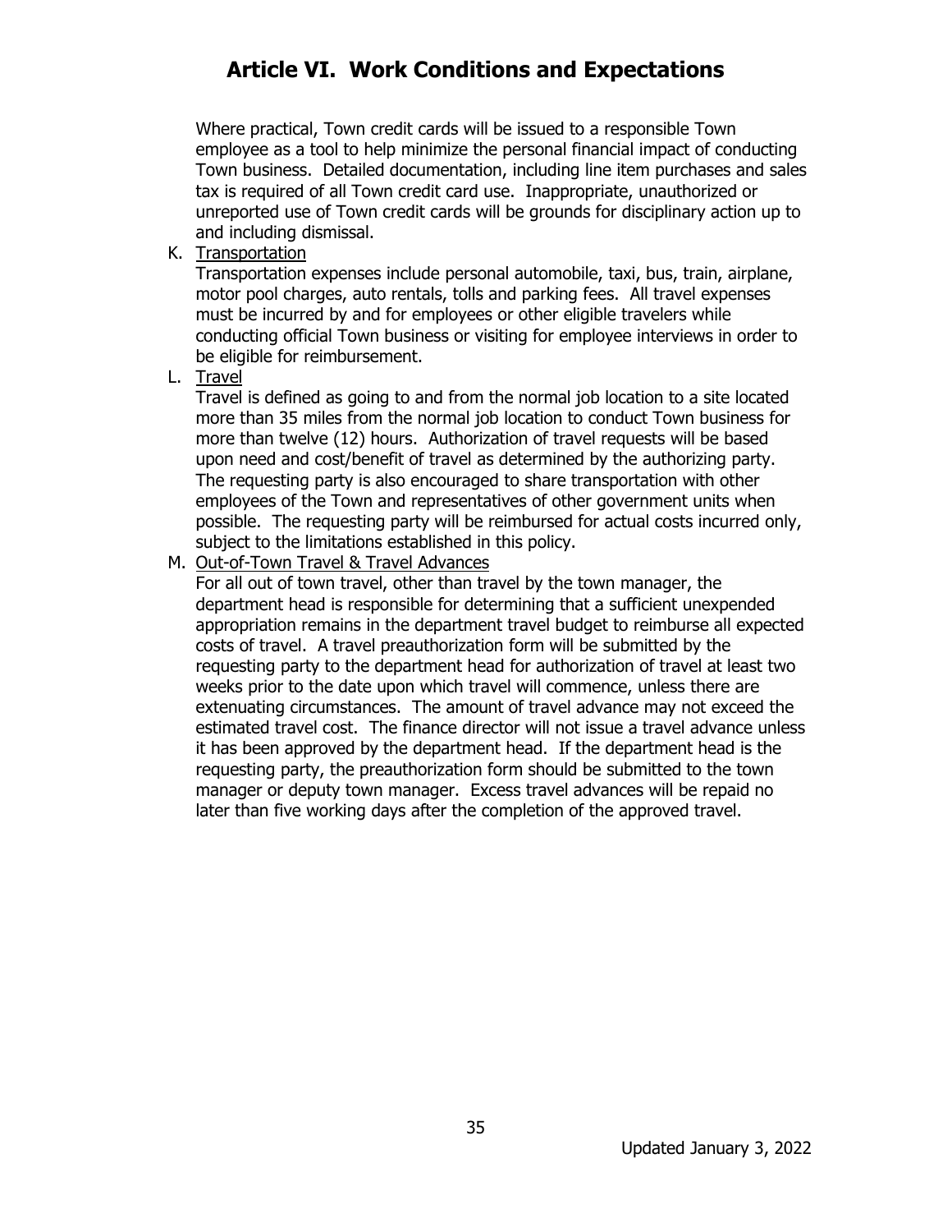# Article VI. Work Conditions and Expectations

Where practical, Town credit cards will be issued to a responsible Town employee as a tool to help minimize the personal financial impact of conducting Town business. Detailed documentation, including line item purchases and sales tax is required of all Town credit card use. Inappropriate, unauthorized or unreported use of Town credit cards will be grounds for disciplinary action up to and including dismissal.

K. Transportation

Transportation expenses include personal automobile, taxi, bus, train, airplane, motor pool charges, auto rentals, tolls and parking fees. All travel expenses must be incurred by and for employees or other eligible travelers while conducting official Town business or visiting for employee interviews in order to be eligible for reimbursement.

L. Travel

Travel is defined as going to and from the normal job location to a site located more than 35 miles from the normal job location to conduct Town business for more than twelve (12) hours. Authorization of travel requests will be based upon need and cost/benefit of travel as determined by the authorizing party. The requesting party is also encouraged to share transportation with other employees of the Town and representatives of other government units when possible. The requesting party will be reimbursed for actual costs incurred only, subject to the limitations established in this policy.

M. Out-of-Town Travel & Travel Advances

For all out of town travel, other than travel by the town manager, the department head is responsible for determining that a sufficient unexpended appropriation remains in the department travel budget to reimburse all expected costs of travel. A travel preauthorization form will be submitted by the requesting party to the department head for authorization of travel at least two weeks prior to the date upon which travel will commence, unless there are extenuating circumstances. The amount of travel advance may not exceed the estimated travel cost. The finance director will not issue a travel advance unless it has been approved by the department head. If the department head is the requesting party, the preauthorization form should be submitted to the town manager or deputy town manager. Excess travel advances will be repaid no later than five working days after the completion of the approved travel.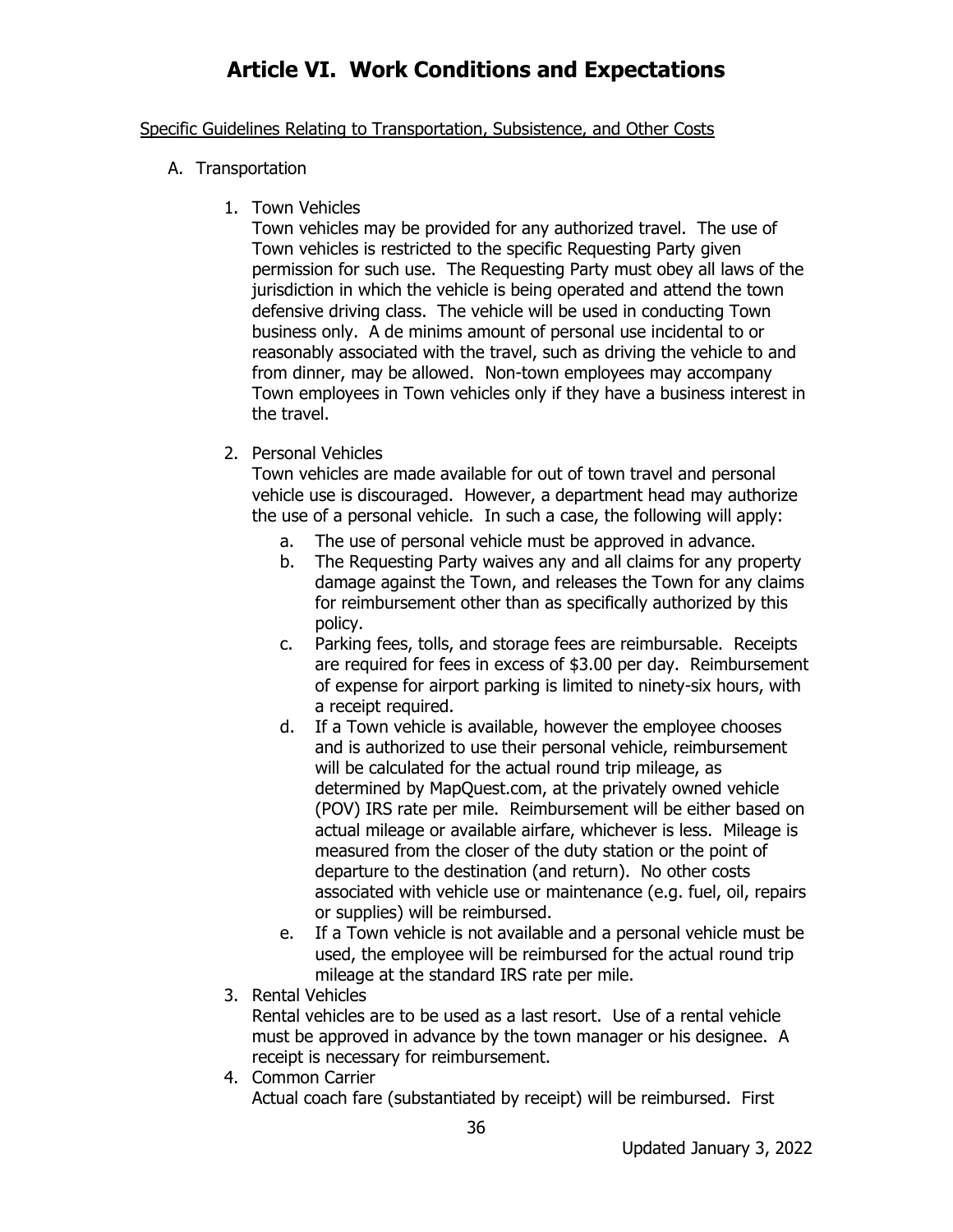# Article VI. Work Conditions and Expectations

Specific Guidelines Relating to Transportation, Subsistence, and Other Costs

A. Transportation

1. Town Vehicles

   Town vehicles may be provided for any authorized travel. The use of Town vehicles is restricted to the specific Requesting Party given permission for such use. The Requesting Party must obey all laws of the jurisdiction in which the vehicle is being operated and attend the town defensive driving class. The vehicle will be used in conducting Town business only. A de minims amount of personal use incidental to or reasonably associated with the travel, such as driving the vehicle to and from dinner, may be allowed. Non-town employees may accompany Town employees in Town vehicles only if they have a business interest in the travel.

2. Personal Vehicles

   Town vehicles are made available for out of town travel and personal vehicle use is discouraged. However, a department head may authorize the use of a personal vehicle. In such a case, the following will apply:

   a. The use of personal vehicle must be approved in advance.
   b. The Requesting Party waives any and all claims for any property damage against the Town, and releases the Town for any claims for reimbursement other than as specifically authorized by this policy.
   c. Parking fees, tolls, and storage fees are reimbursable. Receipts are required for fees in excess of $3.00 per day. Reimbursement of expense for airport parking is limited to ninety-six hours, with a receipt required.
   d. If a Town vehicle is available, however the employee chooses and is authorized to use their personal vehicle, reimbursement will be calculated for the actual round trip mileage, as determined by MapQuest.com, at the privately owned vehicle (POV) IRS rate per mile. Reimbursement will be either based on actual mileage or available airfare, whichever is less. Mileage is measured from the closer of the duty station or the point of departure to the destination (and return). No other costs associated with vehicle use or maintenance (e.g. fuel, oil, repairs or supplies) will be reimbursed.
   e. If a Town vehicle is not available and a personal vehicle must be used, the employee will be reimbursed for the actual round trip mileage at the standard IRS rate per mile.

3. Rental Vehicles

   Rental vehicles are to be used as a last resort. Use of a rental vehicle must be approved in advance by the town manager or his designee. A receipt is necessary for reimbursement.

4. Common Carrier

   Actual coach fare (substantiated by receipt) will be reimbursed. First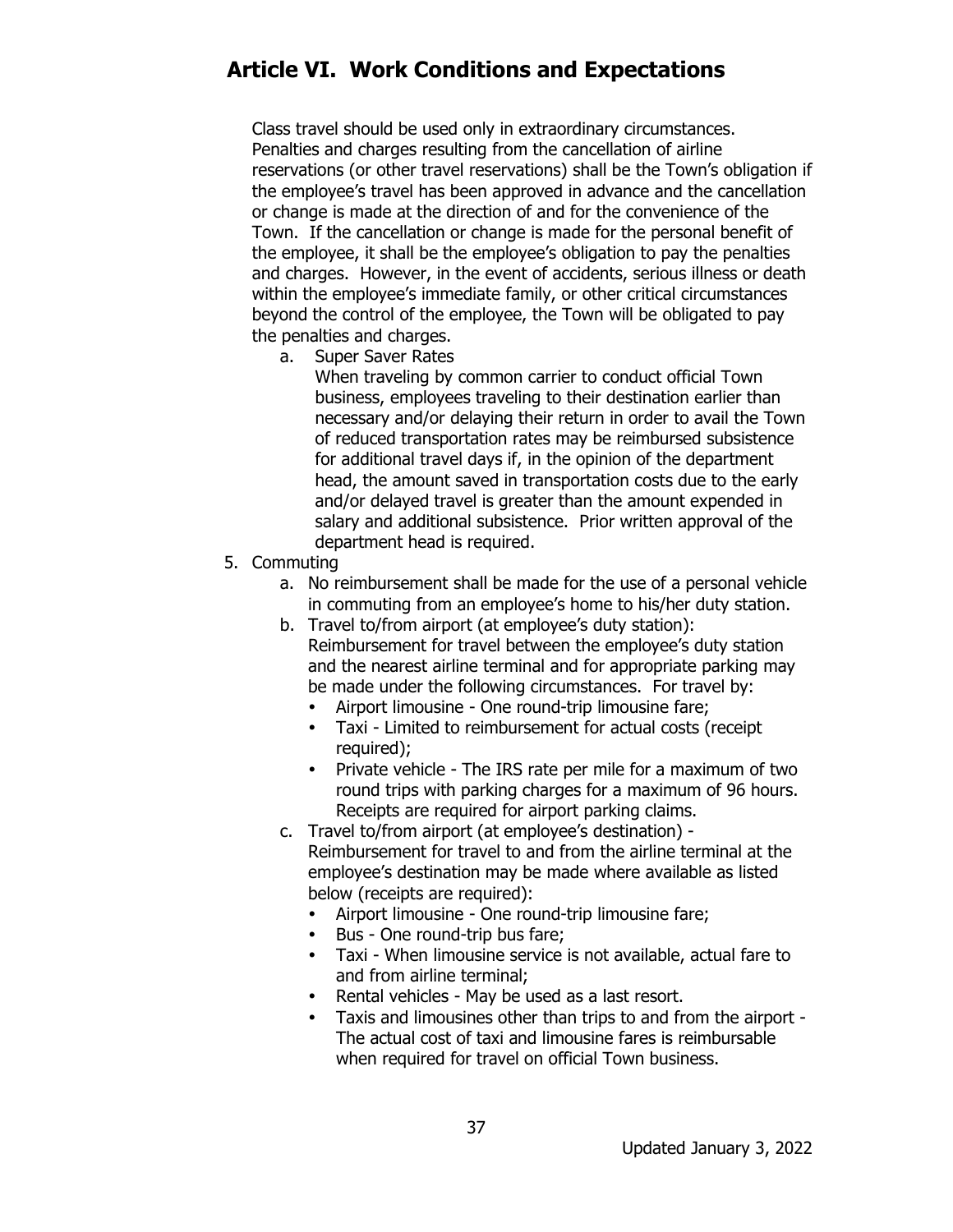Class travel should be used only in extraordinary circumstances. Penalties and charges resulting from the cancellation of airline reservations (or other travel reservations) shall be the Town's obligation if the employee's travel has been approved in advance and the cancellation or change is made at the direction of and for the convenience of the Town. If the cancellation or change is made for the personal benefit of the employee, it shall be the employee's obligation to pay the penalties and charges. However, in the event of accidents, serious illness or death within the employee's immediate family, or other critical circumstances beyond the control of the employee, the Town will be obligated to pay the penalties and charges.

a. Super Saver Rates
   When traveling by common carrier to conduct official Town business, employees traveling to their destination earlier than necessary and/or delaying their return in order to avail the Town of reduced transportation rates may be reimbursed subsistence for additional travel days if, in the opinion of the department head, the amount saved in transportation costs due to the early and/or delayed travel is greater than the amount expended in salary and additional subsistence. Prior written approval of the department head is required.

5. Commuting
   a. No reimbursement shall be made for the use of a personal vehicle in commuting from an employee's home to his/her duty station.
   b. Travel to/from airport (at employee's duty station): Reimbursement for travel between the employee's duty station and the nearest airline terminal and for appropriate parking may be made under the following circumstances. For travel by:
      - Airport limousine - One round-trip limousine fare;
      - Taxi - Limited to reimbursement for actual costs (receipt required);
      - Private vehicle - The IRS rate per mile for a maximum of two round trips with parking charges for a maximum of 96 hours. Receipts are required for airport parking claims.
   c. Travel to/from airport (at employee's destination) - Reimbursement for travel to and from the airline terminal at the employee's destination may be made where available as listed below (receipts are required):
      - Airport limousine - One round-trip limousine fare;
      - Bus - One round-trip bus fare;
      - Taxi - When limousine service is not available, actual fare to and from airline terminal;
      - Rental vehicles - May be used as a last resort.
      - Taxis and limousines other than trips to and from the airport - The actual cost of taxi and limousine fares is reimbursable when required for travel on official Town business.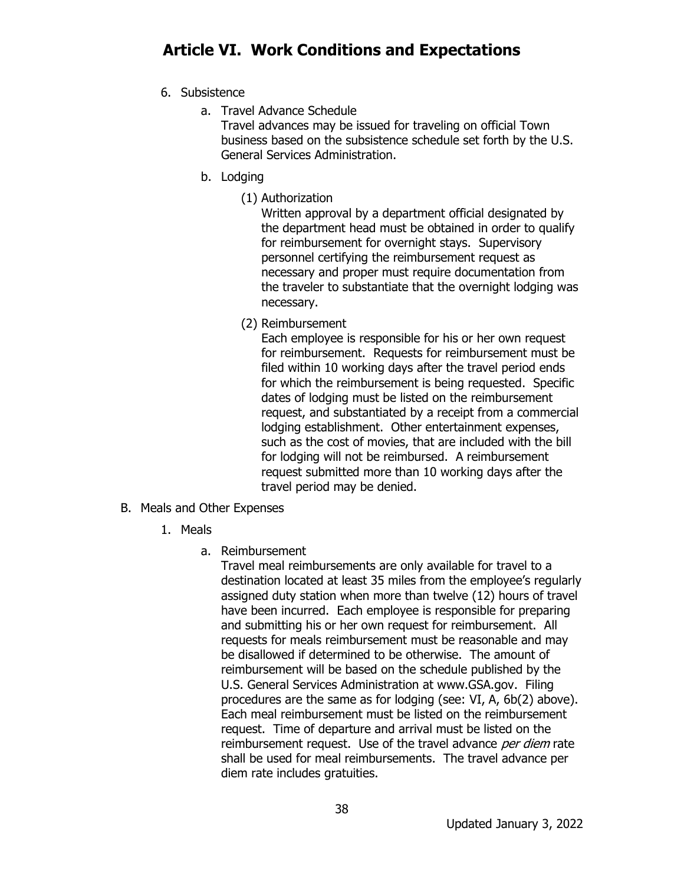# Article VI. Work Conditions and Expectations

6. Subsistence

   a. Travel Advance Schedule

      Travel advances may be issued for traveling on official Town business based on the subsistence schedule set forth by the U.S. General Services Administration.

   b. Lodging

      (1) Authorization

      Written approval by a department official designated by the department head must be obtained in order to qualify for reimbursement for overnight stays. Supervisory personnel certifying the reimbursement request as necessary and proper must require documentation from the traveler to substantiate that the overnight lodging was necessary.

      (2) Reimbursement

      Each employee is responsible for his or her own request for reimbursement. Requests for reimbursement must be filed within 10 working days after the travel period ends for which the reimbursement is being requested. Specific dates of lodging must be listed on the reimbursement request, and substantiated by a receipt from a commercial lodging establishment. Other entertainment expenses, such as the cost of movies, that are included with the bill for lodging will not be reimbursed. A reimbursement request submitted more than 10 working days after the travel period may be denied.

B. Meals and Other Expenses

1. Meals

   a. Reimbursement

      Travel meal reimbursements are only available for travel to a destination located at least 35 miles from the employee's regularly assigned duty station when more than twelve (12) hours of travel have been incurred. Each employee is responsible for preparing and submitting his or her own request for reimbursement. All requests for meals reimbursement must be reasonable and may be disallowed if determined to be otherwise. The amount of reimbursement will be based on the schedule published by the U.S. General Services Administration at www.GSA.gov. Filing procedures are the same as for lodging (see: VI, A, 6b(2) above). Each meal reimbursement must be listed on the reimbursement request. Time of departure and arrival must be listed on the reimbursement request. Use of the travel advance *per diem* rate shall be used for meal reimbursements. The travel advance per diem rate includes gratuities.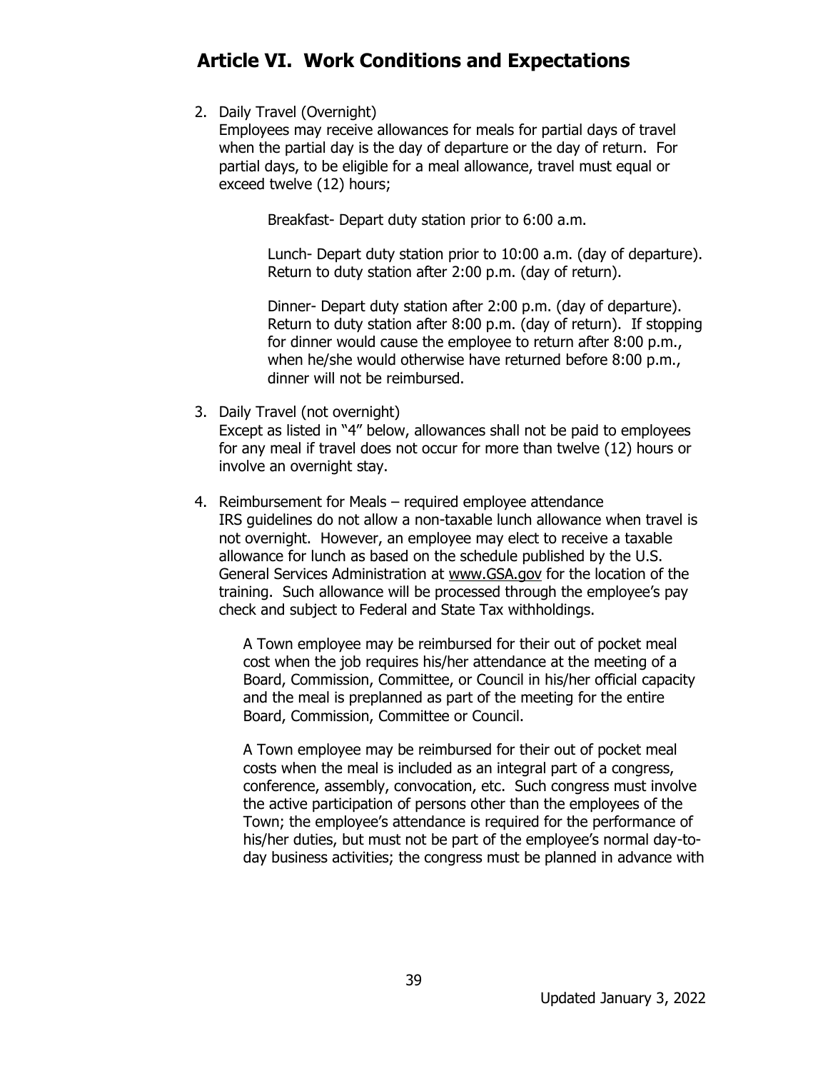# Article VI. Work Conditions and Expectations

2. Daily Travel (Overnight)
   Employees may receive allowances for meals for partial days of travel when the partial day is the day of departure or the day of return. For partial days, to be eligible for a meal allowance, travel must equal or exceed twelve (12) hours;

   Breakfast- Depart duty station prior to 6:00 a.m.

   Lunch- Depart duty station prior to 10:00 a.m. (day of departure). Return to duty station after 2:00 p.m. (day of return).

   Dinner- Depart duty station after 2:00 p.m. (day of departure). Return to duty station after 8:00 p.m. (day of return). If stopping for dinner would cause the employee to return after 8:00 p.m., when he/she would otherwise have returned before 8:00 p.m., dinner will not be reimbursed.

3. Daily Travel (not overnight)
   Except as listed in "4" below, allowances shall not be paid to employees for any meal if travel does not occur for more than twelve (12) hours or involve an overnight stay.

4. Reimbursement for Meals – required employee attendance
   IRS guidelines do not allow a non-taxable lunch allowance when travel is not overnight. However, an employee may elect to receive a taxable allowance for lunch as based on the schedule published by the U.S. General Services Administration at www.GSA.gov for the location of the training. Such allowance will be processed through the employee's pay check and subject to Federal and State Tax withholdings.

   A Town employee may be reimbursed for their out of pocket meal cost when the job requires his/her attendance at the meeting of a Board, Commission, Committee, or Council in his/her official capacity and the meal is preplanned as part of the meeting for the entire Board, Commission, Committee or Council.

   A Town employee may be reimbursed for their out of pocket meal costs when the meal is included as an integral part of a congress, conference, assembly, convocation, etc. Such congress must involve the active participation of persons other than the employees of the Town; the employee's attendance is required for the performance of his/her duties, but must not be part of the employee's normal day-to-day business activities; the congress must be planned in advance with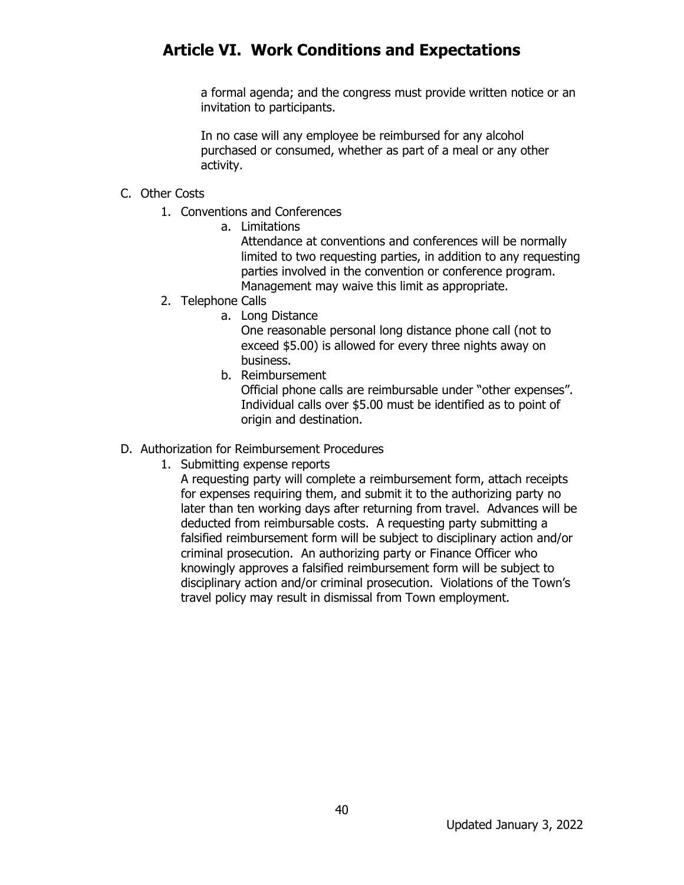a formal agenda; and the congress must provide written notice or an invitation to participants.

In no case will any employee be reimbursed for any alcohol purchased or consumed, whether as part of a meal or any other activity.

C. Other Costs
   1. Conventions and Conferences
      a. Limitations
         Attendance at conventions and conferences will be normally limited to two requesting parties, in addition to any requesting parties involved in the convention or conference program. Management may waive this limit as appropriate.
   2. Telephone Calls
      a. Long Distance
         One reasonable personal long distance phone call (not to exceed $5.00) is allowed for every three nights away on business.
      b. Reimbursement
         Official phone calls are reimbursable under "other expenses". Individual calls over $5.00 must be identified as to point of origin and destination.

D. Authorization for Reimbursement Procedures
   1. Submitting expense reports
      A requesting party will complete a reimbursement form, attach receipts for expenses requiring them, and submit it to the authorizing party no later than ten working days after returning from travel. Advances will be deducted from reimbursable costs. A requesting party submitting a falsified reimbursement form will be subject to disciplinary action and/or criminal prosecution. An authorizing party or Finance Officer who knowingly approves a falsified reimbursement form will be subject to disciplinary action and/or criminal prosecution. Violations of the Town's travel policy may result in dismissal from Town employment.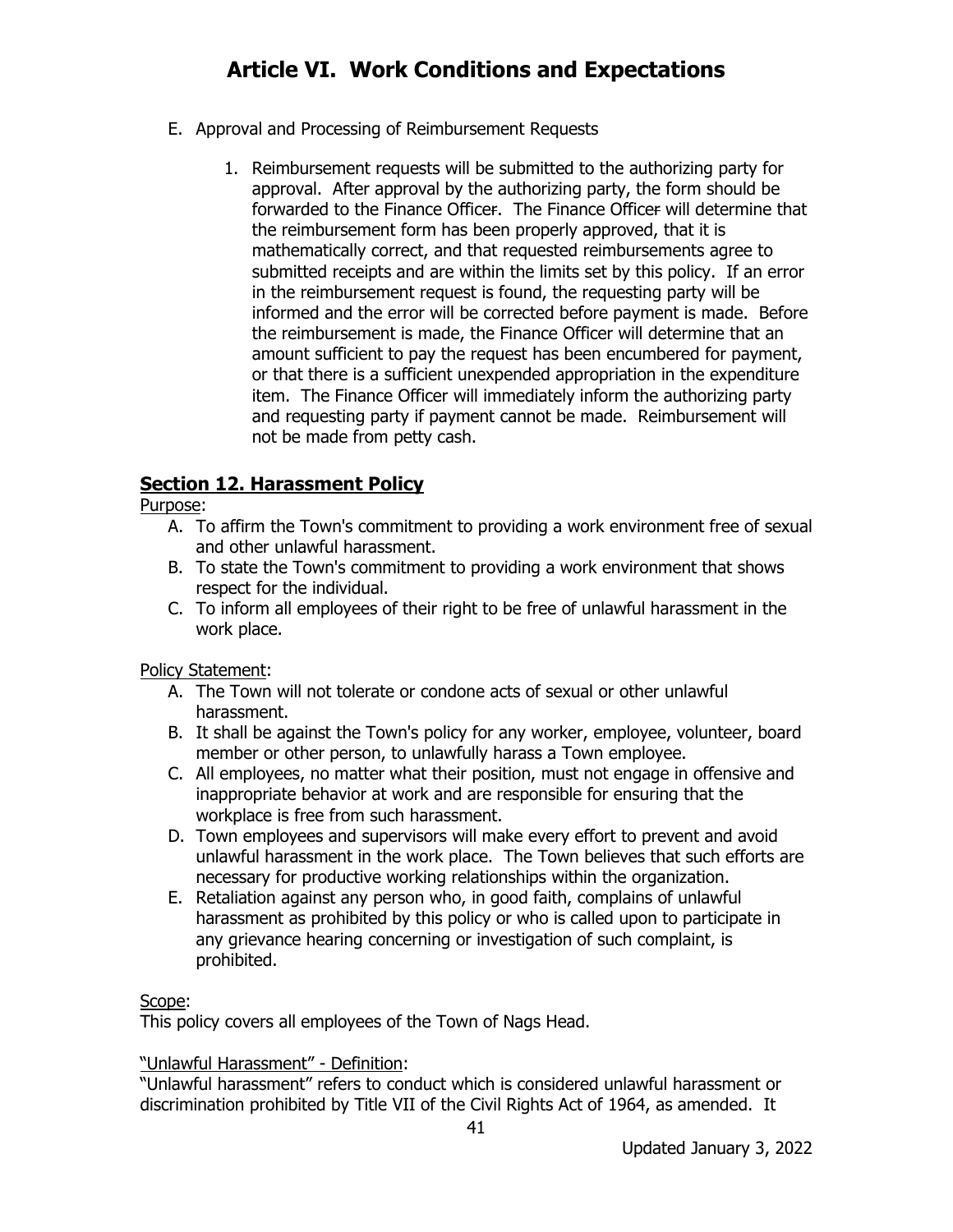# Article VI. Work Conditions and Expectations

E. Approval and Processing of Reimbursement Requests

1. Reimbursement requests will be submitted to the authorizing party for approval. After approval by the authorizing party, the form should be forwarded to the Finance Officer. The Finance Officer will determine that the reimbursement form has been properly approved, that it is mathematically correct, and that requested reimbursements agree to submitted receipts and are within the limits set by this policy. If an error in the reimbursement request is found, the requesting party will be informed and the error will be corrected before payment is made. Before the reimbursement is made, the Finance Officer will determine that an amount sufficient to pay the request has been encumbered for payment, or that there is a sufficient unexpended appropriation in the expenditure item. The Finance Officer will immediately inform the authorizing party and requesting party if payment cannot be made. Reimbursement will not be made from petty cash.

## Section 12. Harassment Policy

Purpose:

A. To affirm the Town's commitment to providing a work environment free of sexual and other unlawful harassment.
B. To state the Town's commitment to providing a work environment that shows respect for the individual.
C. To inform all employees of their right to be free of unlawful harassment in the work place.

Policy Statement:

A. The Town will not tolerate or condone acts of sexual or other unlawful harassment.
B. It shall be against the Town's policy for any worker, employee, volunteer, board member or other person, to unlawfully harass a Town employee.
C. All employees, no matter what their position, must not engage in offensive and inappropriate behavior at work and are responsible for ensuring that the workplace is free from such harassment.
D. Town employees and supervisors will make every effort to prevent and avoid unlawful harassment in the work place. The Town believes that such efforts are necessary for productive working relationships within the organization.
E. Retaliation against any person who, in good faith, complains of unlawful harassment as prohibited by this policy or who is called upon to participate in any grievance hearing concerning or investigation of such complaint, is prohibited.

Scope:

This policy covers all employees of the Town of Nags Head.

"Unlawful Harassment" - Definition:

"Unlawful harassment" refers to conduct which is considered unlawful harassment or discrimination prohibited by Title VII of the Civil Rights Act of 1964, as amended. It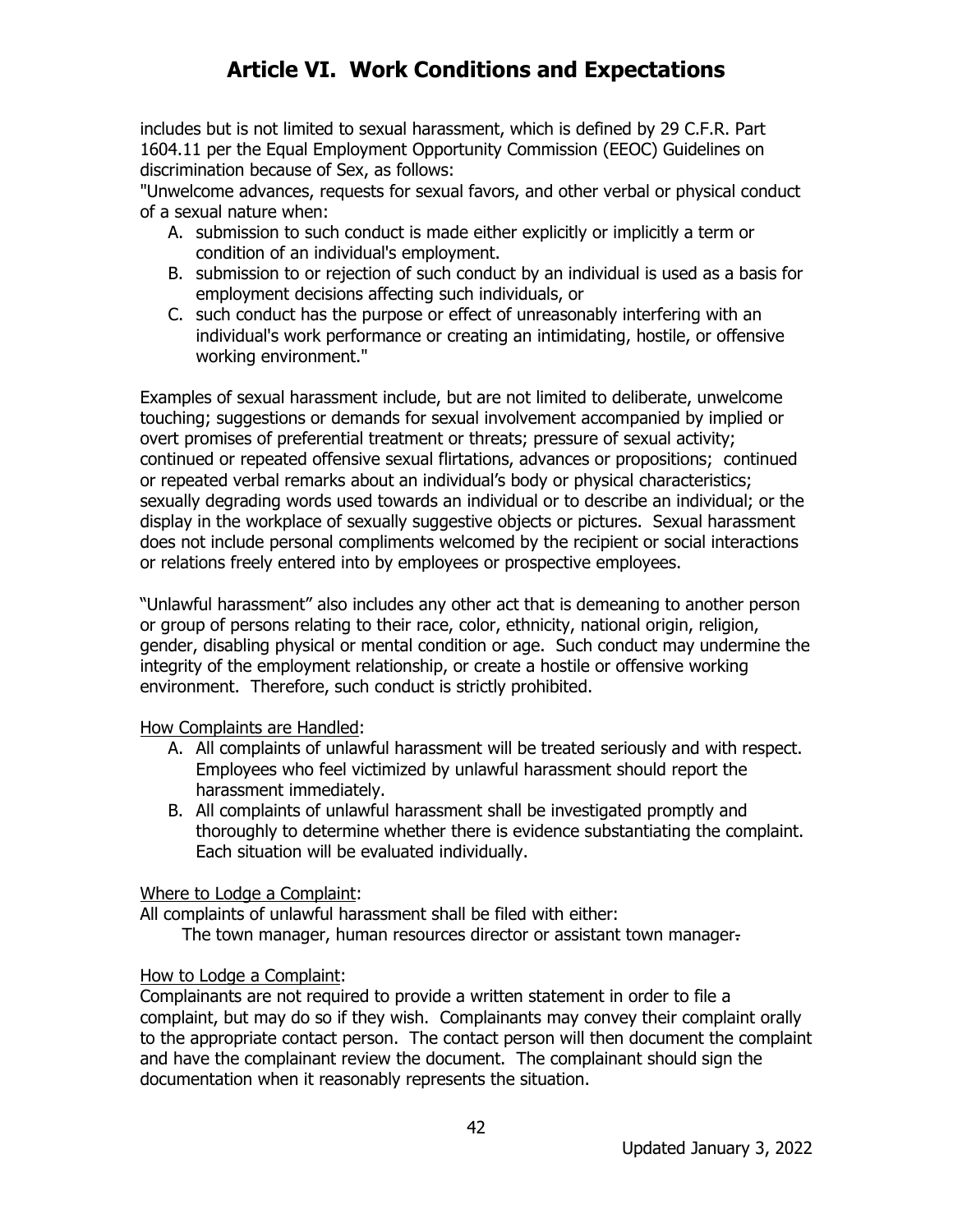includes but is not limited to sexual harassment, which is defined by 29 C.F.R. Part 1604.11 per the Equal Employment Opportunity Commission (EEOC) Guidelines on discrimination because of Sex, as follows:

"Unwelcome advances, requests for sexual favors, and other verbal or physical conduct of a sexual nature when:

A. submission to such conduct is made either explicitly or implicitly a term or condition of an individual's employment.
B. submission to or rejection of such conduct by an individual is used as a basis for employment decisions affecting such individuals, or
C. such conduct has the purpose or effect of unreasonably interfering with an individual's work performance or creating an intimidating, hostile, or offensive working environment."

Examples of sexual harassment include, but are not limited to deliberate, unwelcome touching; suggestions or demands for sexual involvement accompanied by implied or overt promises of preferential treatment or threats; pressure of sexual activity; continued or repeated offensive sexual flirtations, advances or propositions; continued or repeated verbal remarks about an individual's body or physical characteristics; sexually degrading words used towards an individual or to describe an individual; or the display in the workplace of sexually suggestive objects or pictures. Sexual harassment does not include personal compliments welcomed by the recipient or social interactions or relations freely entered into by employees or prospective employees.

"Unlawful harassment" also includes any other act that is demeaning to another person or group of persons relating to their race, color, ethnicity, national origin, religion, gender, disabling physical or mental condition or age. Such conduct may undermine the integrity of the employment relationship, or create a hostile or offensive working environment. Therefore, such conduct is strictly prohibited.

How Complaints are Handled:

A. All complaints of unlawful harassment will be treated seriously and with respect. Employees who feel victimized by unlawful harassment should report the harassment immediately.
B. All complaints of unlawful harassment shall be investigated promptly and thoroughly to determine whether there is evidence substantiating the complaint. Each situation will be evaluated individually.

Where to Lodge a Complaint:

All complaints of unlawful harassment shall be filed with either:

The town manager, human resources director or assistant town manager.

How to Lodge a Complaint:

Complainants are not required to provide a written statement in order to file a complaint, but may do so if they wish. Complainants may convey their complaint orally to the appropriate contact person. The contact person will then document the complaint and have the complainant review the document. The complainant should sign the documentation when it reasonably represents the situation.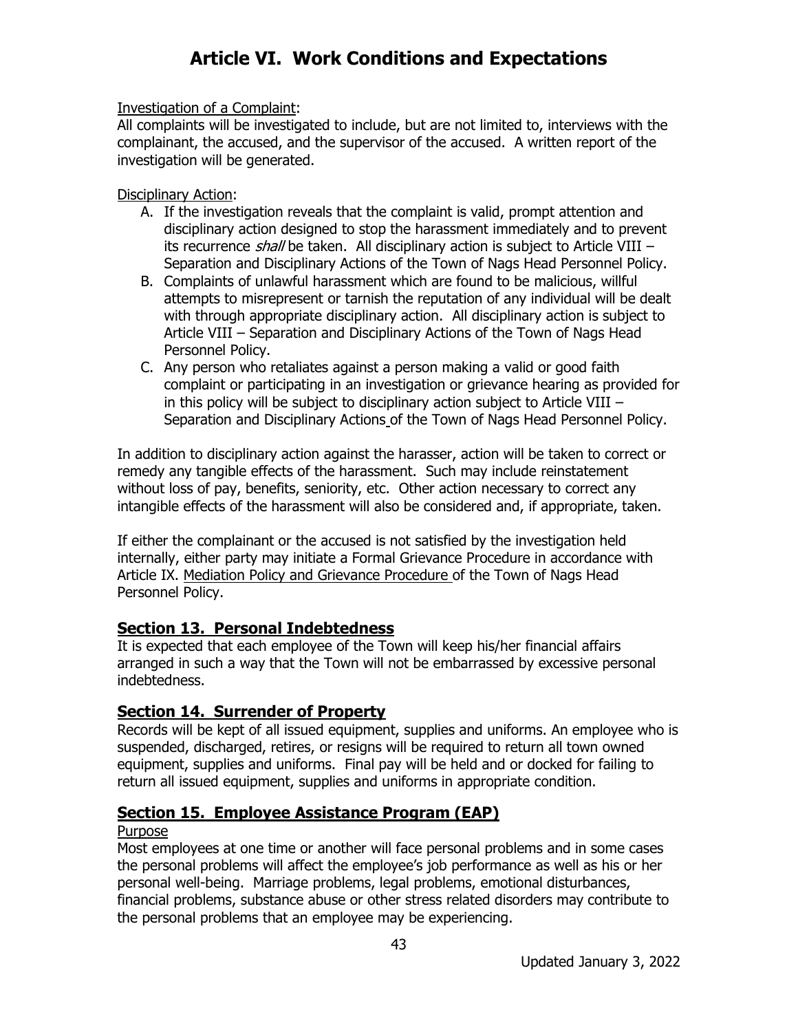# Article VI. Work Conditions and Expectations

Investigation of a Complaint:

All complaints will be investigated to include, but are not limited to, interviews with the complainant, the accused, and the supervisor of the accused. A written report of the investigation will be generated.

Disciplinary Action:

A. If the investigation reveals that the complaint is valid, prompt attention and disciplinary action designed to stop the harassment immediately and to prevent its recurrence *shall* be taken. All disciplinary action is subject to Article VIII – Separation and Disciplinary Actions of the Town of Nags Head Personnel Policy.
B. Complaints of unlawful harassment which are found to be malicious, willful attempts to misrepresent or tarnish the reputation of any individual will be dealt with through appropriate disciplinary action. All disciplinary action is subject to Article VIII – Separation and Disciplinary Actions of the Town of Nags Head Personnel Policy.
C. Any person who retaliates against a person making a valid or good faith complaint or participating in an investigation or grievance hearing as provided for in this policy will be subject to disciplinary action subject to Article VIII – Separation and Disciplinary Actions of the Town of Nags Head Personnel Policy.

In addition to disciplinary action against the harasser, action will be taken to correct or remedy any tangible effects of the harassment. Such may include reinstatement without loss of pay, benefits, seniority, etc. Other action necessary to correct any intangible effects of the harassment will also be considered and, if appropriate, taken.

If either the complainant or the accused is not satisfied by the investigation held internally, either party may initiate a Formal Grievance Procedure in accordance with Article IX. Mediation Policy and Grievance Procedure of the Town of Nags Head Personnel Policy.

## Section 13. Personal Indebtedness

It is expected that each employee of the Town will keep his/her financial affairs arranged in such a way that the Town will not be embarrassed by excessive personal indebtedness.

## Section 14. Surrender of Property

Records will be kept of all issued equipment, supplies and uniforms. An employee who is suspended, discharged, retires, or resigns will be required to return all town owned equipment, supplies and uniforms. Final pay will be held and or docked for failing to return all issued equipment, supplies and uniforms in appropriate condition.

## Section 15. Employee Assistance Program (EAP)

Purpose

Most employees at one time or another will face personal problems and in some cases the personal problems will affect the employee's job performance as well as his or her personal well-being. Marriage problems, legal problems, emotional disturbances, financial problems, substance abuse or other stress related disorders may contribute to the personal problems that an employee may be experiencing.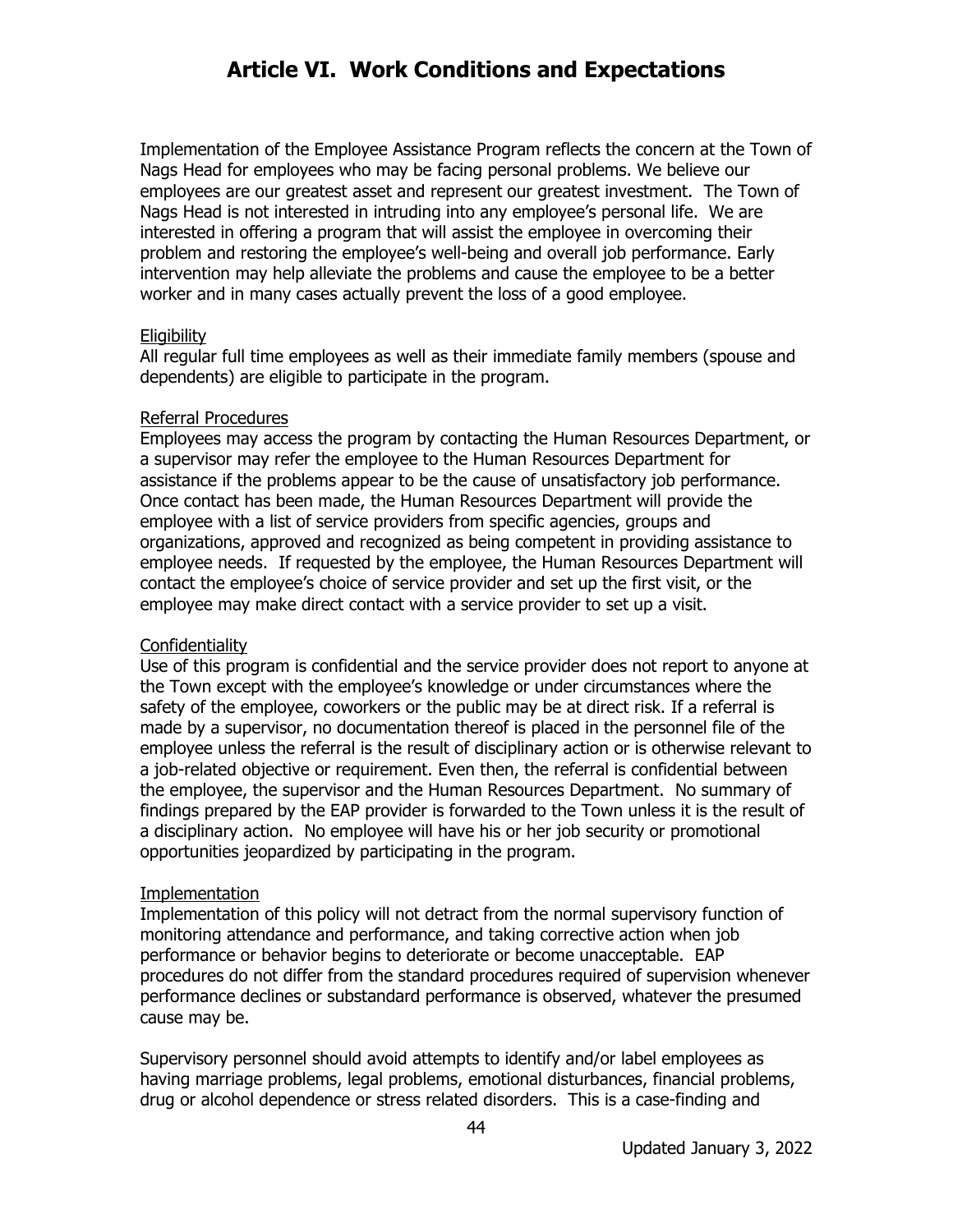# Article VI. Work Conditions and Expectations

Implementation of the Employee Assistance Program reflects the concern at the Town of Nags Head for employees who may be facing personal problems. We believe our employees are our greatest asset and represent our greatest investment. The Town of Nags Head is not interested in intruding into any employee's personal life. We are interested in offering a program that will assist the employee in overcoming their problem and restoring the employee's well-being and overall job performance. Early intervention may help alleviate the problems and cause the employee to be a better worker and in many cases actually prevent the loss of a good employee.

Eligibility

All regular full time employees as well as their immediate family members (spouse and dependents) are eligible to participate in the program.

Referral Procedures

Employees may access the program by contacting the Human Resources Department, or a supervisor may refer the employee to the Human Resources Department for assistance if the problems appear to be the cause of unsatisfactory job performance. Once contact has been made, the Human Resources Department will provide the employee with a list of service providers from specific agencies, groups and organizations, approved and recognized as being competent in providing assistance to employee needs. If requested by the employee, the Human Resources Department will contact the employee's choice of service provider and set up the first visit, or the employee may make direct contact with a service provider to set up a visit.

Confidentiality

Use of this program is confidential and the service provider does not report to anyone at the Town except with the employee's knowledge or under circumstances where the safety of the employee, coworkers or the public may be at direct risk. If a referral is made by a supervisor, no documentation thereof is placed in the personnel file of the employee unless the referral is the result of disciplinary action or is otherwise relevant to a job-related objective or requirement. Even then, the referral is confidential between the employee, the supervisor and the Human Resources Department. No summary of findings prepared by the EAP provider is forwarded to the Town unless it is the result of a disciplinary action. No employee will have his or her job security or promotional opportunities jeopardized by participating in the program.

Implementation

Implementation of this policy will not detract from the normal supervisory function of monitoring attendance and performance, and taking corrective action when job performance or behavior begins to deteriorate or become unacceptable. EAP procedures do not differ from the standard procedures required of supervision whenever performance declines or substandard performance is observed, whatever the presumed cause may be.

Supervisory personnel should avoid attempts to identify and/or label employees as having marriage problems, legal problems, emotional disturbances, financial problems, drug or alcohol dependence or stress related disorders. This is a case-finding and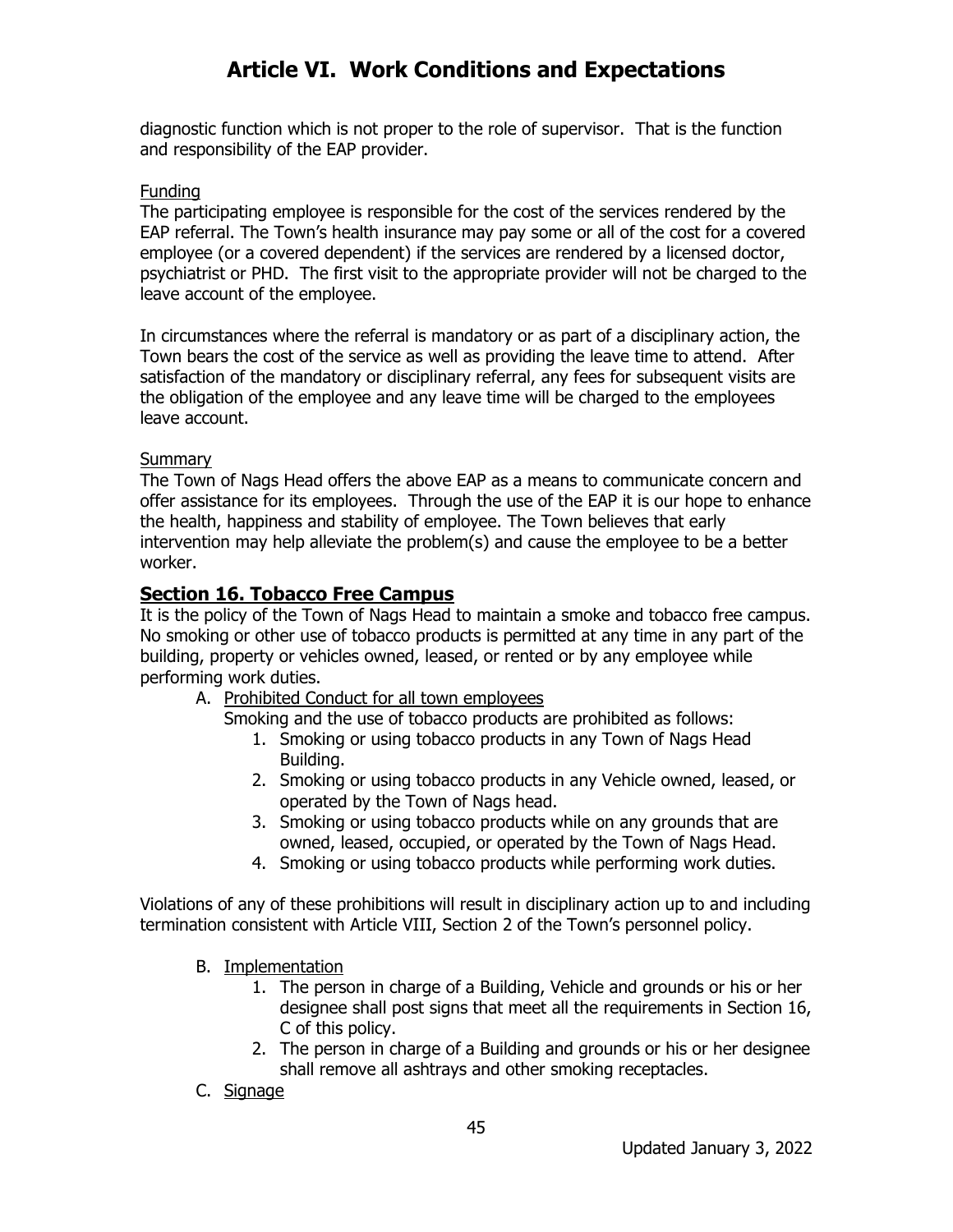diagnostic function which is not proper to the role of supervisor. That is the function and responsibility of the EAP provider.

Funding

The participating employee is responsible for the cost of the services rendered by the EAP referral. The Town's health insurance may pay some or all of the cost for a covered employee (or a covered dependent) if the services are rendered by a licensed doctor, psychiatrist or PHD. The first visit to the appropriate provider will not be charged to the leave account of the employee.

In circumstances where the referral is mandatory or as part of a disciplinary action, the Town bears the cost of the service as well as providing the leave time to attend. After satisfaction of the mandatory or disciplinary referral, any fees for subsequent visits are the obligation of the employee and any leave time will be charged to the employees leave account.

Summary

The Town of Nags Head offers the above EAP as a means to communicate concern and offer assistance for its employees. Through the use of the EAP it is our hope to enhance the health, happiness and stability of employee. The Town believes that early intervention may help alleviate the problem(s) and cause the employee to be a better worker.

## Section 16. Tobacco Free Campus

It is the policy of the Town of Nags Head to maintain a smoke and tobacco free campus. No smoking or other use of tobacco products is permitted at any time in any part of the building, property or vehicles owned, leased, or rented or by any employee while performing work duties.

A. Prohibited Conduct for all town employees

   Smoking and the use of tobacco products are prohibited as follows:

   1. Smoking or using tobacco products in any Town of Nags Head Building.
   2. Smoking or using tobacco products in any Vehicle owned, leased, or operated by the Town of Nags head.
   3. Smoking or using tobacco products while on any grounds that are owned, leased, occupied, or operated by the Town of Nags Head.
   4. Smoking or using tobacco products while performing work duties.

Violations of any of these prohibitions will result in disciplinary action up to and including termination consistent with Article VIII, Section 2 of the Town's personnel policy.

B. Implementation

   1. The person in charge of a Building, Vehicle and grounds or his or her designee shall post signs that meet all the requirements in Section 16, C of this policy.
   2. The person in charge of a Building and grounds or his or her designee shall remove all ashtrays and other smoking receptacles.

C. Signage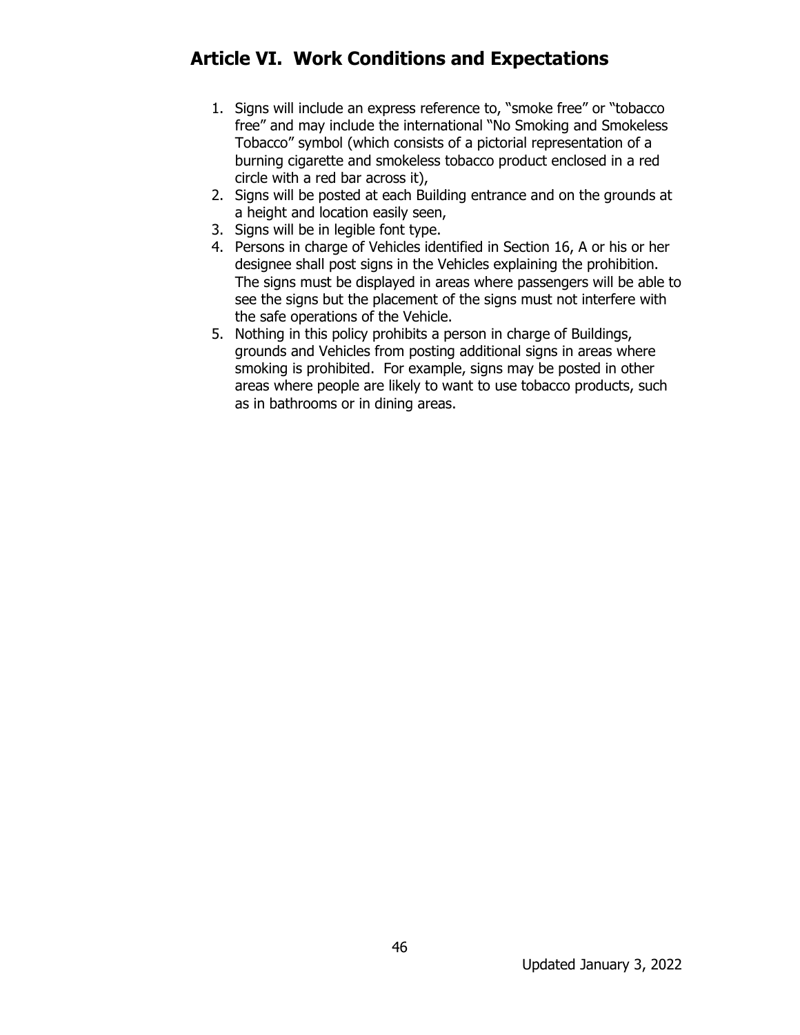## Article VI. Work Conditions and Expectations

1. Signs will include an express reference to, "smoke free" or "tobacco free" and may include the international "No Smoking and Smokeless Tobacco" symbol (which consists of a pictorial representation of a burning cigarette and smokeless tobacco product enclosed in a red circle with a red bar across it),
2. Signs will be posted at each Building entrance and on the grounds at a height and location easily seen,
3. Signs will be in legible font type.
4. Persons in charge of Vehicles identified in Section 16, A or his or her designee shall post signs in the Vehicles explaining the prohibition. The signs must be displayed in areas where passengers will be able to see the signs but the placement of the signs must not interfere with the safe operations of the Vehicle.
5. Nothing in this policy prohibits a person in charge of Buildings, grounds and Vehicles from posting additional signs in areas where smoking is prohibited. For example, signs may be posted in other areas where people are likely to want to use tobacco products, such as in bathrooms or in dining areas.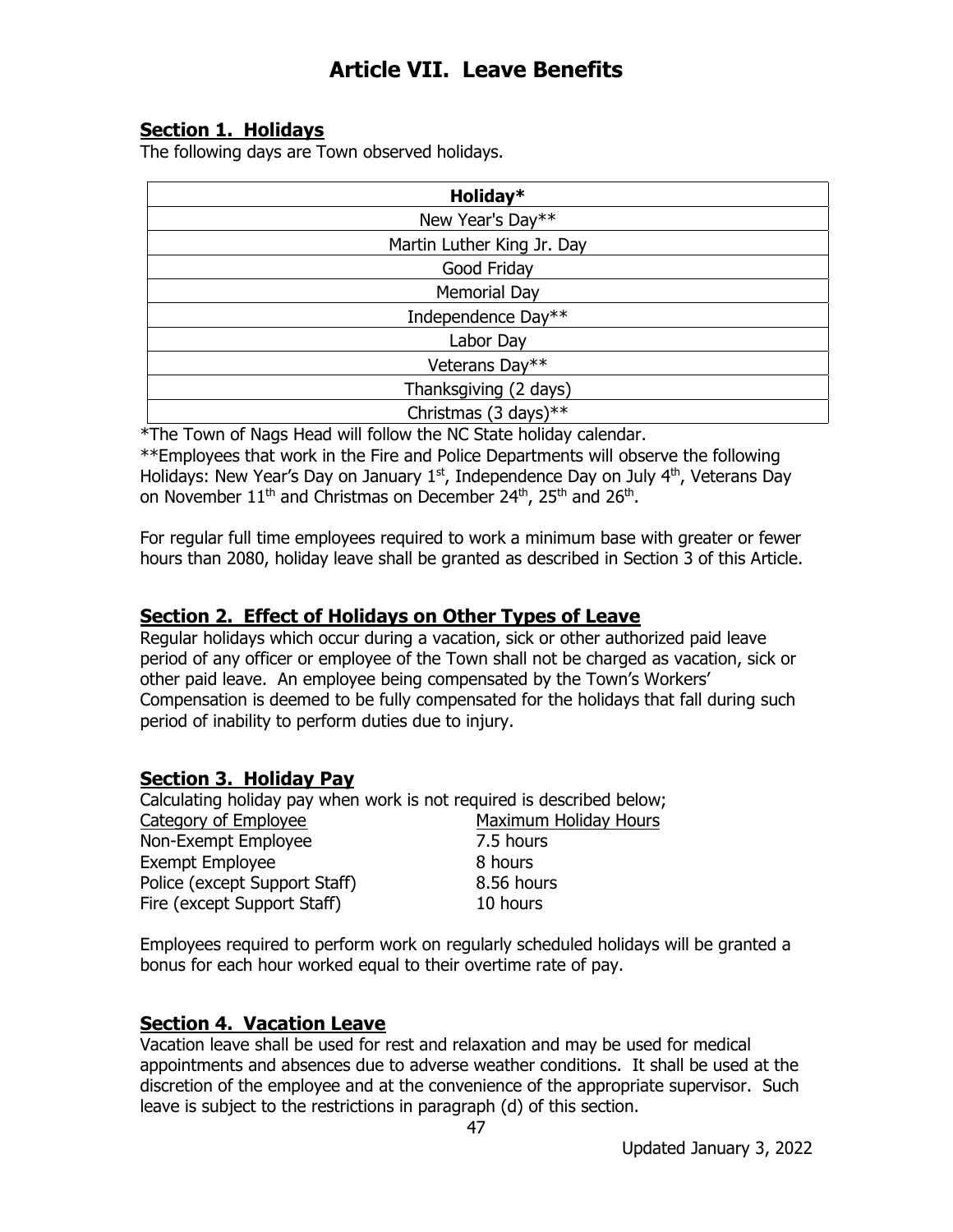# Article VII. Leave Benefits

## Section 1. Holidays

The following days are Town observed holidays.

| Holiday* |
|---|
| New Year's Day** |
| Martin Luther King Jr. Day |
| Good Friday |
| Memorial Day |
| Independence Day** |
| Labor Day |
| Veterans Day** |
| Thanksgiving (2 days) |
| Christmas (3 days)** |

*The Town of Nags Head will follow the NC State holiday calendar.

**Employees that work in the Fire and Police Departments will observe the following Holidays: New Year's Day on January 1st, Independence Day on July 4th, Veterans Day on November 11th and Christmas on December 24th, 25th and 26th.

For regular full time employees required to work a minimum base with greater or fewer hours than 2080, holiday leave shall be granted as described in Section 3 of this Article.

## Section 2. Effect of Holidays on Other Types of Leave

Regular holidays which occur during a vacation, sick or other authorized paid leave period of any officer or employee of the Town shall not be charged as vacation, sick or other paid leave. An employee being compensated by the Town's Workers' Compensation is deemed to be fully compensated for the holidays that fall during such period of inability to perform duties due to injury.

## Section 3. Holiday Pay

Calculating holiday pay when work is not required is described below;

| Category of Employee | Maximum Holiday Hours |
|---|---|
| Non-Exempt Employee | 7.5 hours |
| Exempt Employee | 8 hours |
| Police (except Support Staff) | 8.56 hours |
| Fire (except Support Staff) | 10 hours |

Employees required to perform work on regularly scheduled holidays will be granted a bonus for each hour worked equal to their overtime rate of pay.

## Section 4. Vacation Leave

Vacation leave shall be used for rest and relaxation and may be used for medical appointments and absences due to adverse weather conditions. It shall be used at the discretion of the employee and at the convenience of the appropriate supervisor. Such leave is subject to the restrictions in paragraph (d) of this section.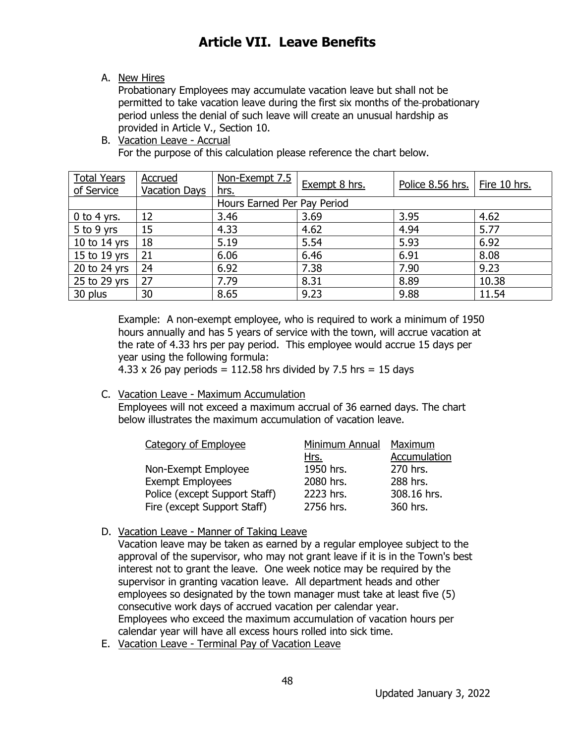# Article VII. Leave Benefits

A. New Hires

Probationary Employees may accumulate vacation leave but shall not be permitted to take vacation leave during the first six months of the probationary period unless the denial of such leave will create an unusual hardship as provided in Article V., Section 10.

B. Vacation Leave - Accrual

For the purpose of this calculation please reference the chart below.

| Total Years of Service | Accrued Vacation Days | Non-Exempt 7.5 hrs. | Exempt 8 hrs. | Police 8.56 hrs. | Fire 10 hrs. |
|---|---|---|---|---|---|
| | | Hours Earned Per Pay Period | | | |
| 0 to 4 yrs. | 12 | 3.46 | 3.69 | 3.95 | 4.62 |
| 5 to 9 yrs | 15 | 4.33 | 4.62 | 4.94 | 5.77 |
| 10 to 14 yrs | 18 | 5.19 | 5.54 | 5.93 | 6.92 |
| 15 to 19 yrs | 21 | 6.06 | 6.46 | 6.91 | 8.08 |
| 20 to 24 yrs | 24 | 6.92 | 7.38 | 7.90 | 9.23 |
| 25 to 29 yrs | 27 | 7.79 | 8.31 | 8.89 | 10.38 |
| 30 plus | 30 | 8.65 | 9.23 | 9.88 | 11.54 |

Example: A non-exempt employee, who is required to work a minimum of 1950 hours annually and has 5 years of service with the town, will accrue vacation at the rate of 4.33 hrs per pay period. This employee would accrue 15 days per year using the following formula:

4.33 x 26 pay periods = 112.58 hrs divided by 7.5 hrs = 15 days

C. Vacation Leave - Maximum Accumulation

Employees will not exceed a maximum accrual of 36 earned days. The chart below illustrates the maximum accumulation of vacation leave.

| Category of Employee | Minimum Annual Hrs. | Maximum Accumulation |
|---|---|---|
| Non-Exempt Employee | 1950 hrs. | 270 hrs. |
| Exempt Employees | 2080 hrs. | 288 hrs. |
| Police (except Support Staff) | 2223 hrs. | 308.16 hrs. |
| Fire (except Support Staff) | 2756 hrs. | 360 hrs. |

D. Vacation Leave - Manner of Taking Leave

Vacation leave may be taken as earned by a regular employee subject to the approval of the supervisor, who may not grant leave if it is in the Town's best interest not to grant the leave. One week notice may be required by the supervisor in granting vacation leave. All department heads and other employees so designated by the town manager must take at least five (5) consecutive work days of accrued vacation per calendar year.
Employees who exceed the maximum accumulation of vacation hours per calendar year will have all excess hours rolled into sick time.

E. Vacation Leave - Terminal Pay of Vacation Leave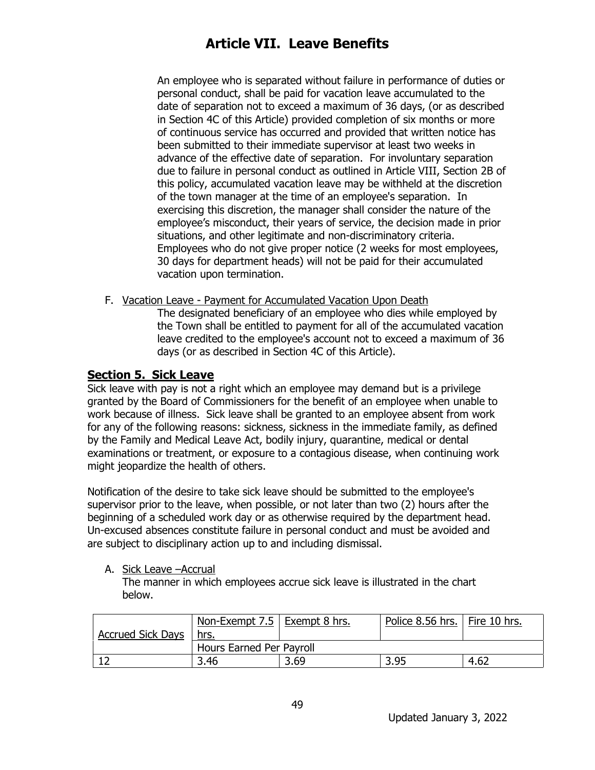An employee who is separated without failure in performance of duties or personal conduct, shall be paid for vacation leave accumulated to the date of separation not to exceed a maximum of 36 days, (or as described in Section 4C of this Article) provided completion of six months or more of continuous service has occurred and provided that written notice has been submitted to their immediate supervisor at least two weeks in advance of the effective date of separation. For involuntary separation due to failure in personal conduct as outlined in Article VIII, Section 2B of this policy, accumulated vacation leave may be withheld at the discretion of the town manager at the time of an employee's separation. In exercising this discretion, the manager shall consider the nature of the employee's misconduct, their years of service, the decision made in prior situations, and other legitimate and non-discriminatory criteria. Employees who do not give proper notice (2 weeks for most employees, 30 days for department heads) will not be paid for their accumulated vacation upon termination.

F. Vacation Leave - Payment for Accumulated Vacation Upon Death

The designated beneficiary of an employee who dies while employed by the Town shall be entitled to payment for all of the accumulated vacation leave credited to the employee's account not to exceed a maximum of 36 days (or as described in Section 4C of this Article).

## Section 5. Sick Leave

Sick leave with pay is not a right which an employee may demand but is a privilege granted by the Board of Commissioners for the benefit of an employee when unable to work because of illness. Sick leave shall be granted to an employee absent from work for any of the following reasons: sickness, sickness in the immediate family, as defined by the Family and Medical Leave Act, bodily injury, quarantine, medical or dental examinations or treatment, or exposure to a contagious disease, when continuing work might jeopardize the health of others.

Notification of the desire to take sick leave should be submitted to the employee's supervisor prior to the leave, when possible, or not later than two (2) hours after the beginning of a scheduled work day or as otherwise required by the department head. Un-excused absences constitute failure in personal conduct and must be avoided and are subject to disciplinary action up to and including dismissal.

A. Sick Leave –Accrual

The manner in which employees accrue sick leave is illustrated in the chart below.

| Accrued Sick Days | Non-Exempt 7.5 hrs. | Exempt 8 hrs. | Police 8.56 hrs. | Fire 10 hrs. |
|---|---|---|---|---|
| | Hours Earned Per Payroll | | | |
| 12 | 3.46 | 3.69 | 3.95 | 4.62 |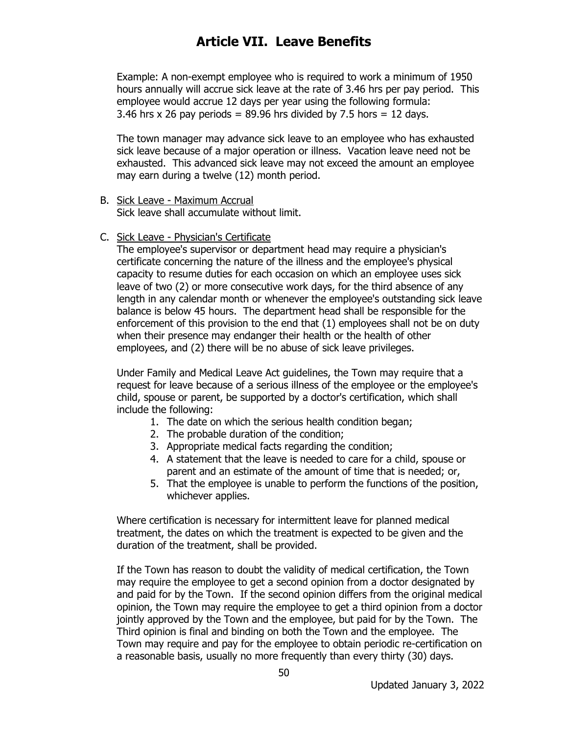# Article VII. Leave Benefits

Example: A non-exempt employee who is required to work a minimum of 1950 hours annually will accrue sick leave at the rate of 3.46 hrs per pay period. This employee would accrue 12 days per year using the following formula: 3.46 hrs x 26 pay periods = 89.96 hrs divided by 7.5 hors = 12 days.

The town manager may advance sick leave to an employee who has exhausted sick leave because of a major operation or illness. Vacation leave need not be exhausted. This advanced sick leave may not exceed the amount an employee may earn during a twelve (12) month period.

B. Sick Leave - Maximum Accrual
Sick leave shall accumulate without limit.

C. Sick Leave - Physician's Certificate
The employee's supervisor or department head may require a physician's certificate concerning the nature of the illness and the employee's physical capacity to resume duties for each occasion on which an employee uses sick leave of two (2) or more consecutive work days, for the third absence of any length in any calendar month or whenever the employee's outstanding sick leave balance is below 45 hours. The department head shall be responsible for the enforcement of this provision to the end that (1) employees shall not be on duty when their presence may endanger their health or the health of other employees, and (2) there will be no abuse of sick leave privileges.

Under Family and Medical Leave Act guidelines, the Town may require that a request for leave because of a serious illness of the employee or the employee's child, spouse or parent, be supported by a doctor's certification, which shall include the following:

1. The date on which the serious health condition began;
2. The probable duration of the condition;
3. Appropriate medical facts regarding the condition;
4. A statement that the leave is needed to care for a child, spouse or parent and an estimate of the amount of time that is needed; or,
5. That the employee is unable to perform the functions of the position, whichever applies.

Where certification is necessary for intermittent leave for planned medical treatment, the dates on which the treatment is expected to be given and the duration of the treatment, shall be provided.

If the Town has reason to doubt the validity of medical certification, the Town may require the employee to get a second opinion from a doctor designated by and paid for by the Town. If the second opinion differs from the original medical opinion, the Town may require the employee to get a third opinion from a doctor jointly approved by the Town and the employee, but paid for by the Town. The Third opinion is final and binding on both the Town and the employee. The Town may require and pay for the employee to obtain periodic re-certification on a reasonable basis, usually no more frequently than every thirty (30) days.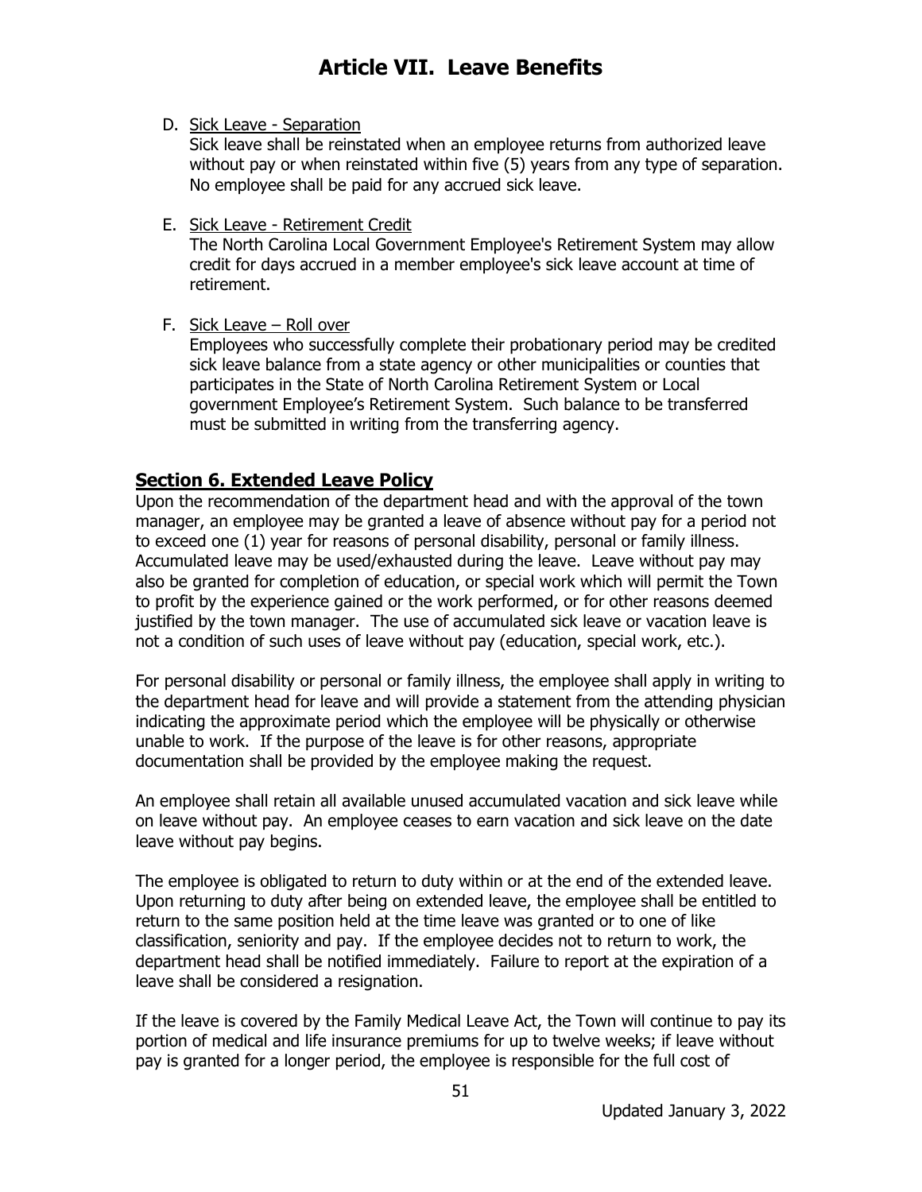D. Sick Leave - Separation
   Sick leave shall be reinstated when an employee returns from authorized leave without pay or when reinstated within five (5) years from any type of separation. No employee shall be paid for any accrued sick leave.

E. Sick Leave - Retirement Credit
   The North Carolina Local Government Employee's Retirement System may allow credit for days accrued in a member employee's sick leave account at time of retirement.

F. Sick Leave – Roll over
   Employees who successfully complete their probationary period may be credited sick leave balance from a state agency or other municipalities or counties that participates in the State of North Carolina Retirement System or Local government Employee's Retirement System. Such balance to be transferred must be submitted in writing from the transferring agency.

## Section 6. Extended Leave Policy

Upon the recommendation of the department head and with the approval of the town manager, an employee may be granted a leave of absence without pay for a period not to exceed one (1) year for reasons of personal disability, personal or family illness. Accumulated leave may be used/exhausted during the leave. Leave without pay may also be granted for completion of education, or special work which will permit the Town to profit by the experience gained or the work performed, or for other reasons deemed justified by the town manager. The use of accumulated sick leave or vacation leave is not a condition of such uses of leave without pay (education, special work, etc.).

For personal disability or personal or family illness, the employee shall apply in writing to the department head for leave and will provide a statement from the attending physician indicating the approximate period which the employee will be physically or otherwise unable to work. If the purpose of the leave is for other reasons, appropriate documentation shall be provided by the employee making the request.

An employee shall retain all available unused accumulated vacation and sick leave while on leave without pay. An employee ceases to earn vacation and sick leave on the date leave without pay begins.

The employee is obligated to return to duty within or at the end of the extended leave. Upon returning to duty after being on extended leave, the employee shall be entitled to return to the same position held at the time leave was granted or to one of like classification, seniority and pay. If the employee decides not to return to work, the department head shall be notified immediately. Failure to report at the expiration of a leave shall be considered a resignation.

If the leave is covered by the Family Medical Leave Act, the Town will continue to pay its portion of medical and life insurance premiums for up to twelve weeks; if leave without pay is granted for a longer period, the employee is responsible for the full cost of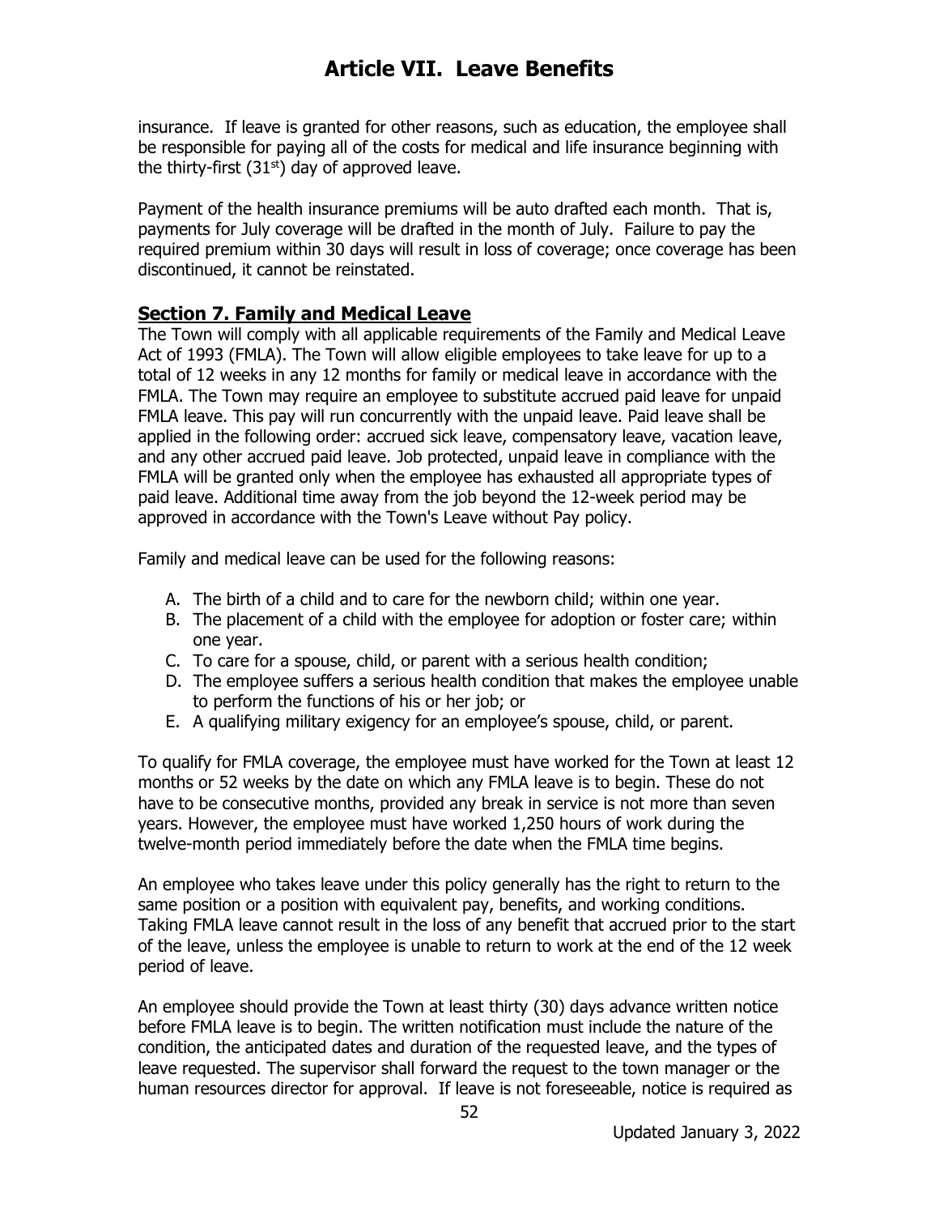insurance. If leave is granted for other reasons, such as education, the employee shall be responsible for paying all of the costs for medical and life insurance beginning with the thirty-first (31st) day of approved leave.

Payment of the health insurance premiums will be auto drafted each month. That is, payments for July coverage will be drafted in the month of July. Failure to pay the required premium within 30 days will result in loss of coverage; once coverage has been discontinued, it cannot be reinstated.

## Section 7. Family and Medical Leave

The Town will comply with all applicable requirements of the Family and Medical Leave Act of 1993 (FMLA). The Town will allow eligible employees to take leave for up to a total of 12 weeks in any 12 months for family or medical leave in accordance with the FMLA. The Town may require an employee to substitute accrued paid leave for unpaid FMLA leave. This pay will run concurrently with the unpaid leave. Paid leave shall be applied in the following order: accrued sick leave, compensatory leave, vacation leave, and any other accrued paid leave. Job protected, unpaid leave in compliance with the FMLA will be granted only when the employee has exhausted all appropriate types of paid leave. Additional time away from the job beyond the 12-week period may be approved in accordance with the Town's Leave without Pay policy.

Family and medical leave can be used for the following reasons:

A. The birth of a child and to care for the newborn child; within one year.
B. The placement of a child with the employee for adoption or foster care; within one year.
C. To care for a spouse, child, or parent with a serious health condition;
D. The employee suffers a serious health condition that makes the employee unable to perform the functions of his or her job; or
E. A qualifying military exigency for an employee's spouse, child, or parent.

To qualify for FMLA coverage, the employee must have worked for the Town at least 12 months or 52 weeks by the date on which any FMLA leave is to begin. These do not have to be consecutive months, provided any break in service is not more than seven years. However, the employee must have worked 1,250 hours of work during the twelve-month period immediately before the date when the FMLA time begins.

An employee who takes leave under this policy generally has the right to return to the same position or a position with equivalent pay, benefits, and working conditions. Taking FMLA leave cannot result in the loss of any benefit that accrued prior to the start of the leave, unless the employee is unable to return to work at the end of the 12 week period of leave.

An employee should provide the Town at least thirty (30) days advance written notice before FMLA leave is to begin. The written notification must include the nature of the condition, the anticipated dates and duration of the requested leave, and the types of leave requested. The supervisor shall forward the request to the town manager or the human resources director for approval. If leave is not foreseeable, notice is required as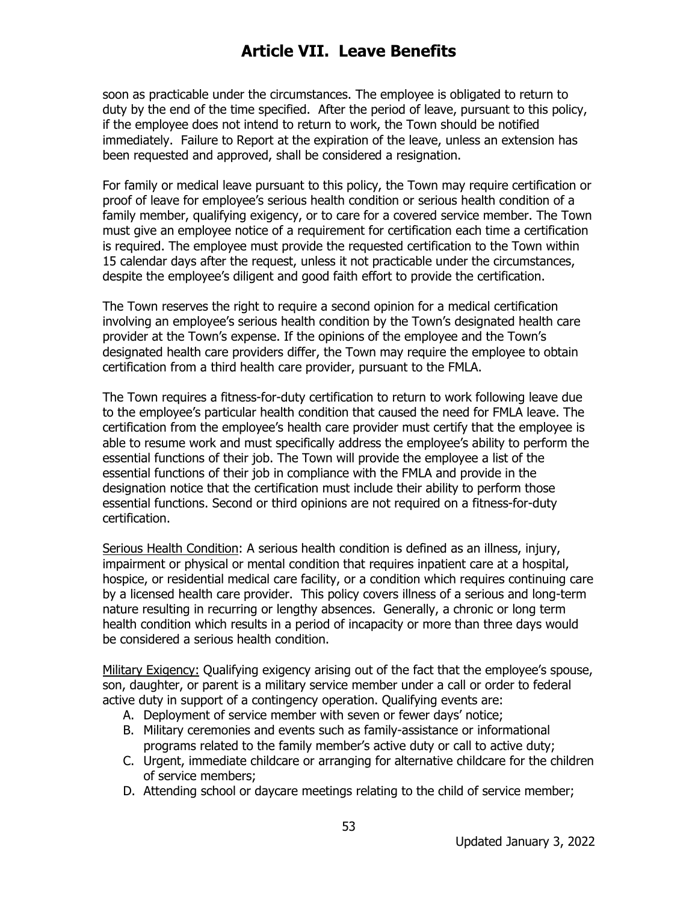soon as practicable under the circumstances. The employee is obligated to return to duty by the end of the time specified. After the period of leave, pursuant to this policy, if the employee does not intend to return to work, the Town should be notified immediately. Failure to Report at the expiration of the leave, unless an extension has been requested and approved, shall be considered a resignation.

For family or medical leave pursuant to this policy, the Town may require certification or proof of leave for employee's serious health condition or serious health condition of a family member, qualifying exigency, or to care for a covered service member. The Town must give an employee notice of a requirement for certification each time a certification is required. The employee must provide the requested certification to the Town within 15 calendar days after the request, unless it not practicable under the circumstances, despite the employee's diligent and good faith effort to provide the certification.

The Town reserves the right to require a second opinion for a medical certification involving an employee's serious health condition by the Town's designated health care provider at the Town's expense. If the opinions of the employee and the Town's designated health care providers differ, the Town may require the employee to obtain certification from a third health care provider, pursuant to the FMLA.

The Town requires a fitness-for-duty certification to return to work following leave due to the employee's particular health condition that caused the need for FMLA leave. The certification from the employee's health care provider must certify that the employee is able to resume work and must specifically address the employee's ability to perform the essential functions of their job. The Town will provide the employee a list of the essential functions of their job in compliance with the FMLA and provide in the designation notice that the certification must include their ability to perform those essential functions. Second or third opinions are not required on a fitness-for-duty certification.

Serious Health Condition: A serious health condition is defined as an illness, injury, impairment or physical or mental condition that requires inpatient care at a hospital, hospice, or residential medical care facility, or a condition which requires continuing care by a licensed health care provider. This policy covers illness of a serious and long-term nature resulting in recurring or lengthy absences. Generally, a chronic or long term health condition which results in a period of incapacity or more than three days would be considered a serious health condition.

Military Exigency: Qualifying exigency arising out of the fact that the employee's spouse, son, daughter, or parent is a military service member under a call or order to federal active duty in support of a contingency operation. Qualifying events are:

A. Deployment of service member with seven or fewer days' notice;
B. Military ceremonies and events such as family-assistance or informational programs related to the family member's active duty or call to active duty;
C. Urgent, immediate childcare or arranging for alternative childcare for the children of service members;
D. Attending school or daycare meetings relating to the child of service member;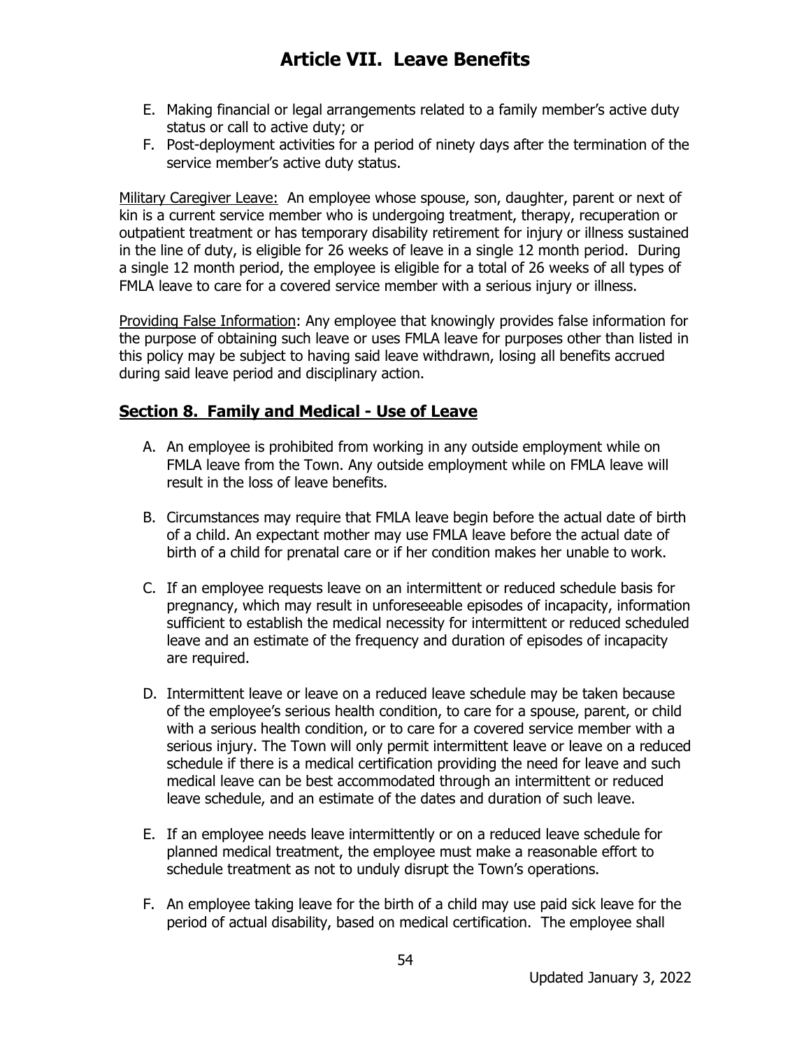E. Making financial or legal arrangements related to a family member's active duty status or call to active duty; or
F. Post-deployment activities for a period of ninety days after the termination of the service member's active duty status.

Military Caregiver Leave: An employee whose spouse, son, daughter, parent or next of kin is a current service member who is undergoing treatment, therapy, recuperation or outpatient treatment or has temporary disability retirement for injury or illness sustained in the line of duty, is eligible for 26 weeks of leave in a single 12 month period. During a single 12 month period, the employee is eligible for a total of 26 weeks of all types of FMLA leave to care for a covered service member with a serious injury or illness.

Providing False Information: Any employee that knowingly provides false information for the purpose of obtaining such leave or uses FMLA leave for purposes other than listed in this policy may be subject to having said leave withdrawn, losing all benefits accrued during said leave period and disciplinary action.

## Section 8. Family and Medical - Use of Leave

A. An employee is prohibited from working in any outside employment while on FMLA leave from the Town. Any outside employment while on FMLA leave will result in the loss of leave benefits.

B. Circumstances may require that FMLA leave begin before the actual date of birth of a child. An expectant mother may use FMLA leave before the actual date of birth of a child for prenatal care or if her condition makes her unable to work.

C. If an employee requests leave on an intermittent or reduced schedule basis for pregnancy, which may result in unforeseeable episodes of incapacity, information sufficient to establish the medical necessity for intermittent or reduced scheduled leave and an estimate of the frequency and duration of episodes of incapacity are required.

D. Intermittent leave or leave on a reduced leave schedule may be taken because of the employee's serious health condition, to care for a spouse, parent, or child with a serious health condition, or to care for a covered service member with a serious injury. The Town will only permit intermittent leave or leave on a reduced schedule if there is a medical certification providing the need for leave and such medical leave can be best accommodated through an intermittent or reduced leave schedule, and an estimate of the dates and duration of such leave.

E. If an employee needs leave intermittently or on a reduced leave schedule for planned medical treatment, the employee must make a reasonable effort to schedule treatment as not to unduly disrupt the Town's operations.

F. An employee taking leave for the birth of a child may use paid sick leave for the period of actual disability, based on medical certification. The employee shall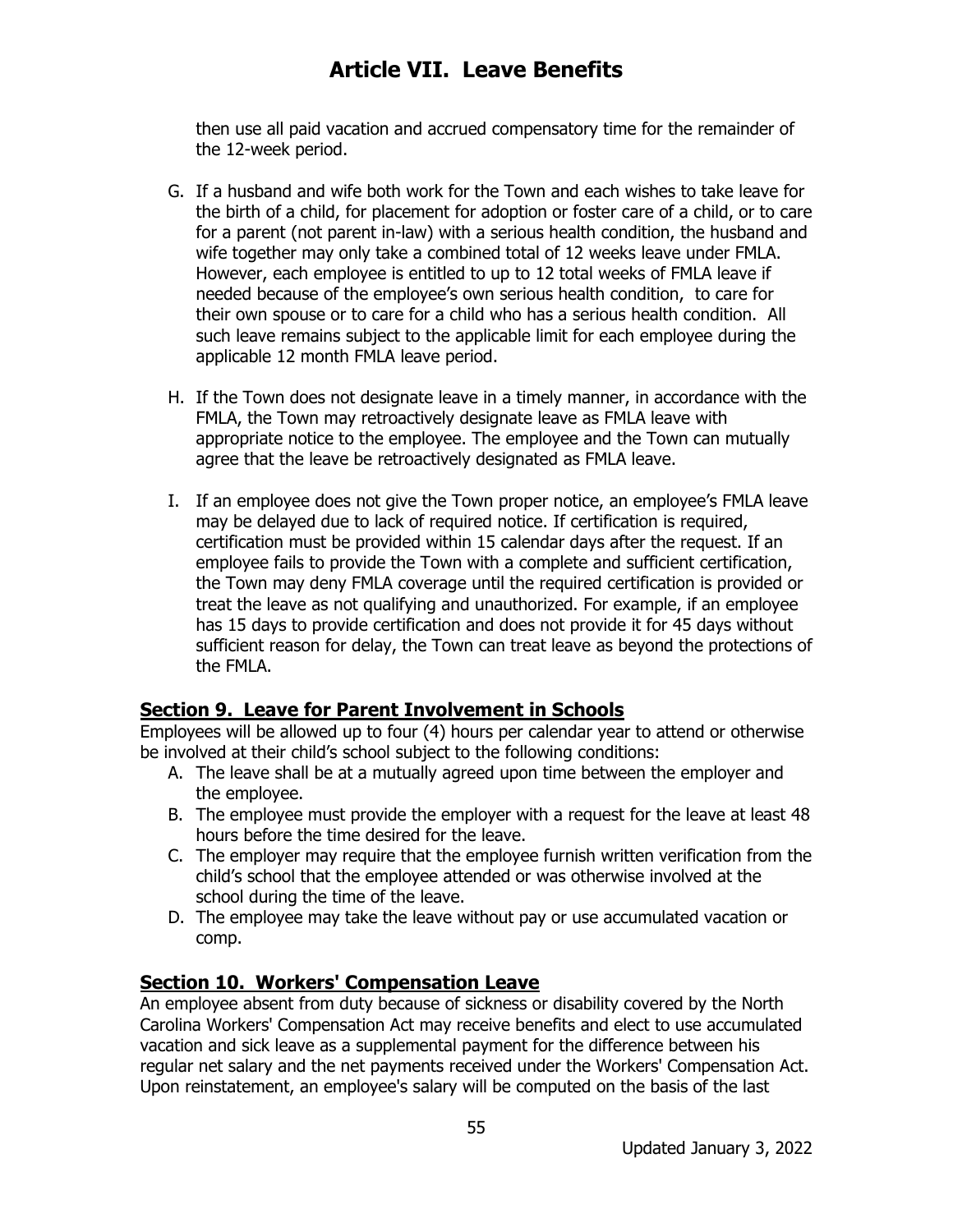then use all paid vacation and accrued compensatory time for the remainder of the 12-week period.

G. If a husband and wife both work for the Town and each wishes to take leave for the birth of a child, for placement for adoption or foster care of a child, or to care for a parent (not parent in-law) with a serious health condition, the husband and wife together may only take a combined total of 12 weeks leave under FMLA. However, each employee is entitled to up to 12 total weeks of FMLA leave if needed because of the employee's own serious health condition, to care for their own spouse or to care for a child who has a serious health condition. All such leave remains subject to the applicable limit for each employee during the applicable 12 month FMLA leave period.

H. If the Town does not designate leave in a timely manner, in accordance with the FMLA, the Town may retroactively designate leave as FMLA leave with appropriate notice to the employee. The employee and the Town can mutually agree that the leave be retroactively designated as FMLA leave.

I. If an employee does not give the Town proper notice, an employee's FMLA leave may be delayed due to lack of required notice. If certification is required, certification must be provided within 15 calendar days after the request. If an employee fails to provide the Town with a complete and sufficient certification, the Town may deny FMLA coverage until the required certification is provided or treat the leave as not qualifying and unauthorized. For example, if an employee has 15 days to provide certification and does not provide it for 45 days without sufficient reason for delay, the Town can treat leave as beyond the protections of the FMLA.

## Section 9. Leave for Parent Involvement in Schools

Employees will be allowed up to four (4) hours per calendar year to attend or otherwise be involved at their child's school subject to the following conditions:

A. The leave shall be at a mutually agreed upon time between the employer and the employee.
B. The employee must provide the employer with a request for the leave at least 48 hours before the time desired for the leave.
C. The employer may require that the employee furnish written verification from the child's school that the employee attended or was otherwise involved at the school during the time of the leave.
D. The employee may take the leave without pay or use accumulated vacation or comp.

## Section 10. Workers' Compensation Leave

An employee absent from duty because of sickness or disability covered by the North Carolina Workers' Compensation Act may receive benefits and elect to use accumulated vacation and sick leave as a supplemental payment for the difference between his regular net salary and the net payments received under the Workers' Compensation Act. Upon reinstatement, an employee's salary will be computed on the basis of the last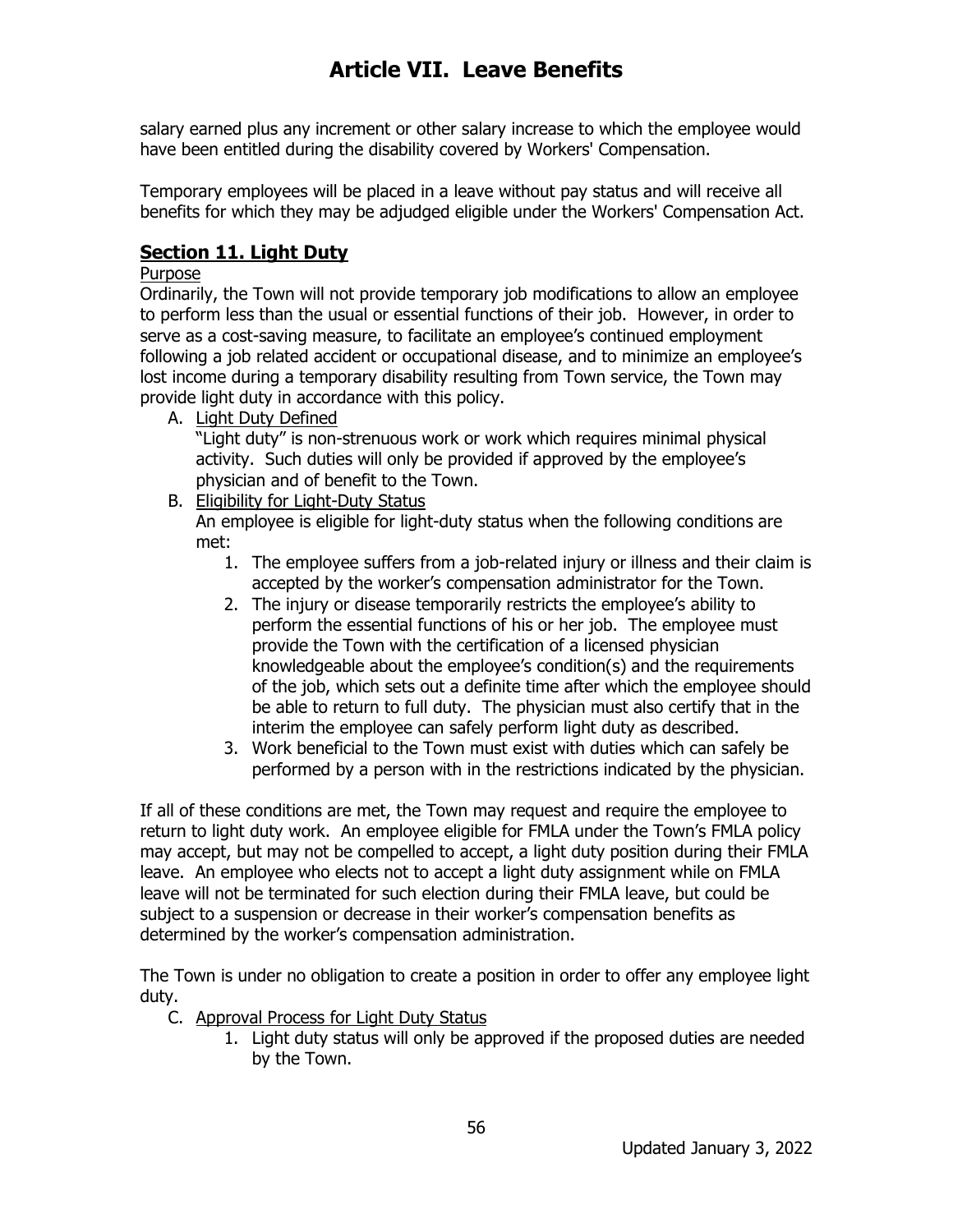salary earned plus any increment or other salary increase to which the employee would have been entitled during the disability covered by Workers' Compensation.

Temporary employees will be placed in a leave without pay status and will receive all benefits for which they may be adjudged eligible under the Workers' Compensation Act.

## Section 11. Light Duty

Purpose

Ordinarily, the Town will not provide temporary job modifications to allow an employee to perform less than the usual or essential functions of their job. However, in order to serve as a cost-saving measure, to facilitate an employee's continued employment following a job related accident or occupational disease, and to minimize an employee's lost income during a temporary disability resulting from Town service, the Town may provide light duty in accordance with this policy.

A. Light Duty Defined

   "Light duty" is non-strenuous work or work which requires minimal physical activity. Such duties will only be provided if approved by the employee's physician and of benefit to the Town.

B. Eligibility for Light-Duty Status

   An employee is eligible for light-duty status when the following conditions are met:

   1. The employee suffers from a job-related injury or illness and their claim is accepted by the worker's compensation administrator for the Town.
   2. The injury or disease temporarily restricts the employee's ability to perform the essential functions of his or her job. The employee must provide the Town with the certification of a licensed physician knowledgeable about the employee's condition(s) and the requirements of the job, which sets out a definite time after which the employee should be able to return to full duty. The physician must also certify that in the interim the employee can safely perform light duty as described.
   3. Work beneficial to the Town must exist with duties which can safely be performed by a person with in the restrictions indicated by the physician.

If all of these conditions are met, the Town may request and require the employee to return to light duty work. An employee eligible for FMLA under the Town's FMLA policy may accept, but may not be compelled to accept, a light duty position during their FMLA leave. An employee who elects not to accept a light duty assignment while on FMLA leave will not be terminated for such election during their FMLA leave, but could be subject to a suspension or decrease in their worker's compensation benefits as determined by the worker's compensation administration.

The Town is under no obligation to create a position in order to offer any employee light duty.

C. Approval Process for Light Duty Status

   1. Light duty status will only be approved if the proposed duties are needed by the Town.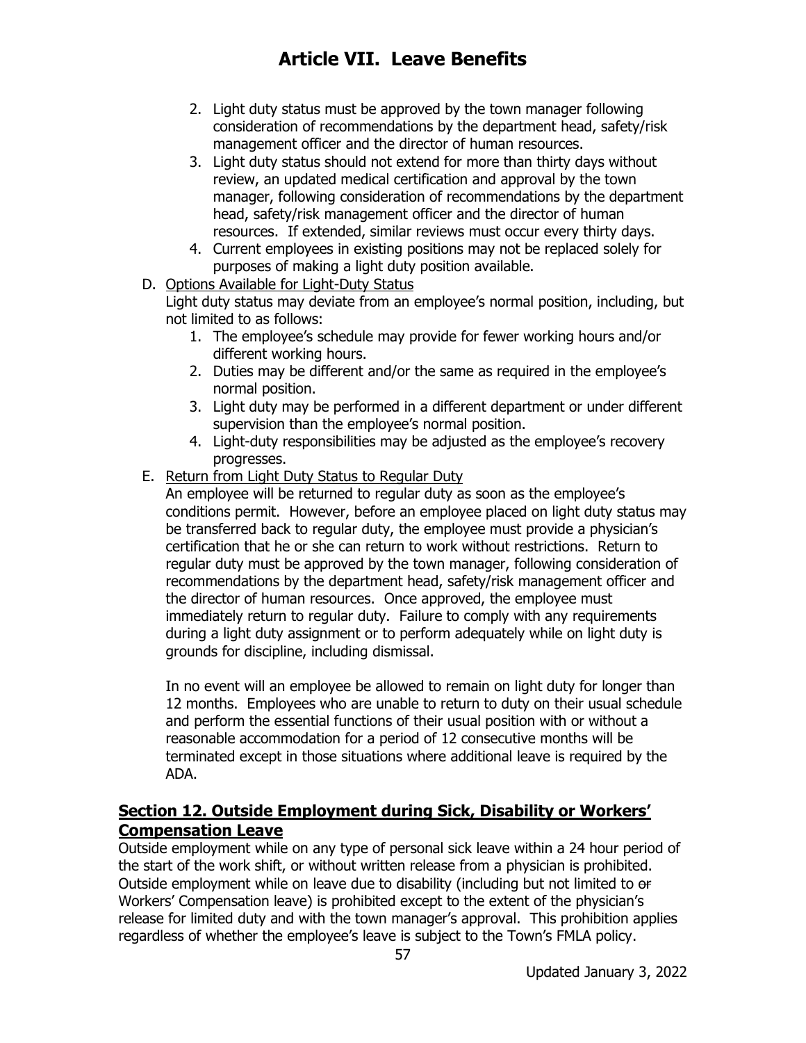2. Light duty status must be approved by the town manager following consideration of recommendations by the department head, safety/risk management officer and the director of human resources.
3. Light duty status should not extend for more than thirty days without review, an updated medical certification and approval by the town manager, following consideration of recommendations by the department head, safety/risk management officer and the director of human resources. If extended, similar reviews must occur every thirty days.
4. Current employees in existing positions may not be replaced solely for purposes of making a light duty position available.

D. Options Available for Light-Duty Status

Light duty status may deviate from an employee's normal position, including, but not limited to as follows:

1. The employee's schedule may provide for fewer working hours and/or different working hours.
2. Duties may be different and/or the same as required in the employee's normal position.
3. Light duty may be performed in a different department or under different supervision than the employee's normal position.
4. Light-duty responsibilities may be adjusted as the employee's recovery progresses.

E. Return from Light Duty Status to Regular Duty

An employee will be returned to regular duty as soon as the employee's conditions permit. However, before an employee placed on light duty status may be transferred back to regular duty, the employee must provide a physician's certification that he or she can return to work without restrictions. Return to regular duty must be approved by the town manager, following consideration of recommendations by the department head, safety/risk management officer and the director of human resources. Once approved, the employee must immediately return to regular duty. Failure to comply with any requirements during a light duty assignment or to perform adequately while on light duty is grounds for discipline, including dismissal.

In no event will an employee be allowed to remain on light duty for longer than 12 months. Employees who are unable to return to duty on their usual schedule and perform the essential functions of their usual position with or without a reasonable accommodation for a period of 12 consecutive months will be terminated except in those situations where additional leave is required by the ADA.

## Section 12. Outside Employment during Sick, Disability or Workers' Compensation Leave

Outside employment while on any type of personal sick leave within a 24 hour period of the start of the work shift, or without written release from a physician is prohibited. Outside employment while on leave due to disability (including but not limited to ~~or~~ Workers' Compensation leave) is prohibited except to the extent of the physician's release for limited duty and with the town manager's approval. This prohibition applies regardless of whether the employee's leave is subject to the Town's FMLA policy.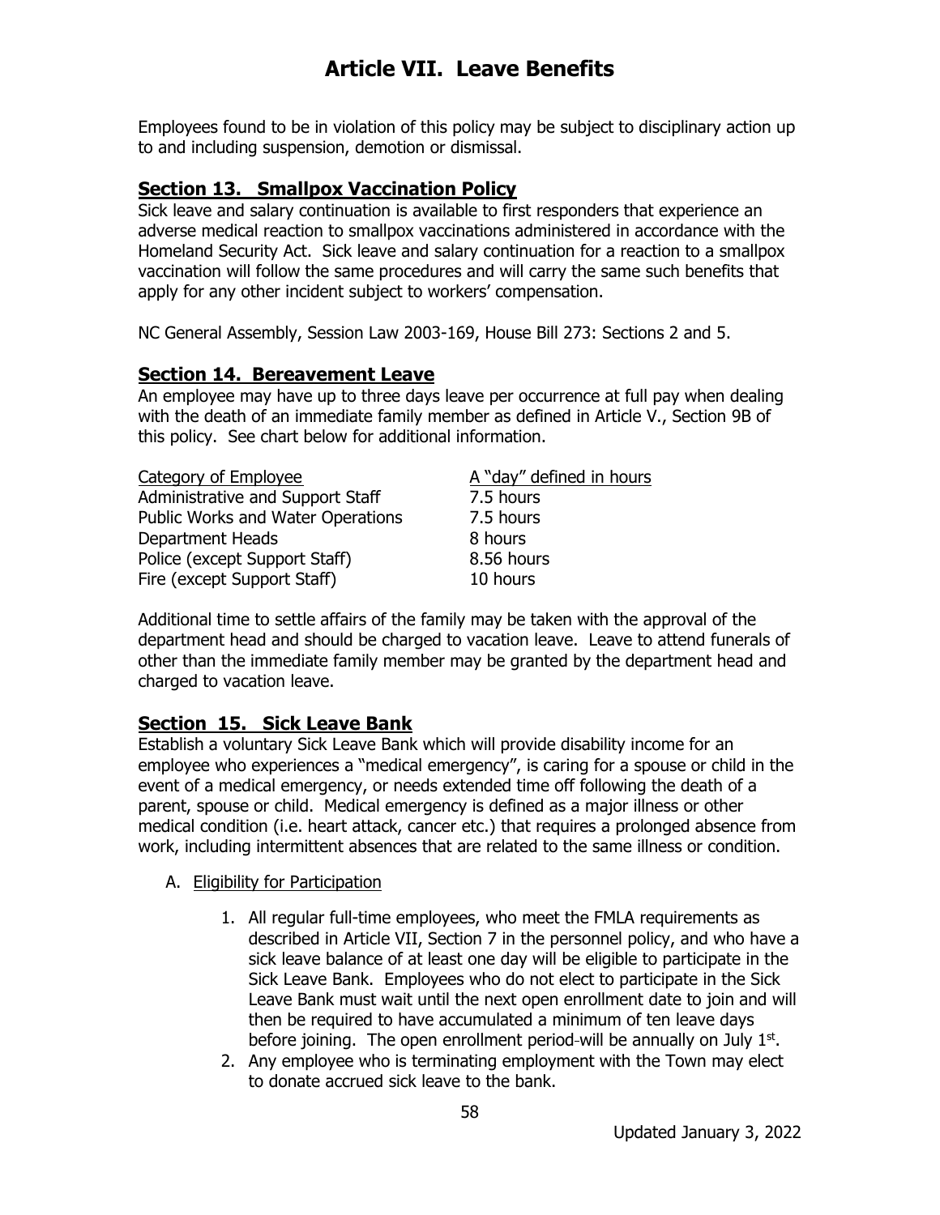# Article VII. Leave Benefits

Employees found to be in violation of this policy may be subject to disciplinary action up to and including suspension, demotion or dismissal.

## Section 13. Smallpox Vaccination Policy

Sick leave and salary continuation is available to first responders that experience an adverse medical reaction to smallpox vaccinations administered in accordance with the Homeland Security Act. Sick leave and salary continuation for a reaction to a smallpox vaccination will follow the same procedures and will carry the same such benefits that apply for any other incident subject to workers' compensation.

NC General Assembly, Session Law 2003-169, House Bill 273: Sections 2 and 5.

## Section 14. Bereavement Leave

An employee may have up to three days leave per occurrence at full pay when dealing with the death of an immediate family member as defined in Article V., Section 9B of this policy. See chart below for additional information.

| Category of Employee | A "day" defined in hours |
|---|---|
| Administrative and Support Staff | 7.5 hours |
| Public Works and Water Operations | 7.5 hours |
| Department Heads | 8 hours |
| Police (except Support Staff) | 8.56 hours |
| Fire (except Support Staff) | 10 hours |

Additional time to settle affairs of the family may be taken with the approval of the department head and should be charged to vacation leave. Leave to attend funerals of other than the immediate family member may be granted by the department head and charged to vacation leave.

## Section 15. Sick Leave Bank

Establish a voluntary Sick Leave Bank which will provide disability income for an employee who experiences a "medical emergency", is caring for a spouse or child in the event of a medical emergency, or needs extended time off following the death of a parent, spouse or child. Medical emergency is defined as a major illness or other medical condition (i.e. heart attack, cancer etc.) that requires a prolonged absence from work, including intermittent absences that are related to the same illness or condition.

A. Eligibility for Participation

1. All regular full-time employees, who meet the FMLA requirements as described in Article VII, Section 7 in the personnel policy, and who have a sick leave balance of at least one day will be eligible to participate in the Sick Leave Bank. Employees who do not elect to participate in the Sick Leave Bank must wait until the next open enrollment date to join and will then be required to have accumulated a minimum of ten leave days before joining. The open enrollment period will be annually on July 1st.
2. Any employee who is terminating employment with the Town may elect to donate accrued sick leave to the bank.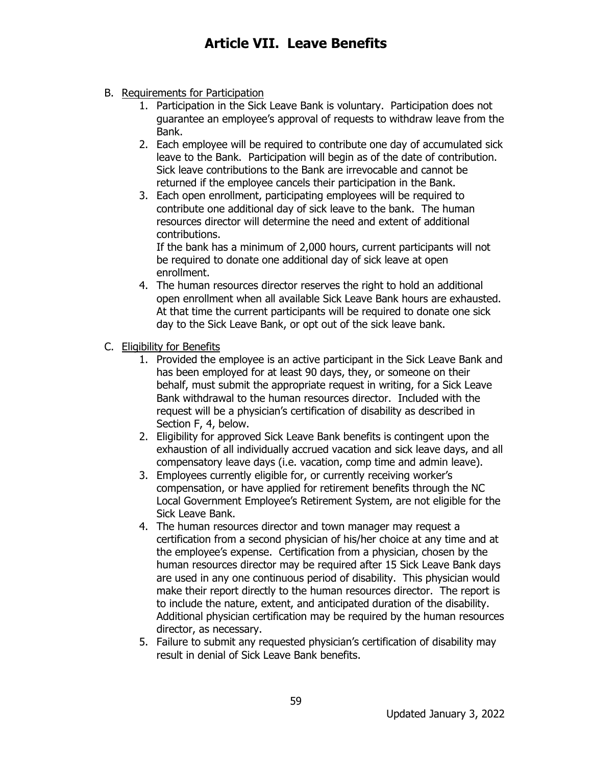# Article VII. Leave Benefits

B. Requirements for Participation

1. Participation in the Sick Leave Bank is voluntary. Participation does not guarantee an employee's approval of requests to withdraw leave from the Bank.
2. Each employee will be required to contribute one day of accumulated sick leave to the Bank. Participation will begin as of the date of contribution. Sick leave contributions to the Bank are irrevocable and cannot be returned if the employee cancels their participation in the Bank.
3. Each open enrollment, participating employees will be required to contribute one additional day of sick leave to the bank. The human resources director will determine the need and extent of additional contributions.

   If the bank has a minimum of 2,000 hours, current participants will not be required to donate one additional day of sick leave at open enrollment.
4. The human resources director reserves the right to hold an additional open enrollment when all available Sick Leave Bank hours are exhausted. At that time the current participants will be required to donate one sick day to the Sick Leave Bank, or opt out of the sick leave bank.

C. Eligibility for Benefits

1. Provided the employee is an active participant in the Sick Leave Bank and has been employed for at least 90 days, they, or someone on their behalf, must submit the appropriate request in writing, for a Sick Leave Bank withdrawal to the human resources director. Included with the request will be a physician's certification of disability as described in Section F, 4, below.
2. Eligibility for approved Sick Leave Bank benefits is contingent upon the exhaustion of all individually accrued vacation and sick leave days, and all compensatory leave days (i.e. vacation, comp time and admin leave).
3. Employees currently eligible for, or currently receiving worker's compensation, or have applied for retirement benefits through the NC Local Government Employee's Retirement System, are not eligible for the Sick Leave Bank.
4. The human resources director and town manager may request a certification from a second physician of his/her choice at any time and at the employee's expense. Certification from a physician, chosen by the human resources director may be required after 15 Sick Leave Bank days are used in any one continuous period of disability. This physician would make their report directly to the human resources director. The report is to include the nature, extent, and anticipated duration of the disability. Additional physician certification may be required by the human resources director, as necessary.
5. Failure to submit any requested physician's certification of disability may result in denial of Sick Leave Bank benefits.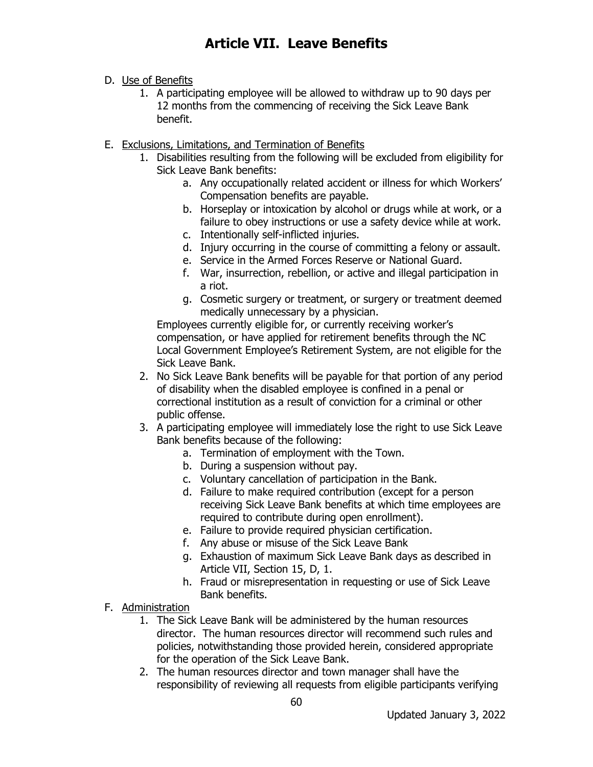# Article VII. Leave Benefits

D. Use of Benefits
   1. A participating employee will be allowed to withdraw up to 90 days per 12 months from the commencing of receiving the Sick Leave Bank benefit.

E. Exclusions, Limitations, and Termination of Benefits
   1. Disabilities resulting from the following will be excluded from eligibility for Sick Leave Bank benefits:
      a. Any occupationally related accident or illness for which Workers' Compensation benefits are payable.
      b. Horseplay or intoxication by alcohol or drugs while at work, or a failure to obey instructions or use a safety device while at work.
      c. Intentionally self-inflicted injuries.
      d. Injury occurring in the course of committing a felony or assault.
      e. Service in the Armed Forces Reserve or National Guard.
      f. War, insurrection, rebellion, or active and illegal participation in a riot.
      g. Cosmetic surgery or treatment, or surgery or treatment deemed medically unnecessary by a physician.

      Employees currently eligible for, or currently receiving worker's compensation, or have applied for retirement benefits through the NC Local Government Employee's Retirement System, are not eligible for the Sick Leave Bank.
   2. No Sick Leave Bank benefits will be payable for that portion of any period of disability when the disabled employee is confined in a penal or correctional institution as a result of conviction for a criminal or other public offense.
   3. A participating employee will immediately lose the right to use Sick Leave Bank benefits because of the following:
      a. Termination of employment with the Town.
      b. During a suspension without pay.
      c. Voluntary cancellation of participation in the Bank.
      d. Failure to make required contribution (except for a person receiving Sick Leave Bank benefits at which time employees are required to contribute during open enrollment).
      e. Failure to provide required physician certification.
      f. Any abuse or misuse of the Sick Leave Bank
      g. Exhaustion of maximum Sick Leave Bank days as described in Article VII, Section 15, D, 1.
      h. Fraud or misrepresentation in requesting or use of Sick Leave Bank benefits.

F. Administration
   1. The Sick Leave Bank will be administered by the human resources director. The human resources director will recommend such rules and policies, notwithstanding those provided herein, considered appropriate for the operation of the Sick Leave Bank.
   2. The human resources director and town manager shall have the responsibility of reviewing all requests from eligible participants verifying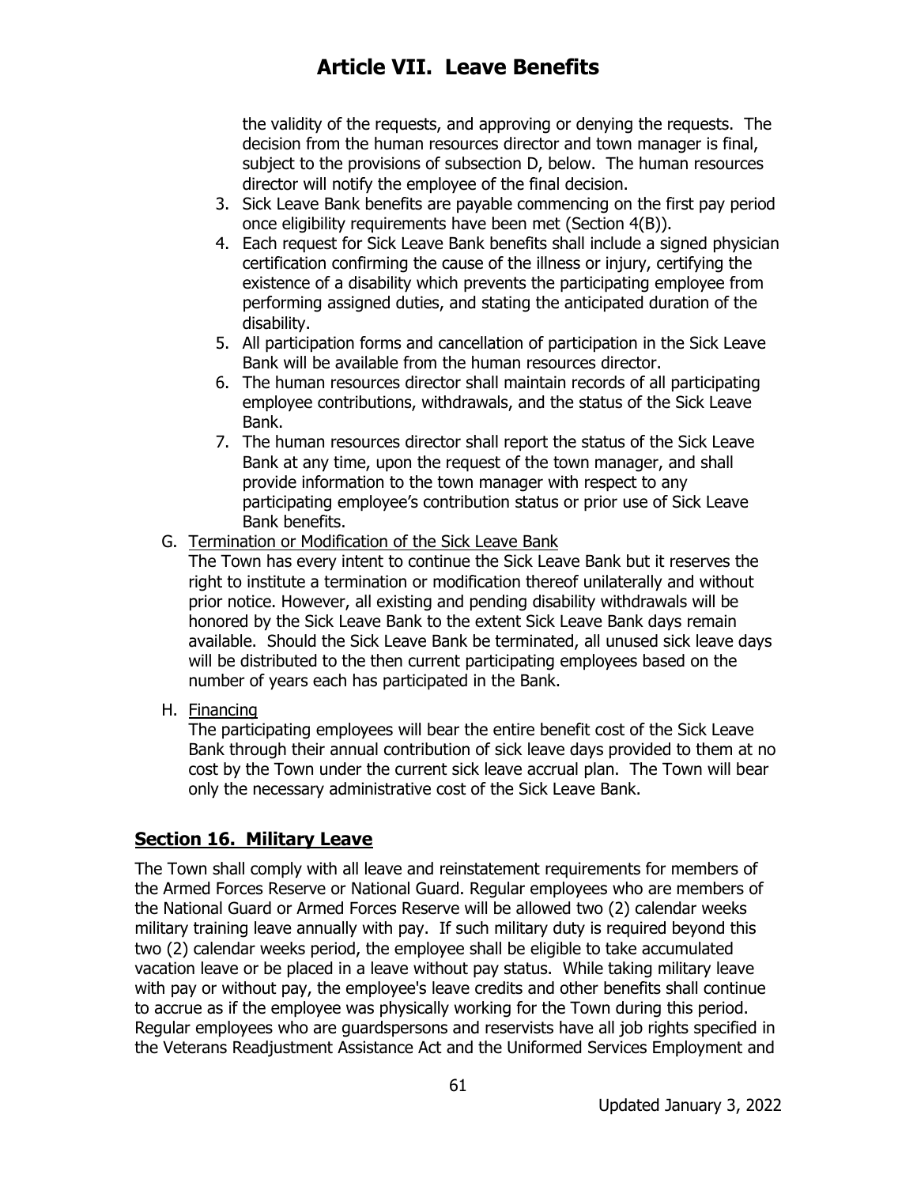the validity of the requests, and approving or denying the requests. The decision from the human resources director and town manager is final, subject to the provisions of subsection D, below. The human resources director will notify the employee of the final decision.

3. Sick Leave Bank benefits are payable commencing on the first pay period once eligibility requirements have been met (Section 4(B)).
4. Each request for Sick Leave Bank benefits shall include a signed physician certification confirming the cause of the illness or injury, certifying the existence of a disability which prevents the participating employee from performing assigned duties, and stating the anticipated duration of the disability.
5. All participation forms and cancellation of participation in the Sick Leave Bank will be available from the human resources director.
6. The human resources director shall maintain records of all participating employee contributions, withdrawals, and the status of the Sick Leave Bank.
7. The human resources director shall report the status of the Sick Leave Bank at any time, upon the request of the town manager, and shall provide information to the town manager with respect to any participating employee's contribution status or prior use of Sick Leave Bank benefits.

G. Termination or Modification of the Sick Leave Bank

The Town has every intent to continue the Sick Leave Bank but it reserves the right to institute a termination or modification thereof unilaterally and without prior notice. However, all existing and pending disability withdrawals will be honored by the Sick Leave Bank to the extent Sick Leave Bank days remain available. Should the Sick Leave Bank be terminated, all unused sick leave days will be distributed to the then current participating employees based on the number of years each has participated in the Bank.

H. Financing

The participating employees will bear the entire benefit cost of the Sick Leave Bank through their annual contribution of sick leave days provided to them at no cost by the Town under the current sick leave accrual plan. The Town will bear only the necessary administrative cost of the Sick Leave Bank.

## Section 16. Military Leave

The Town shall comply with all leave and reinstatement requirements for members of the Armed Forces Reserve or National Guard. Regular employees who are members of the National Guard or Armed Forces Reserve will be allowed two (2) calendar weeks military training leave annually with pay. If such military duty is required beyond this two (2) calendar weeks period, the employee shall be eligible to take accumulated vacation leave or be placed in a leave without pay status. While taking military leave with pay or without pay, the employee's leave credits and other benefits shall continue to accrue as if the employee was physically working for the Town during this period. Regular employees who are guardspersons and reservists have all job rights specified in the Veterans Readjustment Assistance Act and the Uniformed Services Employment and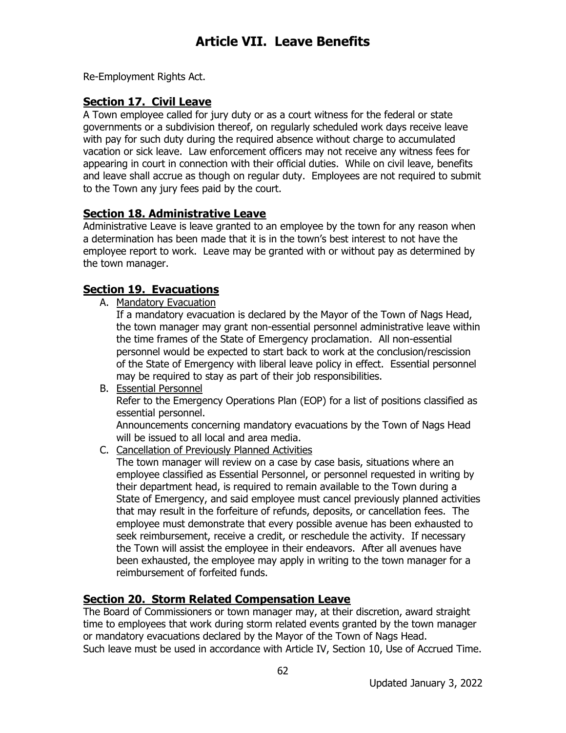# Article VII. Leave Benefits

Re-Employment Rights Act.

## Section 17. Civil Leave

A Town employee called for jury duty or as a court witness for the federal or state governments or a subdivision thereof, on regularly scheduled work days receive leave with pay for such duty during the required absence without charge to accumulated vacation or sick leave. Law enforcement officers may not receive any witness fees for appearing in court in connection with their official duties. While on civil leave, benefits and leave shall accrue as though on regular duty. Employees are not required to submit to the Town any jury fees paid by the court.

## Section 18. Administrative Leave

Administrative Leave is leave granted to an employee by the town for any reason when a determination has been made that it is in the town's best interest to not have the employee report to work. Leave may be granted with or without pay as determined by the town manager.

## Section 19. Evacuations

A. Mandatory Evacuation

If a mandatory evacuation is declared by the Mayor of the Town of Nags Head, the town manager may grant non-essential personnel administrative leave within the time frames of the State of Emergency proclamation. All non-essential personnel would be expected to start back to work at the conclusion/rescission of the State of Emergency with liberal leave policy in effect. Essential personnel may be required to stay as part of their job responsibilities.

B. Essential Personnel

Refer to the Emergency Operations Plan (EOP) for a list of positions classified as essential personnel.

Announcements concerning mandatory evacuations by the Town of Nags Head will be issued to all local and area media.

C. Cancellation of Previously Planned Activities

The town manager will review on a case by case basis, situations where an employee classified as Essential Personnel, or personnel requested in writing by their department head, is required to remain available to the Town during a State of Emergency, and said employee must cancel previously planned activities that may result in the forfeiture of refunds, deposits, or cancellation fees. The employee must demonstrate that every possible avenue has been exhausted to seek reimbursement, receive a credit, or reschedule the activity. If necessary the Town will assist the employee in their endeavors. After all avenues have been exhausted, the employee may apply in writing to the town manager for a reimbursement of forfeited funds.

## Section 20. Storm Related Compensation Leave

The Board of Commissioners or town manager may, at their discretion, award straight time to employees that work during storm related events granted by the town manager or mandatory evacuations declared by the Mayor of the Town of Nags Head.
Such leave must be used in accordance with Article IV, Section 10, Use of Accrued Time.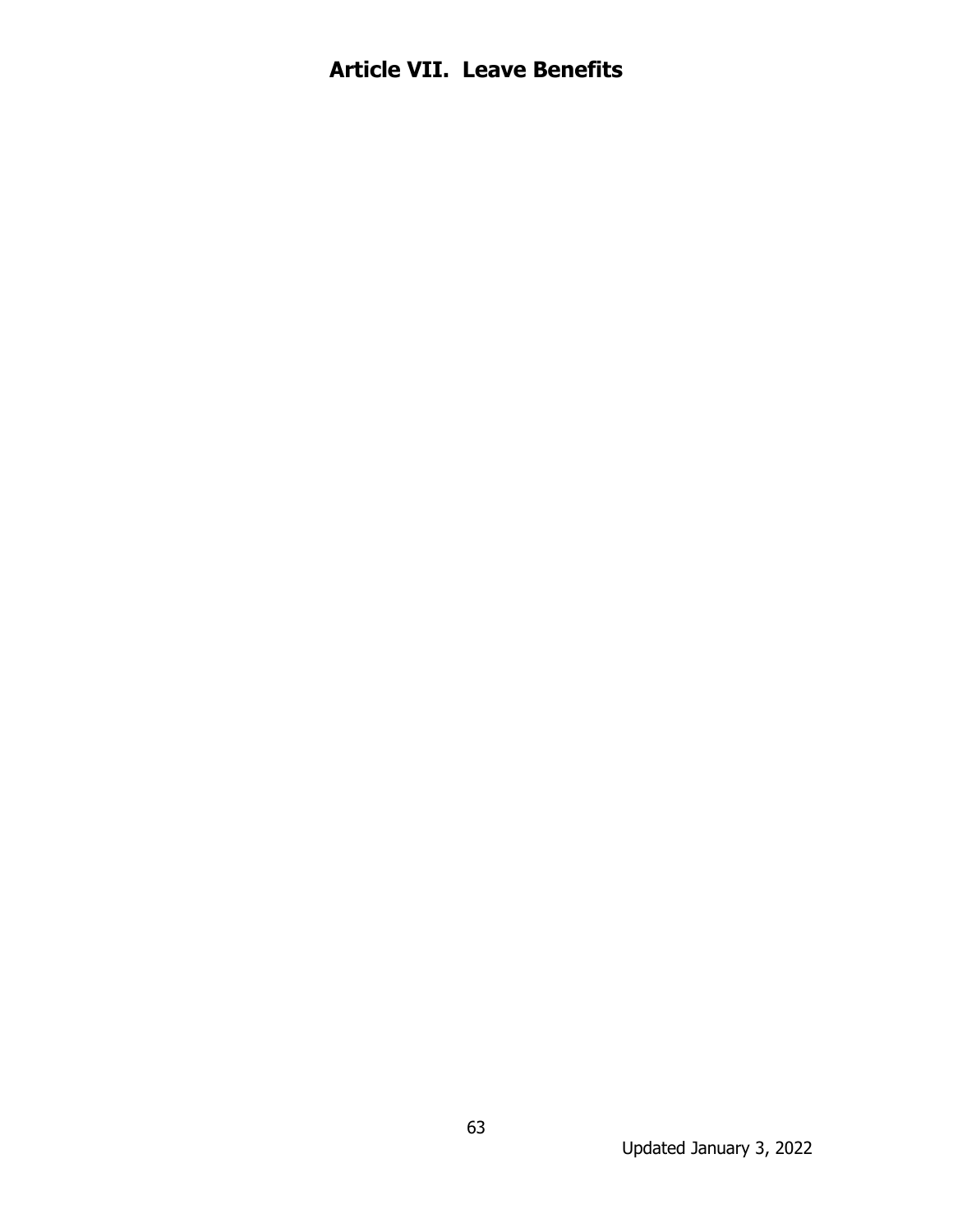# Article VII. Leave Benefits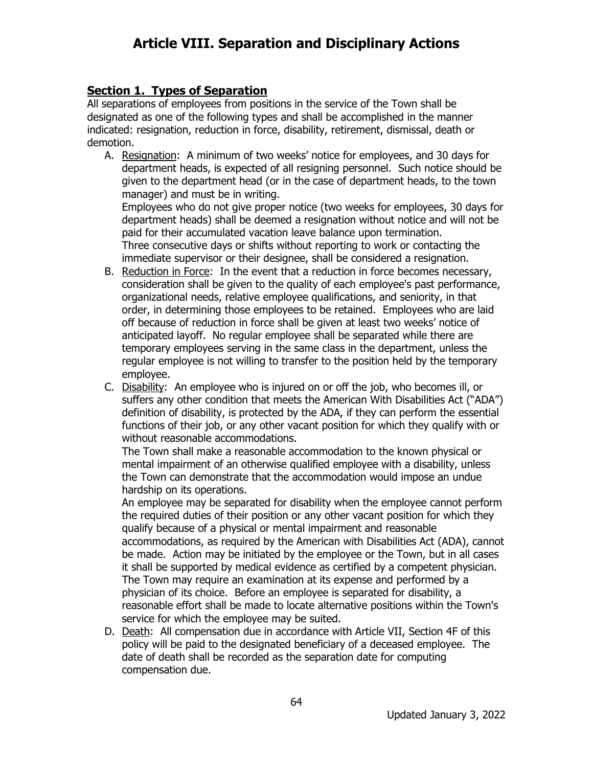# Article VIII. Separation and Disciplinary Actions

## Section 1. Types of Separation

All separations of employees from positions in the service of the Town shall be designated as one of the following types and shall be accomplished in the manner indicated: resignation, reduction in force, disability, retirement, dismissal, death or demotion.

A. Resignation: A minimum of two weeks' notice for employees, and 30 days for department heads, is expected of all resigning personnel. Such notice should be given to the department head (or in the case of department heads, to the town manager) and must be in writing.
   Employees who do not give proper notice (two weeks for employees, 30 days for department heads) shall be deemed a resignation without notice and will not be paid for their accumulated vacation leave balance upon termination.
   Three consecutive days or shifts without reporting to work or contacting the immediate supervisor or their designee, shall be considered a resignation.

B. Reduction in Force: In the event that a reduction in force becomes necessary, consideration shall be given to the quality of each employee's past performance, organizational needs, relative employee qualifications, and seniority, in that order, in determining those employees to be retained. Employees who are laid off because of reduction in force shall be given at least two weeks' notice of anticipated layoff. No regular employee shall be separated while there are temporary employees serving in the same class in the department, unless the regular employee is not willing to transfer to the position held by the temporary employee.

C. Disability: An employee who is injured on or off the job, who becomes ill, or suffers any other condition that meets the American With Disabilities Act ("ADA") definition of disability, is protected by the ADA, if they can perform the essential functions of their job, or any other vacant position for which they qualify with or without reasonable accommodations.
   The Town shall make a reasonable accommodation to the known physical or mental impairment of an otherwise qualified employee with a disability, unless the Town can demonstrate that the accommodation would impose an undue hardship on its operations.
   An employee may be separated for disability when the employee cannot perform the required duties of their position or any other vacant position for which they qualify because of a physical or mental impairment and reasonable accommodations, as required by the American with Disabilities Act (ADA), cannot be made. Action may be initiated by the employee or the Town, but in all cases it shall be supported by medical evidence as certified by a competent physician. The Town may require an examination at its expense and performed by a physician of its choice. Before an employee is separated for disability, a reasonable effort shall be made to locate alternative positions within the Town's service for which the employee may be suited.

D. Death: All compensation due in accordance with Article VII, Section 4F of this policy will be paid to the designated beneficiary of a deceased employee. The date of death shall be recorded as the separation date for computing compensation due.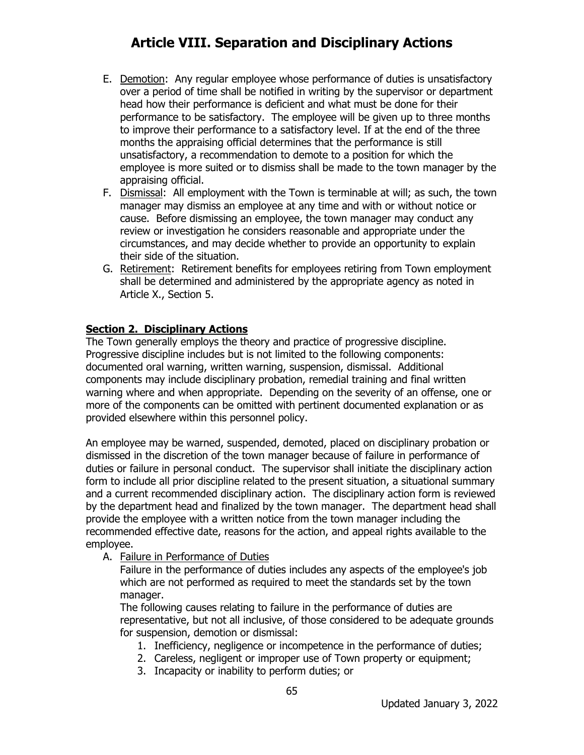# Article VIII. Separation and Disciplinary Actions

E. Demotion: Any regular employee whose performance of duties is unsatisfactory over a period of time shall be notified in writing by the supervisor or department head how their performance is deficient and what must be done for their performance to be satisfactory. The employee will be given up to three months to improve their performance to a satisfactory level. If at the end of the three months the appraising official determines that the performance is still unsatisfactory, a recommendation to demote to a position for which the employee is more suited or to dismiss shall be made to the town manager by the appraising official.

F. Dismissal: All employment with the Town is terminable at will; as such, the town manager may dismiss an employee at any time and with or without notice or cause. Before dismissing an employee, the town manager may conduct any review or investigation he considers reasonable and appropriate under the circumstances, and may decide whether to provide an opportunity to explain their side of the situation.

G. Retirement: Retirement benefits for employees retiring from Town employment shall be determined and administered by the appropriate agency as noted in Article X., Section 5.

## Section 2. Disciplinary Actions

The Town generally employs the theory and practice of progressive discipline. Progressive discipline includes but is not limited to the following components: documented oral warning, written warning, suspension, dismissal. Additional components may include disciplinary probation, remedial training and final written warning where and when appropriate. Depending on the severity of an offense, one or more of the components can be omitted with pertinent documented explanation or as provided elsewhere within this personnel policy.

An employee may be warned, suspended, demoted, placed on disciplinary probation or dismissed in the discretion of the town manager because of failure in performance of duties or failure in personal conduct. The supervisor shall initiate the disciplinary action form to include all prior discipline related to the present situation, a situational summary and a current recommended disciplinary action. The disciplinary action form is reviewed by the department head and finalized by the town manager. The department head shall provide the employee with a written notice from the town manager including the recommended effective date, reasons for the action, and appeal rights available to the employee.

A. Failure in Performance of Duties

Failure in the performance of duties includes any aspects of the employee's job which are not performed as required to meet the standards set by the town manager.

The following causes relating to failure in the performance of duties are representative, but not all inclusive, of those considered to be adequate grounds for suspension, demotion or dismissal:

1. Inefficiency, negligence or incompetence in the performance of duties;
2. Careless, negligent or improper use of Town property or equipment;
3. Incapacity or inability to perform duties; or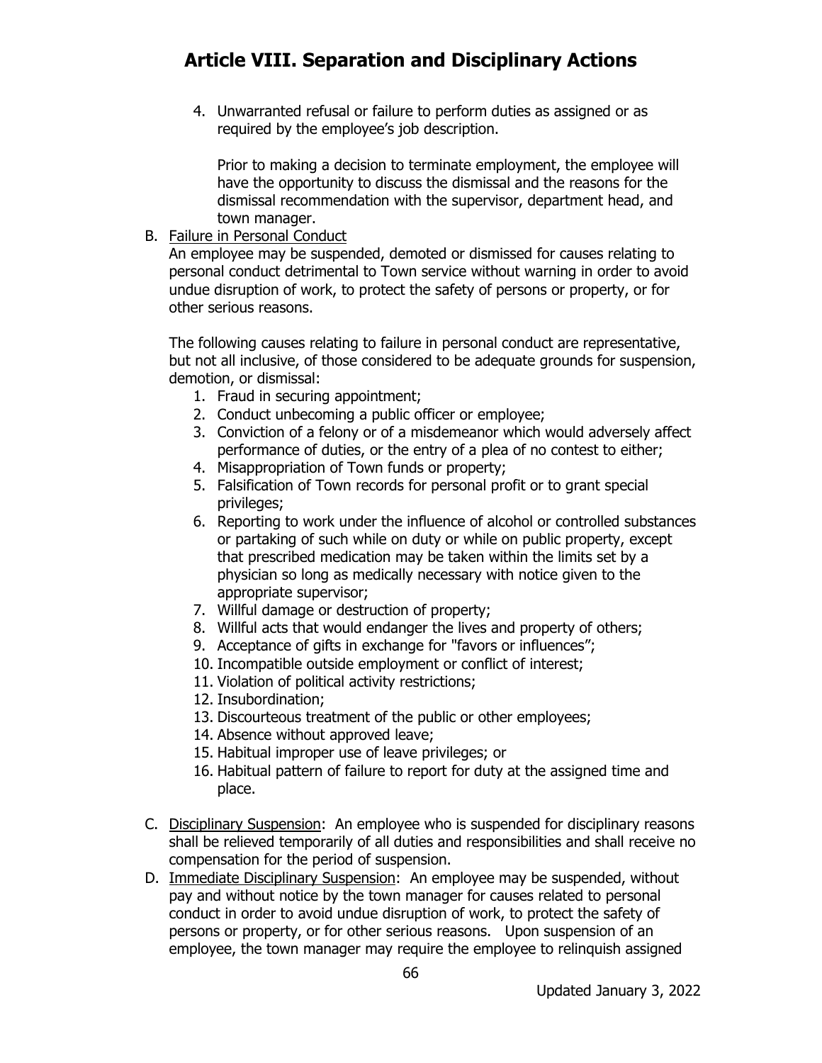4. Unwarranted refusal or failure to perform duties as assigned or as required by the employee's job description.

   Prior to making a decision to terminate employment, the employee will have the opportunity to discuss the dismissal and the reasons for the dismissal recommendation with the supervisor, department head, and town manager.

B. Failure in Personal Conduct

An employee may be suspended, demoted or dismissed for causes relating to personal conduct detrimental to Town service without warning in order to avoid undue disruption of work, to protect the safety of persons or property, or for other serious reasons.

The following causes relating to failure in personal conduct are representative, but not all inclusive, of those considered to be adequate grounds for suspension, demotion, or dismissal:

1. Fraud in securing appointment;
2. Conduct unbecoming a public officer or employee;
3. Conviction of a felony or of a misdemeanor which would adversely affect performance of duties, or the entry of a plea of no contest to either;
4. Misappropriation of Town funds or property;
5. Falsification of Town records for personal profit or to grant special privileges;
6. Reporting to work under the influence of alcohol or controlled substances or partaking of such while on duty or while on public property, except that prescribed medication may be taken within the limits set by a physician so long as medically necessary with notice given to the appropriate supervisor;
7. Willful damage or destruction of property;
8. Willful acts that would endanger the lives and property of others;
9. Acceptance of gifts in exchange for "favors or influences";
10. Incompatible outside employment or conflict of interest;
11. Violation of political activity restrictions;
12. Insubordination;
13. Discourteous treatment of the public or other employees;
14. Absence without approved leave;
15. Habitual improper use of leave privileges; or
16. Habitual pattern of failure to report for duty at the assigned time and place.

C. Disciplinary Suspension: An employee who is suspended for disciplinary reasons shall be relieved temporarily of all duties and responsibilities and shall receive no compensation for the period of suspension.

D. Immediate Disciplinary Suspension: An employee may be suspended, without pay and without notice by the town manager for causes related to personal conduct in order to avoid undue disruption of work, to protect the safety of persons or property, or for other serious reasons. Upon suspension of an employee, the town manager may require the employee to relinquish assigned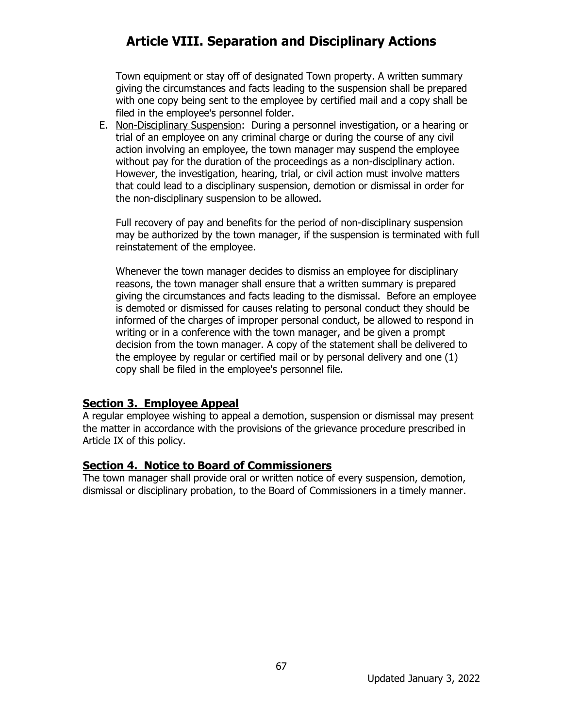Town equipment or stay off of designated Town property. A written summary giving the circumstances and facts leading to the suspension shall be prepared with one copy being sent to the employee by certified mail and a copy shall be filed in the employee's personnel folder.

E. Non-Disciplinary Suspension: During a personnel investigation, or a hearing or trial of an employee on any criminal charge or during the course of any civil action involving an employee, the town manager may suspend the employee without pay for the duration of the proceedings as a non-disciplinary action. However, the investigation, hearing, trial, or civil action must involve matters that could lead to a disciplinary suspension, demotion or dismissal in order for the non-disciplinary suspension to be allowed.

   Full recovery of pay and benefits for the period of non-disciplinary suspension may be authorized by the town manager, if the suspension is terminated with full reinstatement of the employee.

   Whenever the town manager decides to dismiss an employee for disciplinary reasons, the town manager shall ensure that a written summary is prepared giving the circumstances and facts leading to the dismissal. Before an employee is demoted or dismissed for causes relating to personal conduct they should be informed of the charges of improper personal conduct, be allowed to respond in writing or in a conference with the town manager, and be given a prompt decision from the town manager. A copy of the statement shall be delivered to the employee by regular or certified mail or by personal delivery and one (1) copy shall be filed in the employee's personnel file.

## Section 3. Employee Appeal

A regular employee wishing to appeal a demotion, suspension or dismissal may present the matter in accordance with the provisions of the grievance procedure prescribed in Article IX of this policy.

## Section 4. Notice to Board of Commissioners

The town manager shall provide oral or written notice of every suspension, demotion, dismissal or disciplinary probation, to the Board of Commissioners in a timely manner.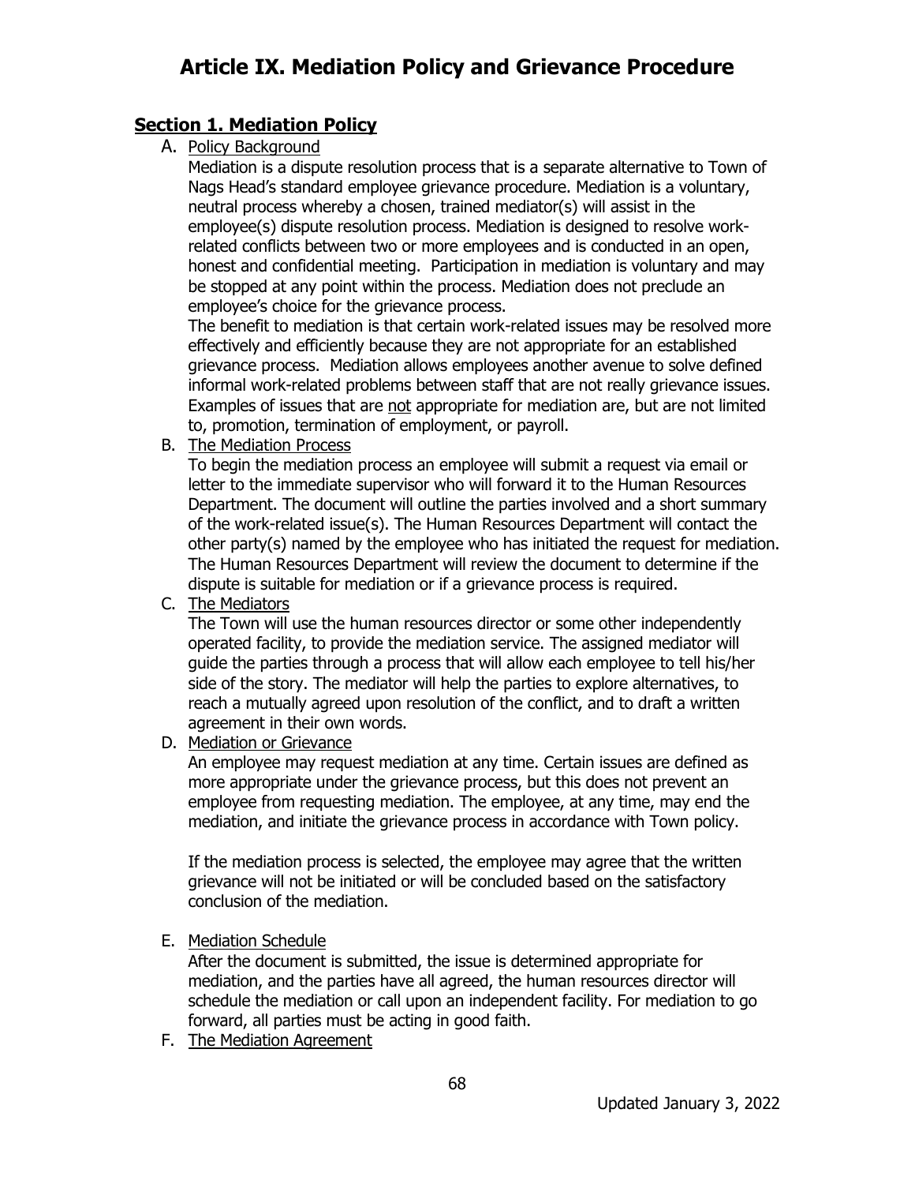# Article IX. Mediation Policy and Grievance Procedure

## Section 1. Mediation Policy

A. Policy Background

Mediation is a dispute resolution process that is a separate alternative to Town of Nags Head's standard employee grievance procedure. Mediation is a voluntary, neutral process whereby a chosen, trained mediator(s) will assist in the employee(s) dispute resolution process. Mediation is designed to resolve work-related conflicts between two or more employees and is conducted in an open, honest and confidential meeting. Participation in mediation is voluntary and may be stopped at any point within the process. Mediation does not preclude an employee's choice for the grievance process.

The benefit to mediation is that certain work-related issues may be resolved more effectively and efficiently because they are not appropriate for an established grievance process. Mediation allows employees another avenue to solve defined informal work-related problems between staff that are not really grievance issues. Examples of issues that are not appropriate for mediation are, but are not limited to, promotion, termination of employment, or payroll.

B. The Mediation Process

To begin the mediation process an employee will submit a request via email or letter to the immediate supervisor who will forward it to the Human Resources Department. The document will outline the parties involved and a short summary of the work-related issue(s). The Human Resources Department will contact the other party(s) named by the employee who has initiated the request for mediation. The Human Resources Department will review the document to determine if the dispute is suitable for mediation or if a grievance process is required.

C. The Mediators

The Town will use the human resources director or some other independently operated facility, to provide the mediation service. The assigned mediator will guide the parties through a process that will allow each employee to tell his/her side of the story. The mediator will help the parties to explore alternatives, to reach a mutually agreed upon resolution of the conflict, and to draft a written agreement in their own words.

D. Mediation or Grievance

An employee may request mediation at any time. Certain issues are defined as more appropriate under the grievance process, but this does not prevent an employee from requesting mediation. The employee, at any time, may end the mediation, and initiate the grievance process in accordance with Town policy.

If the mediation process is selected, the employee may agree that the written grievance will not be initiated or will be concluded based on the satisfactory conclusion of the mediation.

E. Mediation Schedule

After the document is submitted, the issue is determined appropriate for mediation, and the parties have all agreed, the human resources director will schedule the mediation or call upon an independent facility. For mediation to go forward, all parties must be acting in good faith.

F. The Mediation Agreement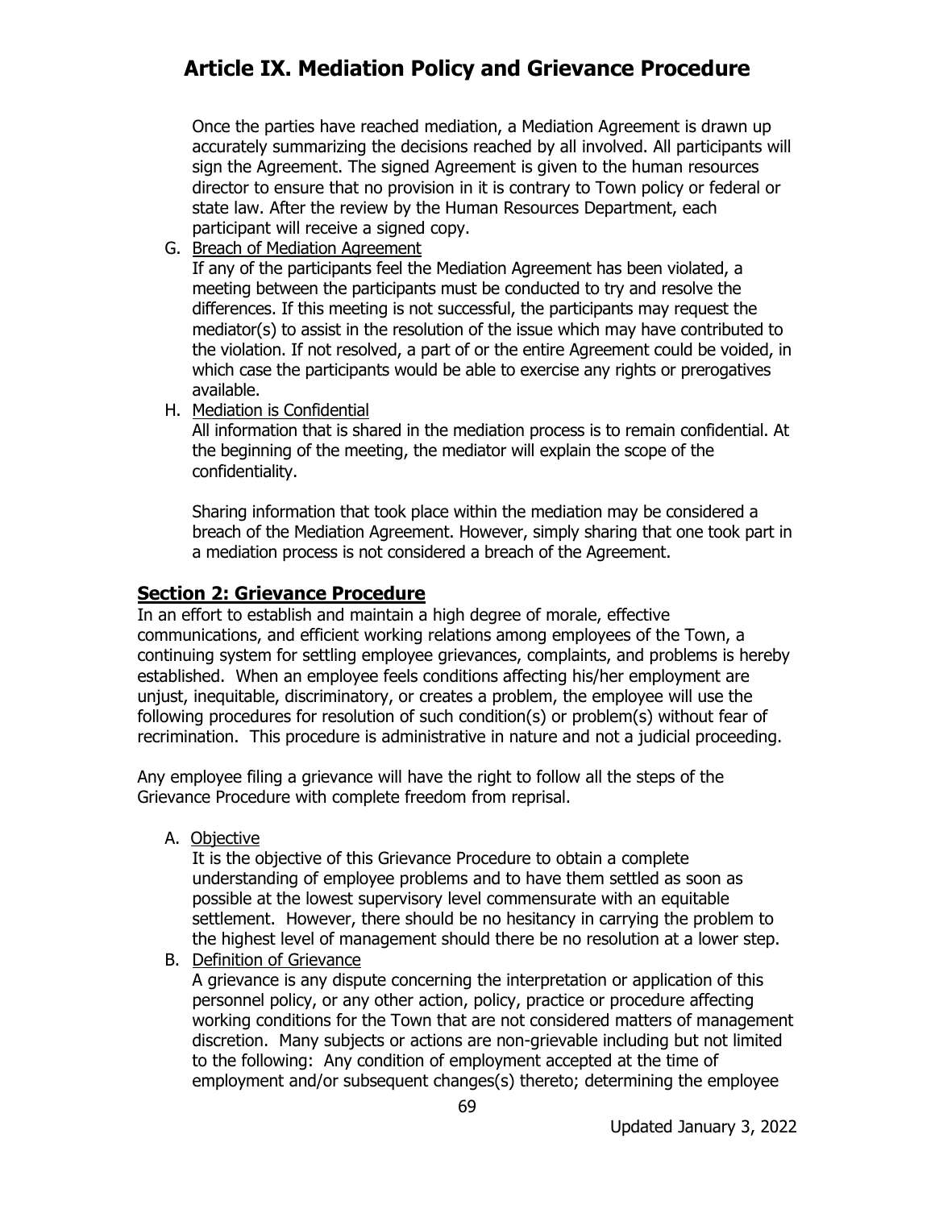# Article IX. Mediation Policy and Grievance Procedure

Once the parties have reached mediation, a Mediation Agreement is drawn up accurately summarizing the decisions reached by all involved. All participants will sign the Agreement. The signed Agreement is given to the human resources director to ensure that no provision in it is contrary to Town policy or federal or state law. After the review by the Human Resources Department, each participant will receive a signed copy.

G. Breach of Mediation Agreement

If any of the participants feel the Mediation Agreement has been violated, a meeting between the participants must be conducted to try and resolve the differences. If this meeting is not successful, the participants may request the mediator(s) to assist in the resolution of the issue which may have contributed to the violation. If not resolved, a part of or the entire Agreement could be voided, in which case the participants would be able to exercise any rights or prerogatives available.

H. Mediation is Confidential

All information that is shared in the mediation process is to remain confidential. At the beginning of the meeting, the mediator will explain the scope of the confidentiality.

Sharing information that took place within the mediation may be considered a breach of the Mediation Agreement. However, simply sharing that one took part in a mediation process is not considered a breach of the Agreement.

## Section 2: Grievance Procedure

In an effort to establish and maintain a high degree of morale, effective communications, and efficient working relations among employees of the Town, a continuing system for settling employee grievances, complaints, and problems is hereby established. When an employee feels conditions affecting his/her employment are unjust, inequitable, discriminatory, or creates a problem, the employee will use the following procedures for resolution of such condition(s) or problem(s) without fear of recrimination. This procedure is administrative in nature and not a judicial proceeding.

Any employee filing a grievance will have the right to follow all the steps of the Grievance Procedure with complete freedom from reprisal.

A. Objective

It is the objective of this Grievance Procedure to obtain a complete understanding of employee problems and to have them settled as soon as possible at the lowest supervisory level commensurate with an equitable settlement. However, there should be no hesitancy in carrying the problem to the highest level of management should there be no resolution at a lower step.

B. Definition of Grievance

A grievance is any dispute concerning the interpretation or application of this personnel policy, or any other action, policy, practice or procedure affecting working conditions for the Town that are not considered matters of management discretion. Many subjects or actions are non-grievable including but not limited to the following: Any condition of employment accepted at the time of employment and/or subsequent changes(s) thereto; determining the employee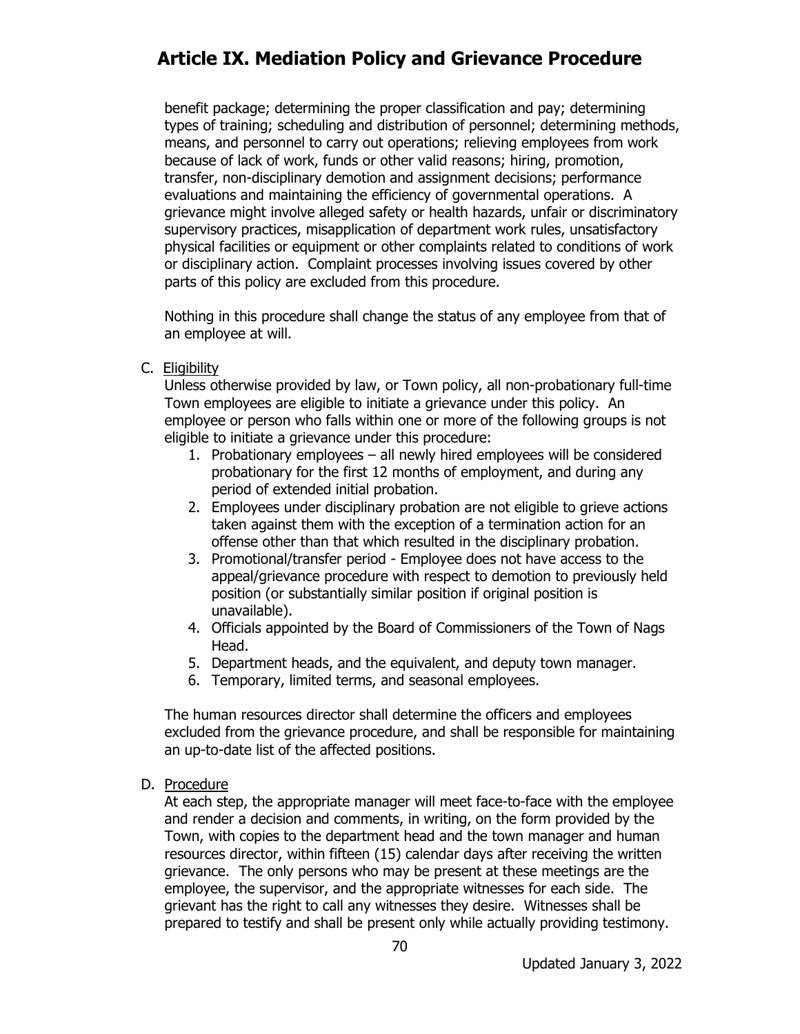benefit package; determining the proper classification and pay; determining types of training; scheduling and distribution of personnel; determining methods, means, and personnel to carry out operations; relieving employees from work because of lack of work, funds or other valid reasons; hiring, promotion, transfer, non-disciplinary demotion and assignment decisions; performance evaluations and maintaining the efficiency of governmental operations. A grievance might involve alleged safety or health hazards, unfair or discriminatory supervisory practices, misapplication of department work rules, unsatisfactory physical facilities or equipment or other complaints related to conditions of work or disciplinary action. Complaint processes involving issues covered by other parts of this policy are excluded from this procedure.

Nothing in this procedure shall change the status of any employee from that of an employee at will.

C. Eligibility

Unless otherwise provided by law, or Town policy, all non-probationary full-time Town employees are eligible to initiate a grievance under this policy. An employee or person who falls within one or more of the following groups is not eligible to initiate a grievance under this procedure:

1. Probationary employees – all newly hired employees will be considered probationary for the first 12 months of employment, and during any period of extended initial probation.
2. Employees under disciplinary probation are not eligible to grieve actions taken against them with the exception of a termination action for an offense other than that which resulted in the disciplinary probation.
3. Promotional/transfer period - Employee does not have access to the appeal/grievance procedure with respect to demotion to previously held position (or substantially similar position if original position is unavailable).
4. Officials appointed by the Board of Commissioners of the Town of Nags Head.
5. Department heads, and the equivalent, and deputy town manager.
6. Temporary, limited terms, and seasonal employees.

The human resources director shall determine the officers and employees excluded from the grievance procedure, and shall be responsible for maintaining an up-to-date list of the affected positions.

D. Procedure

At each step, the appropriate manager will meet face-to-face with the employee and render a decision and comments, in writing, on the form provided by the Town, with copies to the department head and the town manager and human resources director, within fifteen (15) calendar days after receiving the written grievance. The only persons who may be present at these meetings are the employee, the supervisor, and the appropriate witnesses for each side. The grievant has the right to call any witnesses they desire. Witnesses shall be prepared to testify and shall be present only while actually providing testimony.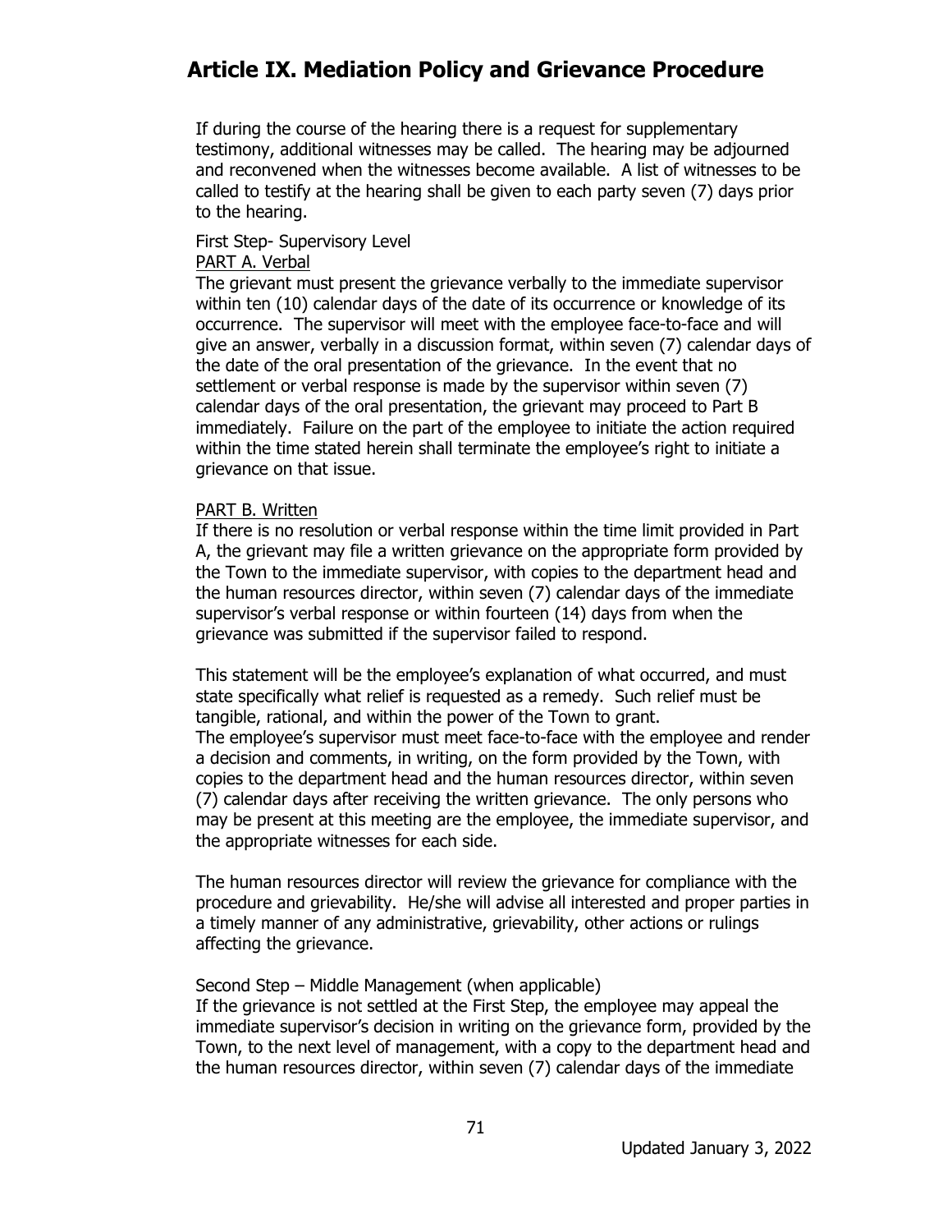# Article IX. Mediation Policy and Grievance Procedure

If during the course of the hearing there is a request for supplementary testimony, additional witnesses may be called. The hearing may be adjourned and reconvened when the witnesses become available. A list of witnesses to be called to testify at the hearing shall be given to each party seven (7) days prior to the hearing.

First Step- Supervisory Level

<u>PART A. Verbal</u>

The grievant must present the grievance verbally to the immediate supervisor within ten (10) calendar days of the date of its occurrence or knowledge of its occurrence. The supervisor will meet with the employee face-to-face and will give an answer, verbally in a discussion format, within seven (7) calendar days of the date of the oral presentation of the grievance. In the event that no settlement or verbal response is made by the supervisor within seven (7) calendar days of the oral presentation, the grievant may proceed to Part B immediately. Failure on the part of the employee to initiate the action required within the time stated herein shall terminate the employee's right to initiate a grievance on that issue.

<u>PART B. Written</u>

If there is no resolution or verbal response within the time limit provided in Part A, the grievant may file a written grievance on the appropriate form provided by the Town to the immediate supervisor, with copies to the department head and the human resources director, within seven (7) calendar days of the immediate supervisor's verbal response or within fourteen (14) days from when the grievance was submitted if the supervisor failed to respond.

This statement will be the employee's explanation of what occurred, and must state specifically what relief is requested as a remedy. Such relief must be tangible, rational, and within the power of the Town to grant.
The employee's supervisor must meet face-to-face with the employee and render a decision and comments, in writing, on the form provided by the Town, with copies to the department head and the human resources director, within seven (7) calendar days after receiving the written grievance. The only persons who may be present at this meeting are the employee, the immediate supervisor, and the appropriate witnesses for each side.

The human resources director will review the grievance for compliance with the procedure and grievability. He/she will advise all interested and proper parties in a timely manner of any administrative, grievability, other actions or rulings affecting the grievance.

Second Step – Middle Management (when applicable)

If the grievance is not settled at the First Step, the employee may appeal the immediate supervisor's decision in writing on the grievance form, provided by the Town, to the next level of management, with a copy to the department head and the human resources director, within seven (7) calendar days of the immediate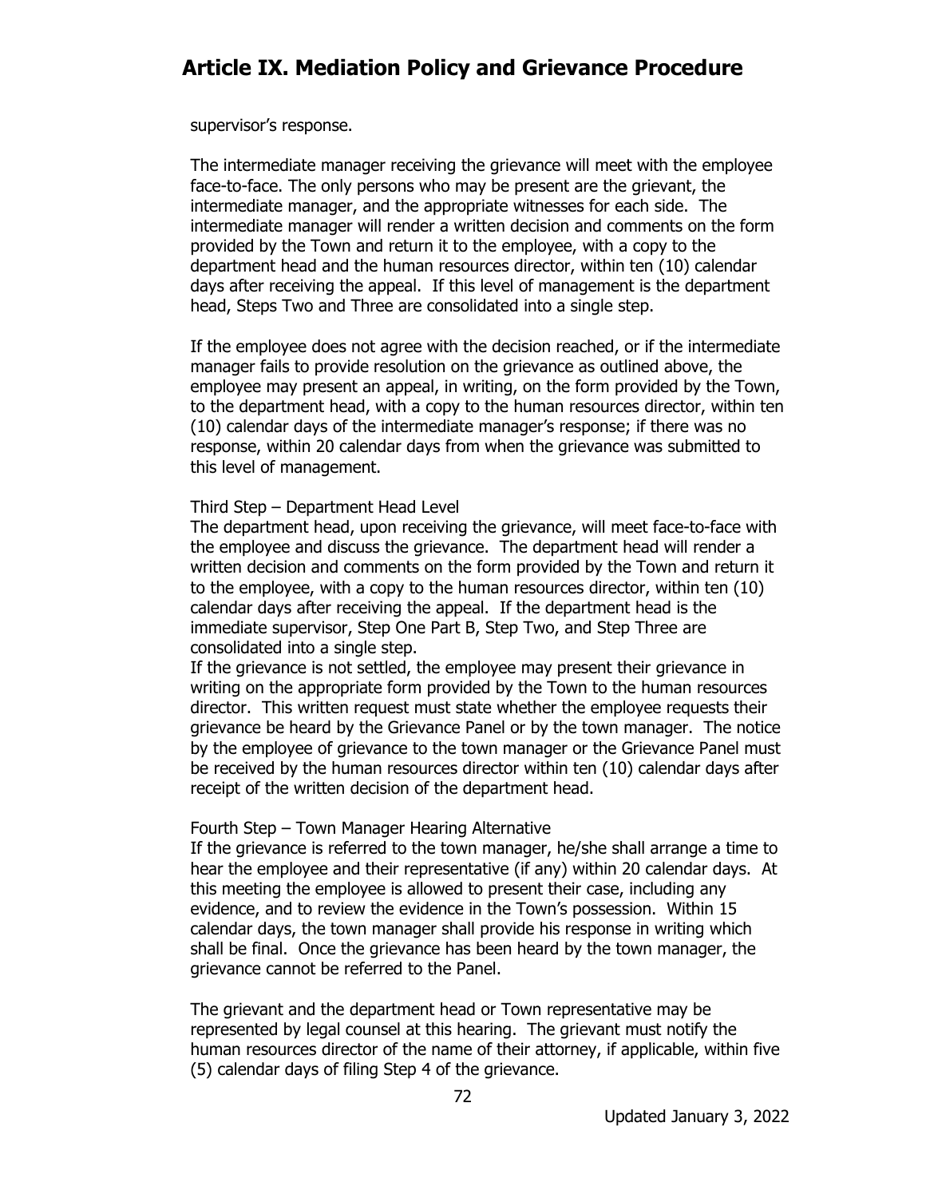supervisor's response.

The intermediate manager receiving the grievance will meet with the employee face-to-face. The only persons who may be present are the grievant, the intermediate manager, and the appropriate witnesses for each side. The intermediate manager will render a written decision and comments on the form provided by the Town and return it to the employee, with a copy to the department head and the human resources director, within ten (10) calendar days after receiving the appeal. If this level of management is the department head, Steps Two and Three are consolidated into a single step.

If the employee does not agree with the decision reached, or if the intermediate manager fails to provide resolution on the grievance as outlined above, the employee may present an appeal, in writing, on the form provided by the Town, to the department head, with a copy to the human resources director, within ten (10) calendar days of the intermediate manager's response; if there was no response, within 20 calendar days from when the grievance was submitted to this level of management.

Third Step – Department Head Level

The department head, upon receiving the grievance, will meet face-to-face with the employee and discuss the grievance. The department head will render a written decision and comments on the form provided by the Town and return it to the employee, with a copy to the human resources director, within ten (10) calendar days after receiving the appeal. If the department head is the immediate supervisor, Step One Part B, Step Two, and Step Three are consolidated into a single step.

If the grievance is not settled, the employee may present their grievance in writing on the appropriate form provided by the Town to the human resources director. This written request must state whether the employee requests their grievance be heard by the Grievance Panel or by the town manager. The notice by the employee of grievance to the town manager or the Grievance Panel must be received by the human resources director within ten (10) calendar days after receipt of the written decision of the department head.

Fourth Step – Town Manager Hearing Alternative

If the grievance is referred to the town manager, he/she shall arrange a time to hear the employee and their representative (if any) within 20 calendar days. At this meeting the employee is allowed to present their case, including any evidence, and to review the evidence in the Town's possession. Within 15 calendar days, the town manager shall provide his response in writing which shall be final. Once the grievance has been heard by the town manager, the grievance cannot be referred to the Panel.

The grievant and the department head or Town representative may be represented by legal counsel at this hearing. The grievant must notify the human resources director of the name of their attorney, if applicable, within five (5) calendar days of filing Step 4 of the grievance.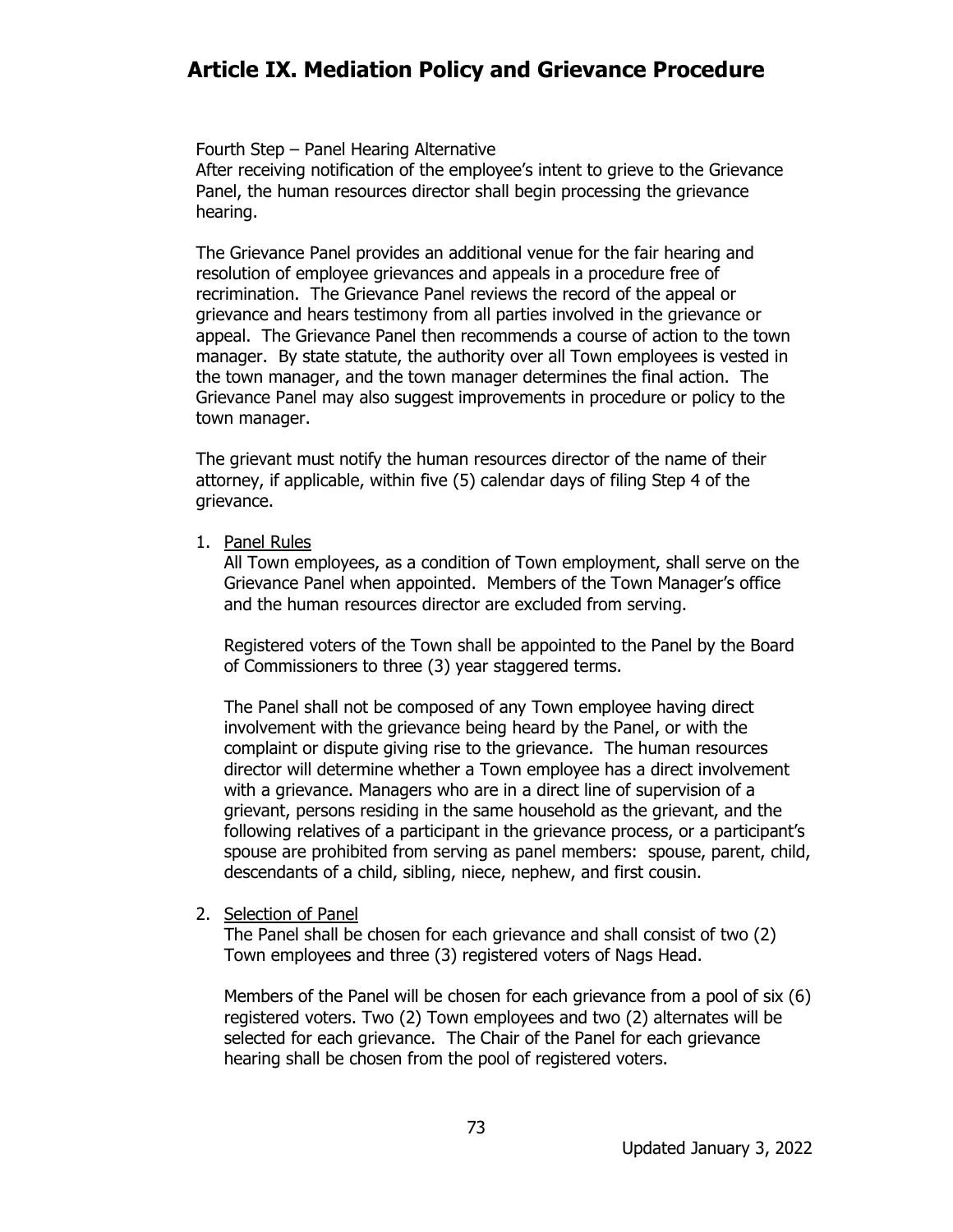# Article IX. Mediation Policy and Grievance Procedure

Fourth Step – Panel Hearing Alternative
After receiving notification of the employee's intent to grieve to the Grievance Panel, the human resources director shall begin processing the grievance hearing.

The Grievance Panel provides an additional venue for the fair hearing and resolution of employee grievances and appeals in a procedure free of recrimination. The Grievance Panel reviews the record of the appeal or grievance and hears testimony from all parties involved in the grievance or appeal. The Grievance Panel then recommends a course of action to the town manager. By state statute, the authority over all Town employees is vested in the town manager, and the town manager determines the final action. The Grievance Panel may also suggest improvements in procedure or policy to the town manager.

The grievant must notify the human resources director of the name of their attorney, if applicable, within five (5) calendar days of filing Step 4 of the grievance.

1. Panel Rules

   All Town employees, as a condition of Town employment, shall serve on the Grievance Panel when appointed. Members of the Town Manager's office and the human resources director are excluded from serving.

   Registered voters of the Town shall be appointed to the Panel by the Board of Commissioners to three (3) year staggered terms.

   The Panel shall not be composed of any Town employee having direct involvement with the grievance being heard by the Panel, or with the complaint or dispute giving rise to the grievance. The human resources director will determine whether a Town employee has a direct involvement with a grievance. Managers who are in a direct line of supervision of a grievant, persons residing in the same household as the grievant, and the following relatives of a participant in the grievance process, or a participant's spouse are prohibited from serving as panel members: spouse, parent, child, descendants of a child, sibling, niece, nephew, and first cousin.

2. Selection of Panel

   The Panel shall be chosen for each grievance and shall consist of two (2) Town employees and three (3) registered voters of Nags Head.

   Members of the Panel will be chosen for each grievance from a pool of six (6) registered voters. Two (2) Town employees and two (2) alternates will be selected for each grievance. The Chair of the Panel for each grievance hearing shall be chosen from the pool of registered voters.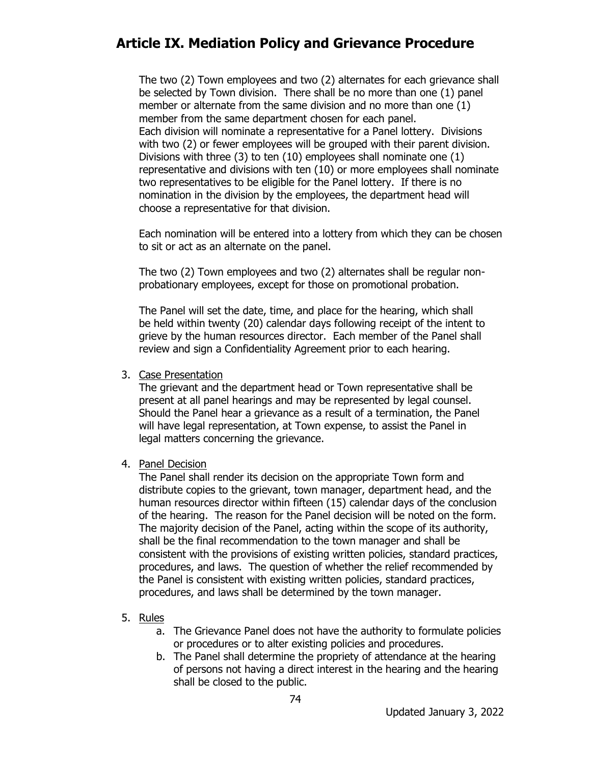# Article IX. Mediation Policy and Grievance Procedure

The two (2) Town employees and two (2) alternates for each grievance shall be selected by Town division. There shall be no more than one (1) panel member or alternate from the same division and no more than one (1) member from the same department chosen for each panel.
Each division will nominate a representative for a Panel lottery. Divisions with two (2) or fewer employees will be grouped with their parent division. Divisions with three (3) to ten (10) employees shall nominate one (1) representative and divisions with ten (10) or more employees shall nominate two representatives to be eligible for the Panel lottery. If there is no nomination in the division by the employees, the department head will choose a representative for that division.

Each nomination will be entered into a lottery from which they can be chosen to sit or act as an alternate on the panel.

The two (2) Town employees and two (2) alternates shall be regular non-probationary employees, except for those on promotional probation.

The Panel will set the date, time, and place for the hearing, which shall be held within twenty (20) calendar days following receipt of the intent to grieve by the human resources director. Each member of the Panel shall review and sign a Confidentiality Agreement prior to each hearing.

3. <u>Case Presentation</u>
   The grievant and the department head or Town representative shall be present at all panel hearings and may be represented by legal counsel. Should the Panel hear a grievance as a result of a termination, the Panel will have legal representation, at Town expense, to assist the Panel in legal matters concerning the grievance.

4. <u>Panel Decision</u>
   The Panel shall render its decision on the appropriate Town form and distribute copies to the grievant, town manager, department head, and the human resources director within fifteen (15) calendar days of the conclusion of the hearing. The reason for the Panel decision will be noted on the form. The majority decision of the Panel, acting within the scope of its authority, shall be the final recommendation to the town manager and shall be consistent with the provisions of existing written policies, standard practices, procedures, and laws. The question of whether the relief recommended by the Panel is consistent with existing written policies, standard practices, procedures, and laws shall be determined by the town manager.

5. <u>Rules</u>
   a. The Grievance Panel does not have the authority to formulate policies or procedures or to alter existing policies and procedures.
   b. The Panel shall determine the propriety of attendance at the hearing of persons not having a direct interest in the hearing and the hearing shall be closed to the public.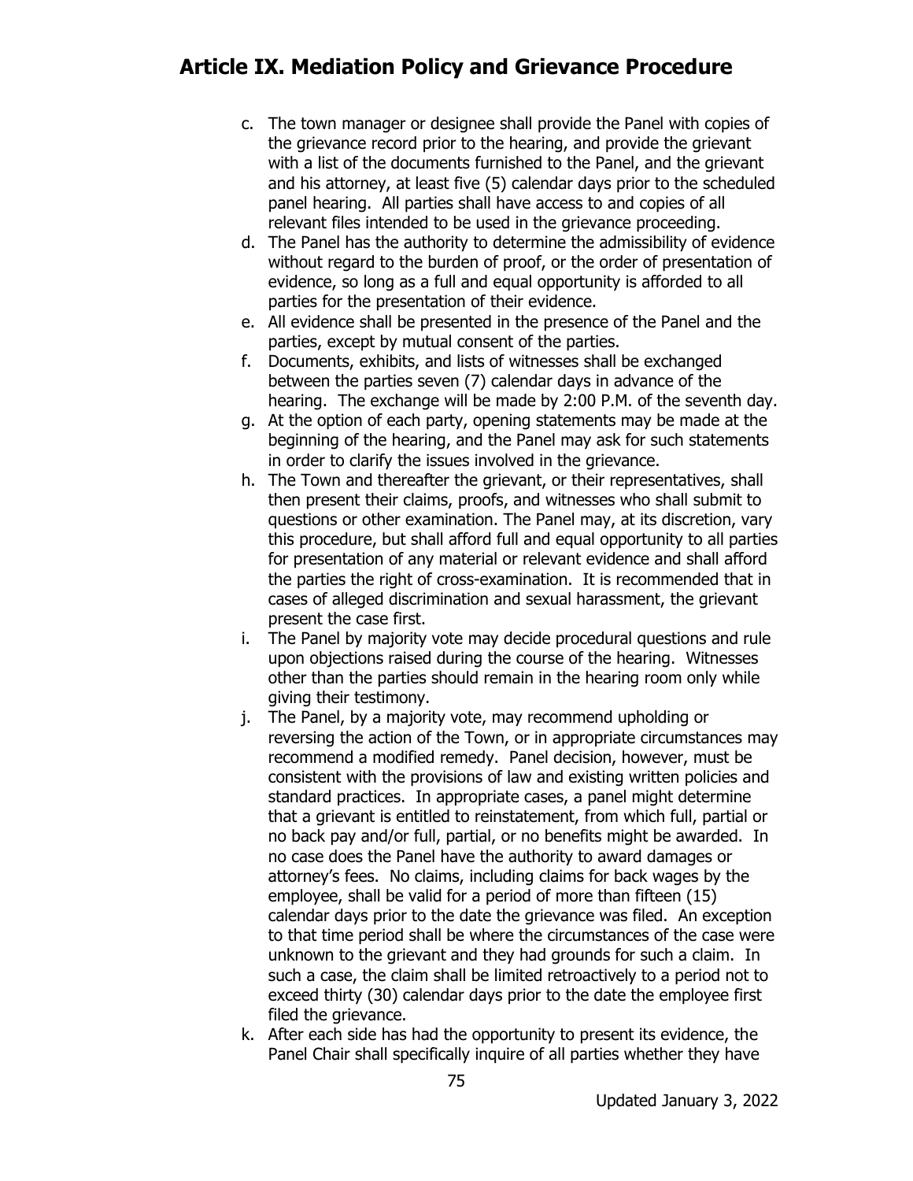c. The town manager or designee shall provide the Panel with copies of the grievance record prior to the hearing, and provide the grievant with a list of the documents furnished to the Panel, and the grievant and his attorney, at least five (5) calendar days prior to the scheduled panel hearing. All parties shall have access to and copies of all relevant files intended to be used in the grievance proceeding.
d. The Panel has the authority to determine the admissibility of evidence without regard to the burden of proof, or the order of presentation of evidence, so long as a full and equal opportunity is afforded to all parties for the presentation of their evidence.
e. All evidence shall be presented in the presence of the Panel and the parties, except by mutual consent of the parties.
f. Documents, exhibits, and lists of witnesses shall be exchanged between the parties seven (7) calendar days in advance of the hearing. The exchange will be made by 2:00 P.M. of the seventh day.
g. At the option of each party, opening statements may be made at the beginning of the hearing, and the Panel may ask for such statements in order to clarify the issues involved in the grievance.
h. The Town and thereafter the grievant, or their representatives, shall then present their claims, proofs, and witnesses who shall submit to questions or other examination. The Panel may, at its discretion, vary this procedure, but shall afford full and equal opportunity to all parties for presentation of any material or relevant evidence and shall afford the parties the right of cross-examination. It is recommended that in cases of alleged discrimination and sexual harassment, the grievant present the case first.
i. The Panel by majority vote may decide procedural questions and rule upon objections raised during the course of the hearing. Witnesses other than the parties should remain in the hearing room only while giving their testimony.
j. The Panel, by a majority vote, may recommend upholding or reversing the action of the Town, or in appropriate circumstances may recommend a modified remedy. Panel decision, however, must be consistent with the provisions of law and existing written policies and standard practices. In appropriate cases, a panel might determine that a grievant is entitled to reinstatement, from which full, partial or no back pay and/or full, partial, or no benefits might be awarded. In no case does the Panel have the authority to award damages or attorney's fees. No claims, including claims for back wages by the employee, shall be valid for a period of more than fifteen (15) calendar days prior to the date the grievance was filed. An exception to that time period shall be where the circumstances of the case were unknown to the grievant and they had grounds for such a claim. In such a case, the claim shall be limited retroactively to a period not to exceed thirty (30) calendar days prior to the date the employee first filed the grievance.
k. After each side has had the opportunity to present its evidence, the Panel Chair shall specifically inquire of all parties whether they have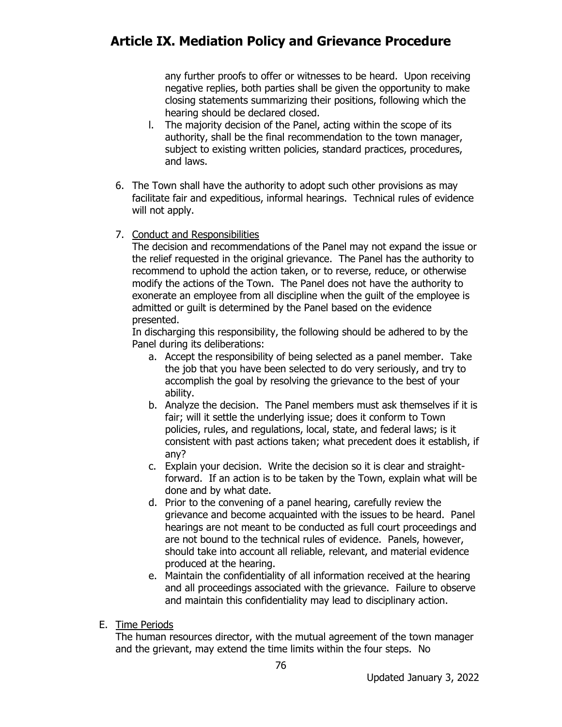any further proofs to offer or witnesses to be heard. Upon receiving negative replies, both parties shall be given the opportunity to make closing statements summarizing their positions, following which the hearing should be declared closed.

l. The majority decision of the Panel, acting within the scope of its authority, shall be the final recommendation to the town manager, subject to existing written policies, standard practices, procedures, and laws.

6. The Town shall have the authority to adopt such other provisions as may facilitate fair and expeditious, informal hearings. Technical rules of evidence will not apply.

7. Conduct and Responsibilities

   The decision and recommendations of the Panel may not expand the issue or the relief requested in the original grievance. The Panel has the authority to recommend to uphold the action taken, or to reverse, reduce, or otherwise modify the actions of the Town. The Panel does not have the authority to exonerate an employee from all discipline when the guilt of the employee is admitted or guilt is determined by the Panel based on the evidence presented.

   In discharging this responsibility, the following should be adhered to by the Panel during its deliberations:

   a. Accept the responsibility of being selected as a panel member. Take the job that you have been selected to do very seriously, and try to accomplish the goal by resolving the grievance to the best of your ability.
   b. Analyze the decision. The Panel members must ask themselves if it is fair; will it settle the underlying issue; does it conform to Town policies, rules, and regulations, local, state, and federal laws; is it consistent with past actions taken; what precedent does it establish, if any?
   c. Explain your decision. Write the decision so it is clear and straight-forward. If an action is to be taken by the Town, explain what will be done and by what date.
   d. Prior to the convening of a panel hearing, carefully review the grievance and become acquainted with the issues to be heard. Panel hearings are not meant to be conducted as full court proceedings and are not bound to the technical rules of evidence. Panels, however, should take into account all reliable, relevant, and material evidence produced at the hearing.
   e. Maintain the confidentiality of all information received at the hearing and all proceedings associated with the grievance. Failure to observe and maintain this confidentiality may lead to disciplinary action.

E. Time Periods

The human resources director, with the mutual agreement of the town manager and the grievant, may extend the time limits within the four steps. No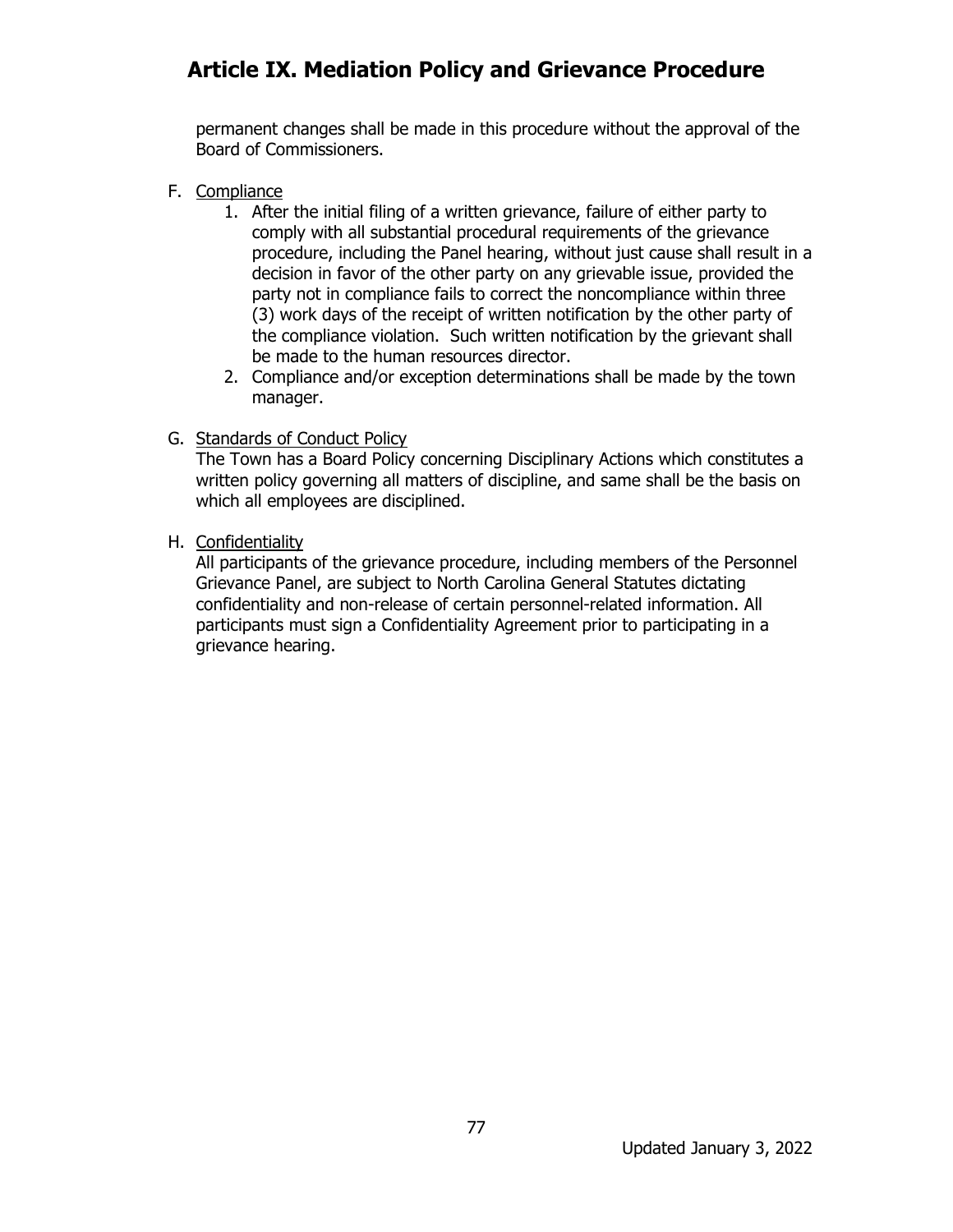permanent changes shall be made in this procedure without the approval of the Board of Commissioners.

F. Compliance
   1. After the initial filing of a written grievance, failure of either party to comply with all substantial procedural requirements of the grievance procedure, including the Panel hearing, without just cause shall result in a decision in favor of the other party on any grievable issue, provided the party not in compliance fails to correct the noncompliance within three (3) work days of the receipt of written notification by the other party of the compliance violation. Such written notification by the grievant shall be made to the human resources director.
   2. Compliance and/or exception determinations shall be made by the town manager.

G. Standards of Conduct Policy

   The Town has a Board Policy concerning Disciplinary Actions which constitutes a written policy governing all matters of discipline, and same shall be the basis on which all employees are disciplined.

H. Confidentiality

   All participants of the grievance procedure, including members of the Personnel Grievance Panel, are subject to North Carolina General Statutes dictating confidentiality and non-release of certain personnel-related information. All participants must sign a Confidentiality Agreement prior to participating in a grievance hearing.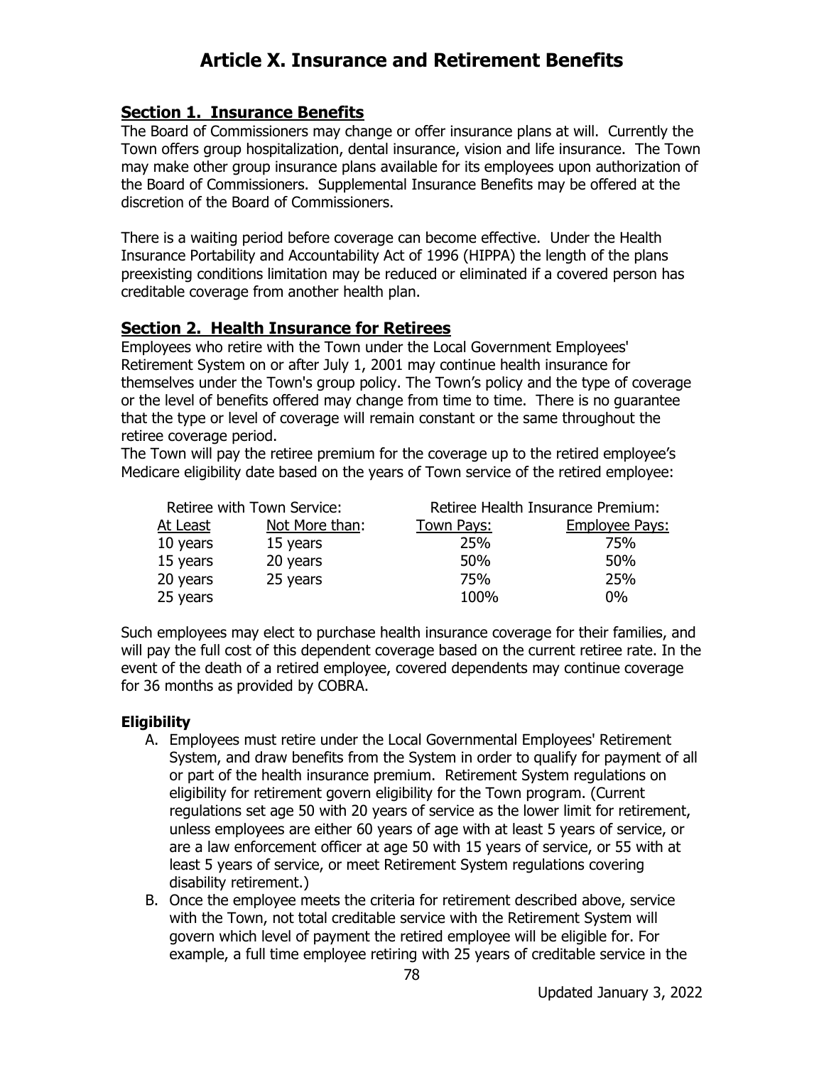# Article X. Insurance and Retirement Benefits

## Section 1. Insurance Benefits

The Board of Commissioners may change or offer insurance plans at will. Currently the Town offers group hospitalization, dental insurance, vision and life insurance. The Town may make other group insurance plans available for its employees upon authorization of the Board of Commissioners. Supplemental Insurance Benefits may be offered at the discretion of the Board of Commissioners.

There is a waiting period before coverage can become effective. Under the Health Insurance Portability and Accountability Act of 1996 (HIPPA) the length of the plans preexisting conditions limitation may be reduced or eliminated if a covered person has creditable coverage from another health plan.

## Section 2. Health Insurance for Retirees

Employees who retire with the Town under the Local Government Employees' Retirement System on or after July 1, 2001 may continue health insurance for themselves under the Town's group policy. The Town's policy and the type of coverage or the level of benefits offered may change from time to time. There is no guarantee that the type or level of coverage will remain constant or the same throughout the retiree coverage period.

The Town will pay the retiree premium for the coverage up to the retired employee's Medicare eligibility date based on the years of Town service of the retired employee:

| Retiree with Town Service: | | Retiree Health Insurance Premium: | |
|---|---|---|---|
| At Least | Not More than: | Town Pays: | Employee Pays: |
| 10 years | 15 years | 25% | 75% |
| 15 years | 20 years | 50% | 50% |
| 20 years | 25 years | 75% | 25% |
| 25 years | | 100% | 0% |

Such employees may elect to purchase health insurance coverage for their families, and will pay the full cost of this dependent coverage based on the current retiree rate. In the event of the death of a retired employee, covered dependents may continue coverage for 36 months as provided by COBRA.

### Eligibility

A. Employees must retire under the Local Governmental Employees' Retirement System, and draw benefits from the System in order to qualify for payment of all or part of the health insurance premium. Retirement System regulations on eligibility for retirement govern eligibility for the Town program. (Current regulations set age 50 with 20 years of service as the lower limit for retirement, unless employees are either 60 years of age with at least 5 years of service, or are a law enforcement officer at age 50 with 15 years of service, or 55 with at least 5 years of service, or meet Retirement System regulations covering disability retirement.)

B. Once the employee meets the criteria for retirement described above, service with the Town, not total creditable service with the Retirement System will govern which level of payment the retired employee will be eligible for. For example, a full time employee retiring with 25 years of creditable service in the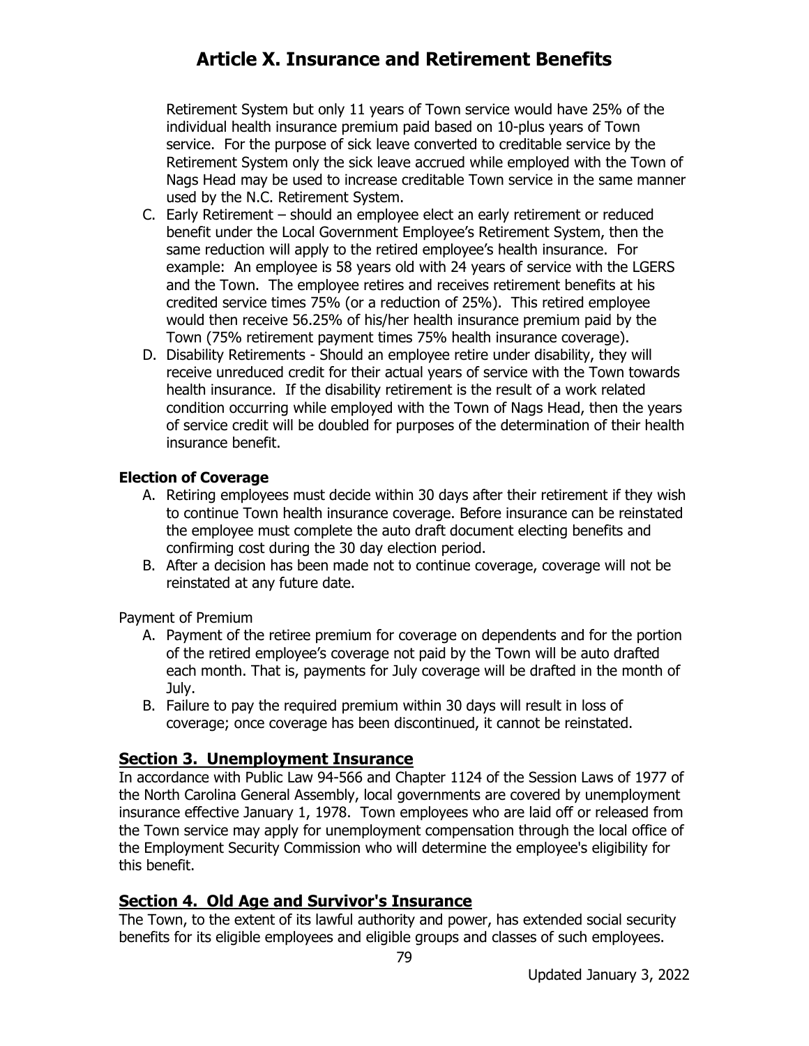Retirement System but only 11 years of Town service would have 25% of the individual health insurance premium paid based on 10-plus years of Town service. For the purpose of sick leave converted to creditable service by the Retirement System only the sick leave accrued while employed with the Town of Nags Head may be used to increase creditable Town service in the same manner used by the N.C. Retirement System.

C. Early Retirement – should an employee elect an early retirement or reduced benefit under the Local Government Employee's Retirement System, then the same reduction will apply to the retired employee's health insurance. For example: An employee is 58 years old with 24 years of service with the LGERS and the Town. The employee retires and receives retirement benefits at his credited service times 75% (or a reduction of 25%). This retired employee would then receive 56.25% of his/her health insurance premium paid by the Town (75% retirement payment times 75% health insurance coverage).
D. Disability Retirements - Should an employee retire under disability, they will receive unreduced credit for their actual years of service with the Town towards health insurance. If the disability retirement is the result of a work related condition occurring while employed with the Town of Nags Head, then the years of service credit will be doubled for purposes of the determination of their health insurance benefit.

**Election of Coverage**

A. Retiring employees must decide within 30 days after their retirement if they wish to continue Town health insurance coverage. Before insurance can be reinstated the employee must complete the auto draft document electing benefits and confirming cost during the 30 day election period.
B. After a decision has been made not to continue coverage, coverage will not be reinstated at any future date.

Payment of Premium

A. Payment of the retiree premium for coverage on dependents and for the portion of the retired employee's coverage not paid by the Town will be auto drafted each month. That is, payments for July coverage will be drafted in the month of July.
B. Failure to pay the required premium within 30 days will result in loss of coverage; once coverage has been discontinued, it cannot be reinstated.

## Section 3. Unemployment Insurance

In accordance with Public Law 94-566 and Chapter 1124 of the Session Laws of 1977 of the North Carolina General Assembly, local governments are covered by unemployment insurance effective January 1, 1978. Town employees who are laid off or released from the Town service may apply for unemployment compensation through the local office of the Employment Security Commission who will determine the employee's eligibility for this benefit.

## Section 4. Old Age and Survivor's Insurance

The Town, to the extent of its lawful authority and power, has extended social security benefits for its eligible employees and eligible groups and classes of such employees.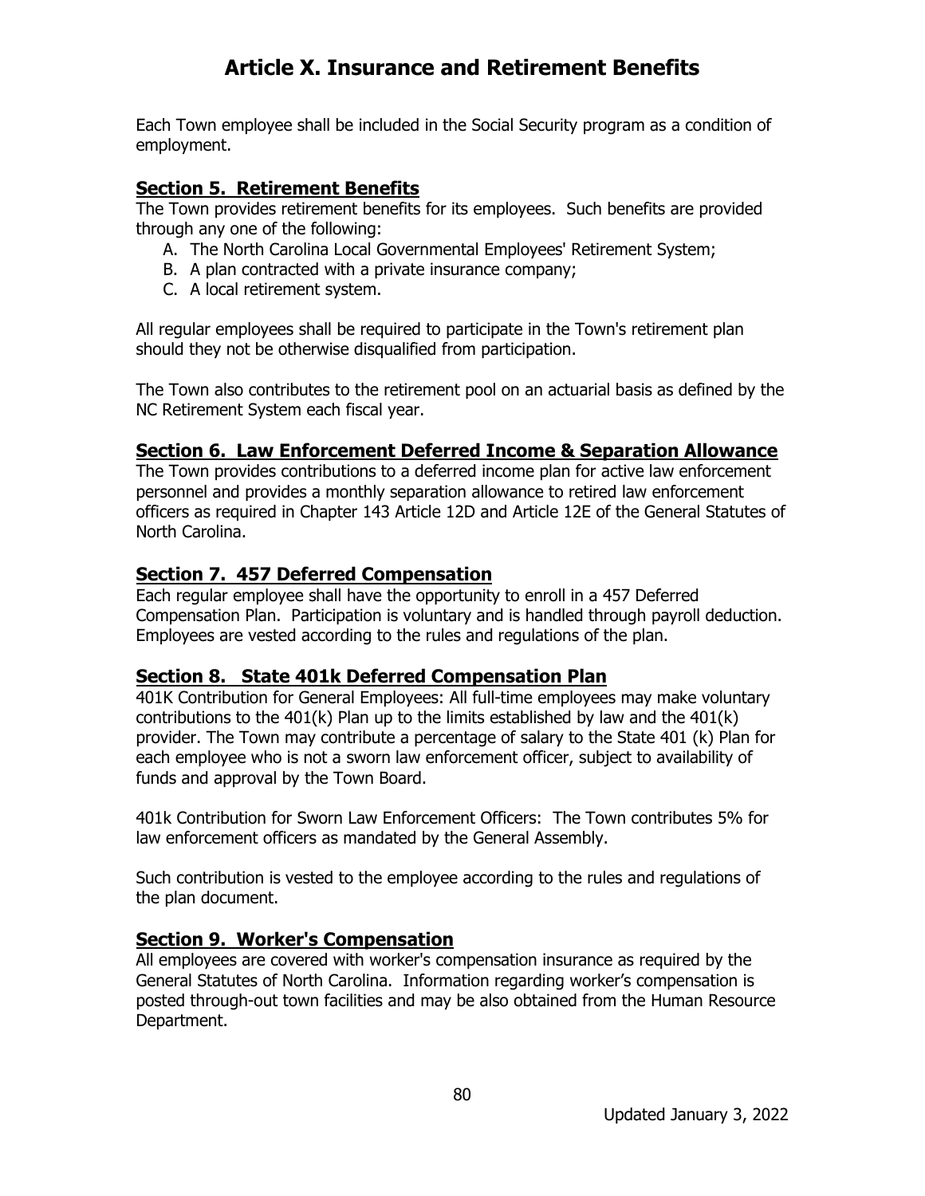# Article X. Insurance and Retirement Benefits

Each Town employee shall be included in the Social Security program as a condition of employment.

## Section 5. Retirement Benefits

The Town provides retirement benefits for its employees. Such benefits are provided through any one of the following:

A. The North Carolina Local Governmental Employees' Retirement System;
B. A plan contracted with a private insurance company;
C. A local retirement system.

All regular employees shall be required to participate in the Town's retirement plan should they not be otherwise disqualified from participation.

The Town also contributes to the retirement pool on an actuarial basis as defined by the NC Retirement System each fiscal year.

## Section 6. Law Enforcement Deferred Income & Separation Allowance

The Town provides contributions to a deferred income plan for active law enforcement personnel and provides a monthly separation allowance to retired law enforcement officers as required in Chapter 143 Article 12D and Article 12E of the General Statutes of North Carolina.

## Section 7. 457 Deferred Compensation

Each regular employee shall have the opportunity to enroll in a 457 Deferred Compensation Plan. Participation is voluntary and is handled through payroll deduction. Employees are vested according to the rules and regulations of the plan.

## Section 8. State 401k Deferred Compensation Plan

401K Contribution for General Employees: All full-time employees may make voluntary contributions to the 401(k) Plan up to the limits established by law and the 401(k) provider. The Town may contribute a percentage of salary to the State 401 (k) Plan for each employee who is not a sworn law enforcement officer, subject to availability of funds and approval by the Town Board.

401k Contribution for Sworn Law Enforcement Officers: The Town contributes 5% for law enforcement officers as mandated by the General Assembly.

Such contribution is vested to the employee according to the rules and regulations of the plan document.

## Section 9. Worker's Compensation

All employees are covered with worker's compensation insurance as required by the General Statutes of North Carolina. Information regarding worker's compensation is posted through-out town facilities and may be also obtained from the Human Resource Department.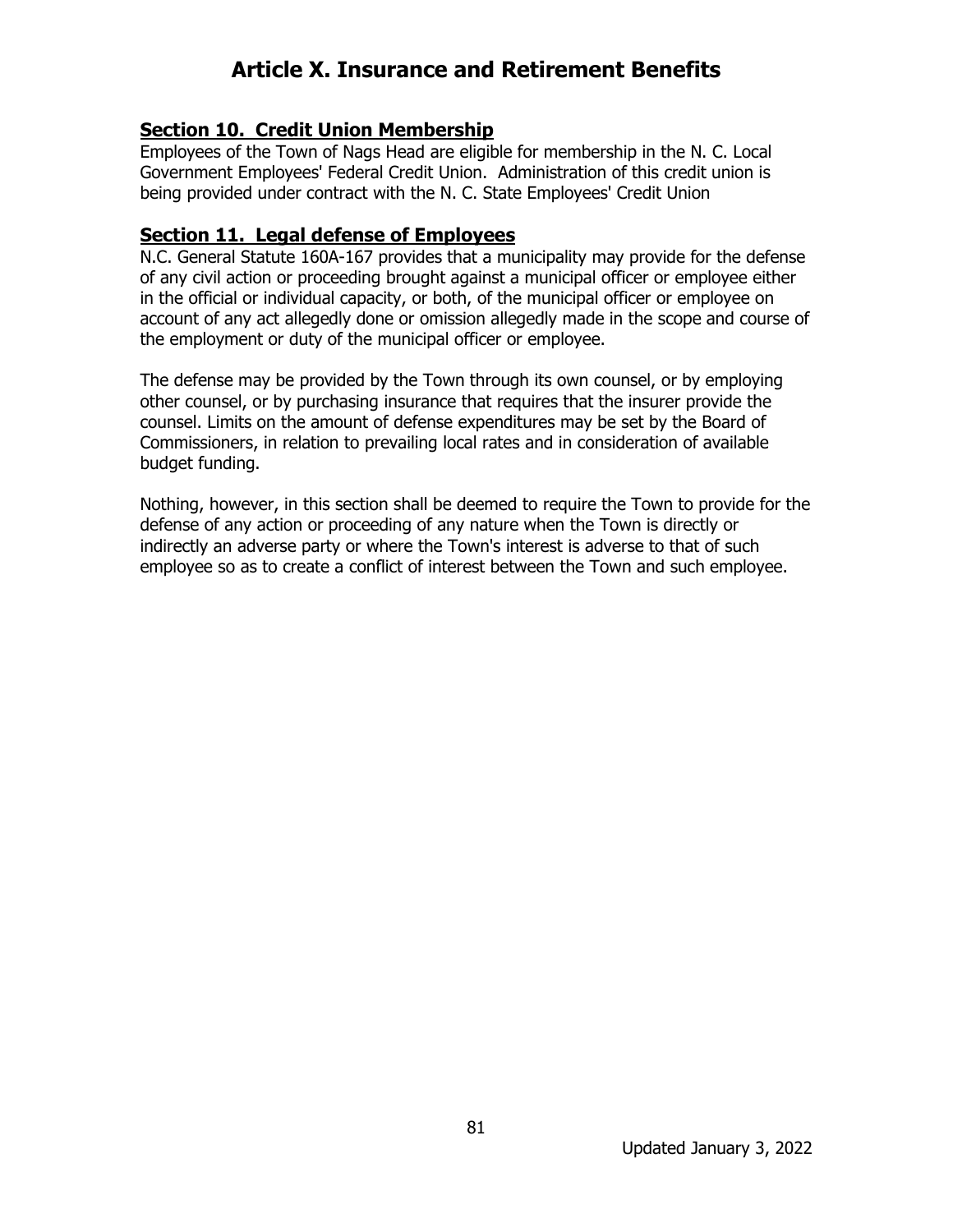# Article X. Insurance and Retirement Benefits

## Section 10. Credit Union Membership

Employees of the Town of Nags Head are eligible for membership in the N. C. Local Government Employees' Federal Credit Union. Administration of this credit union is being provided under contract with the N. C. State Employees' Credit Union

## Section 11. Legal defense of Employees

N.C. General Statute 160A-167 provides that a municipality may provide for the defense of any civil action or proceeding brought against a municipal officer or employee either in the official or individual capacity, or both, of the municipal officer or employee on account of any act allegedly done or omission allegedly made in the scope and course of the employment or duty of the municipal officer or employee.

The defense may be provided by the Town through its own counsel, or by employing other counsel, or by purchasing insurance that requires that the insurer provide the counsel. Limits on the amount of defense expenditures may be set by the Board of Commissioners, in relation to prevailing local rates and in consideration of available budget funding.

Nothing, however, in this section shall be deemed to require the Town to provide for the defense of any action or proceeding of any nature when the Town is directly or indirectly an adverse party or where the Town's interest is adverse to that of such employee so as to create a conflict of interest between the Town and such employee.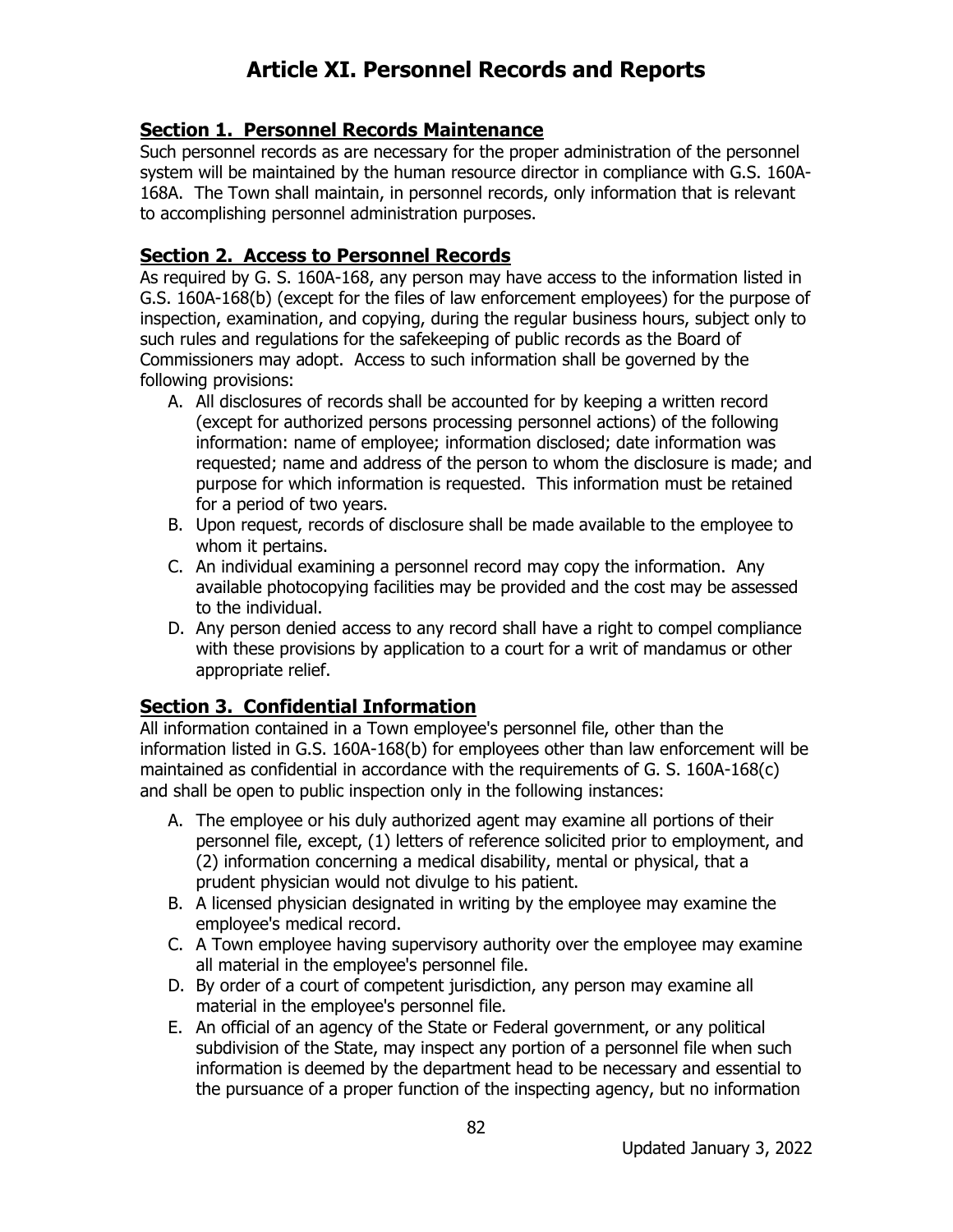# Article XI. Personnel Records and Reports

## Section 1. Personnel Records Maintenance

Such personnel records as are necessary for the proper administration of the personnel system will be maintained by the human resource director in compliance with G.S. 160A-168A. The Town shall maintain, in personnel records, only information that is relevant to accomplishing personnel administration purposes.

## Section 2. Access to Personnel Records

As required by G. S. 160A-168, any person may have access to the information listed in G.S. 160A-168(b) (except for the files of law enforcement employees) for the purpose of inspection, examination, and copying, during the regular business hours, subject only to such rules and regulations for the safekeeping of public records as the Board of Commissioners may adopt. Access to such information shall be governed by the following provisions:

A. All disclosures of records shall be accounted for by keeping a written record (except for authorized persons processing personnel actions) of the following information: name of employee; information disclosed; date information was requested; name and address of the person to whom the disclosure is made; and purpose for which information is requested. This information must be retained for a period of two years.
B. Upon request, records of disclosure shall be made available to the employee to whom it pertains.
C. An individual examining a personnel record may copy the information. Any available photocopying facilities may be provided and the cost may be assessed to the individual.
D. Any person denied access to any record shall have a right to compel compliance with these provisions by application to a court for a writ of mandamus or other appropriate relief.

## Section 3. Confidential Information

All information contained in a Town employee's personnel file, other than the information listed in G.S. 160A-168(b) for employees other than law enforcement will be maintained as confidential in accordance with the requirements of G. S. 160A-168(c) and shall be open to public inspection only in the following instances:

A. The employee or his duly authorized agent may examine all portions of their personnel file, except, (1) letters of reference solicited prior to employment, and (2) information concerning a medical disability, mental or physical, that a prudent physician would not divulge to his patient.
B. A licensed physician designated in writing by the employee may examine the employee's medical record.
C. A Town employee having supervisory authority over the employee may examine all material in the employee's personnel file.
D. By order of a court of competent jurisdiction, any person may examine all material in the employee's personnel file.
E. An official of an agency of the State or Federal government, or any political subdivision of the State, may inspect any portion of a personnel file when such information is deemed by the department head to be necessary and essential to the pursuance of a proper function of the inspecting agency, but no information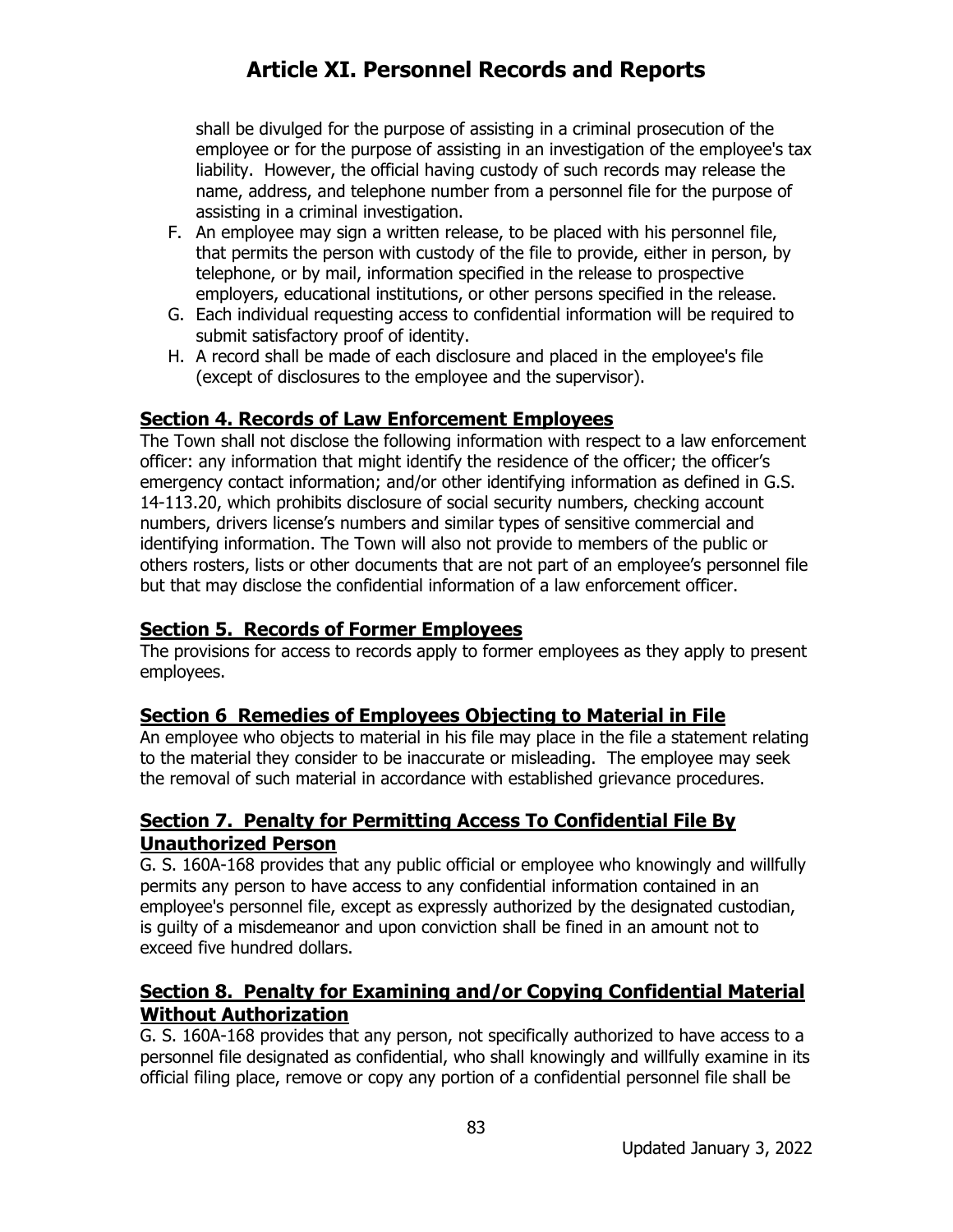shall be divulged for the purpose of assisting in a criminal prosecution of the employee or for the purpose of assisting in an investigation of the employee's tax liability. However, the official having custody of such records may release the name, address, and telephone number from a personnel file for the purpose of assisting in a criminal investigation.

F. An employee may sign a written release, to be placed with his personnel file, that permits the person with custody of the file to provide, either in person, by telephone, or by mail, information specified in the release to prospective employers, educational institutions, or other persons specified in the release.
G. Each individual requesting access to confidential information will be required to submit satisfactory proof of identity.
H. A record shall be made of each disclosure and placed in the employee's file (except of disclosures to the employee and the supervisor).

## Section 4. Records of Law Enforcement Employees

The Town shall not disclose the following information with respect to a law enforcement officer: any information that might identify the residence of the officer; the officer's emergency contact information; and/or other identifying information as defined in G.S. 14-113.20, which prohibits disclosure of social security numbers, checking account numbers, drivers license's numbers and similar types of sensitive commercial and identifying information. The Town will also not provide to members of the public or others rosters, lists or other documents that are not part of an employee's personnel file but that may disclose the confidential information of a law enforcement officer.

## Section 5. Records of Former Employees

The provisions for access to records apply to former employees as they apply to present employees.

## Section 6 Remedies of Employees Objecting to Material in File

An employee who objects to material in his file may place in the file a statement relating to the material they consider to be inaccurate or misleading. The employee may seek the removal of such material in accordance with established grievance procedures.

## Section 7. Penalty for Permitting Access To Confidential File By Unauthorized Person

G. S. 160A-168 provides that any public official or employee who knowingly and willfully permits any person to have access to any confidential information contained in an employee's personnel file, except as expressly authorized by the designated custodian, is guilty of a misdemeanor and upon conviction shall be fined in an amount not to exceed five hundred dollars.

## Section 8. Penalty for Examining and/or Copying Confidential Material Without Authorization

G. S. 160A-168 provides that any person, not specifically authorized to have access to a personnel file designated as confidential, who shall knowingly and willfully examine in its official filing place, remove or copy any portion of a confidential personnel file shall be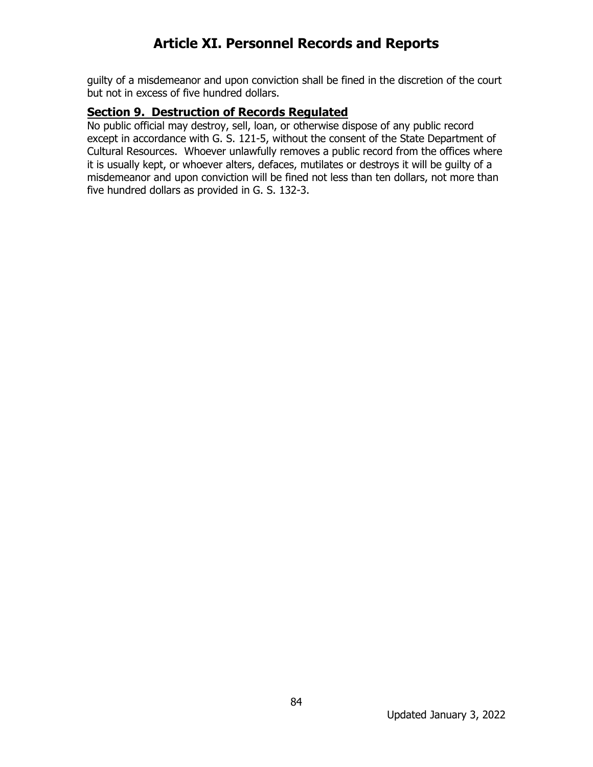guilty of a misdemeanor and upon conviction shall be fined in the discretion of the court but not in excess of five hundred dollars.

## Section 9. Destruction of Records Regulated

No public official may destroy, sell, loan, or otherwise dispose of any public record except in accordance with G. S. 121-5, without the consent of the State Department of Cultural Resources. Whoever unlawfully removes a public record from the offices where it is usually kept, or whoever alters, defaces, mutilates or destroys it will be guilty of a misdemeanor and upon conviction will be fined not less than ten dollars, not more than five hundred dollars as provided in G. S. 132-3.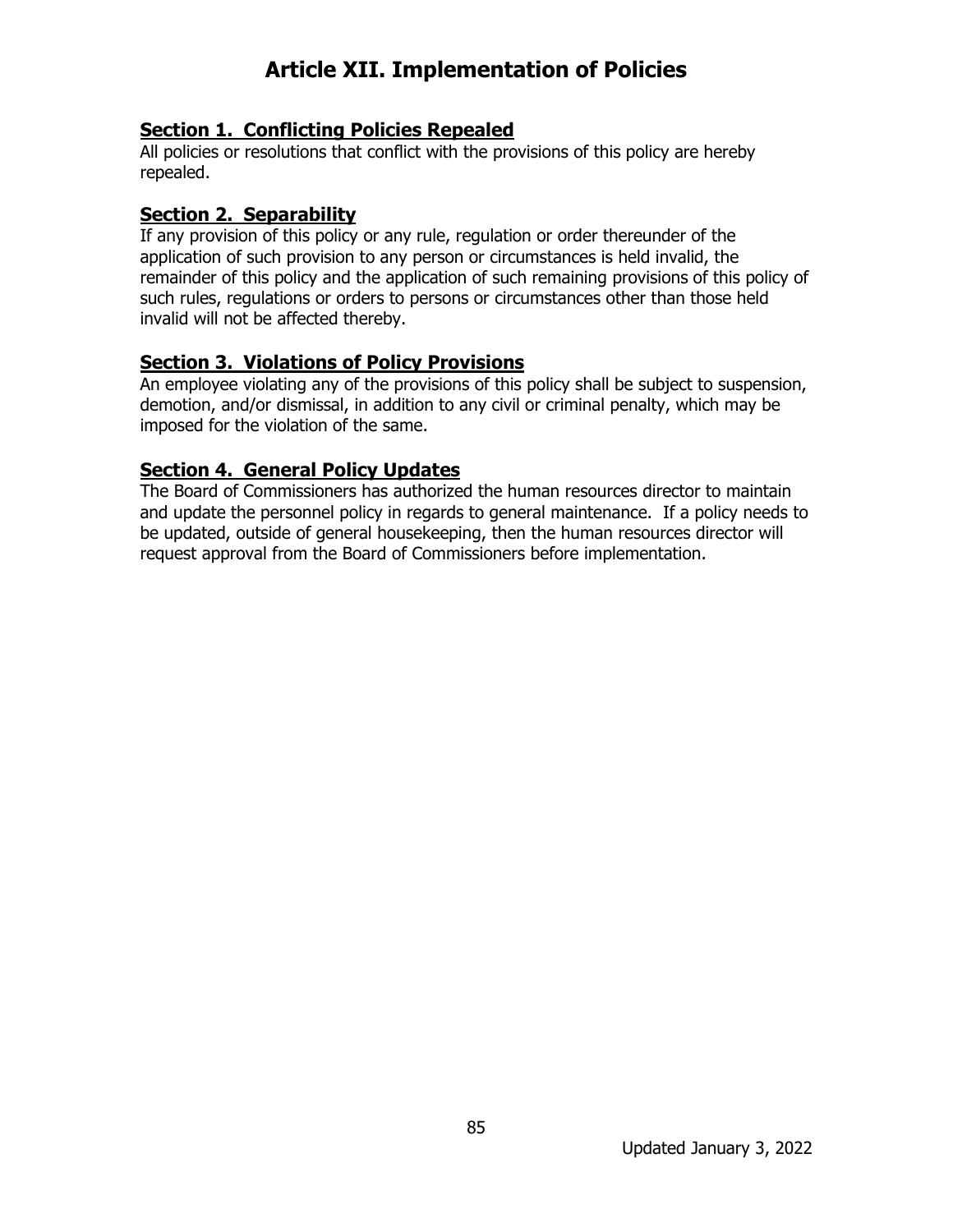# Article XII. Implementation of Policies

## Section 1. Conflicting Policies Repealed

All policies or resolutions that conflict with the provisions of this policy are hereby repealed.

## Section 2. Separability

If any provision of this policy or any rule, regulation or order thereunder of the application of such provision to any person or circumstances is held invalid, the remainder of this policy and the application of such remaining provisions of this policy of such rules, regulations or orders to persons or circumstances other than those held invalid will not be affected thereby.

## Section 3. Violations of Policy Provisions

An employee violating any of the provisions of this policy shall be subject to suspension, demotion, and/or dismissal, in addition to any civil or criminal penalty, which may be imposed for the violation of the same.

## Section 4. General Policy Updates

The Board of Commissioners has authorized the human resources director to maintain and update the personnel policy in regards to general maintenance. If a policy needs to be updated, outside of general housekeeping, then the human resources director will request approval from the Board of Commissioners before implementation.